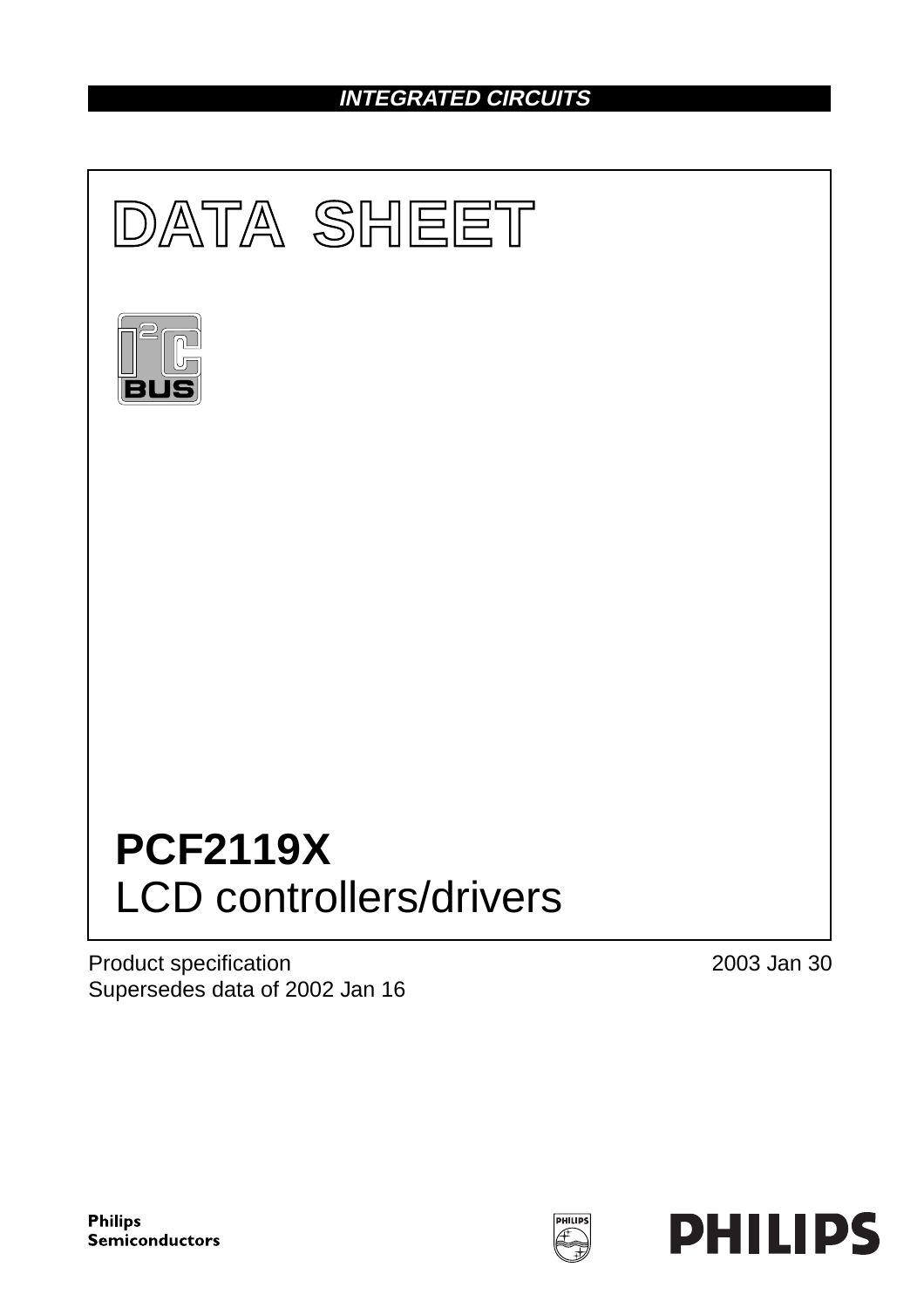INTEGRATED CIRCUITS

# DATA SHEET

# PCF2119X
LCD controllers/drivers

Product specification
Supersedes data of 2002 Jan 16

2003 Jan 30

Philips Semiconductors

PHILIPS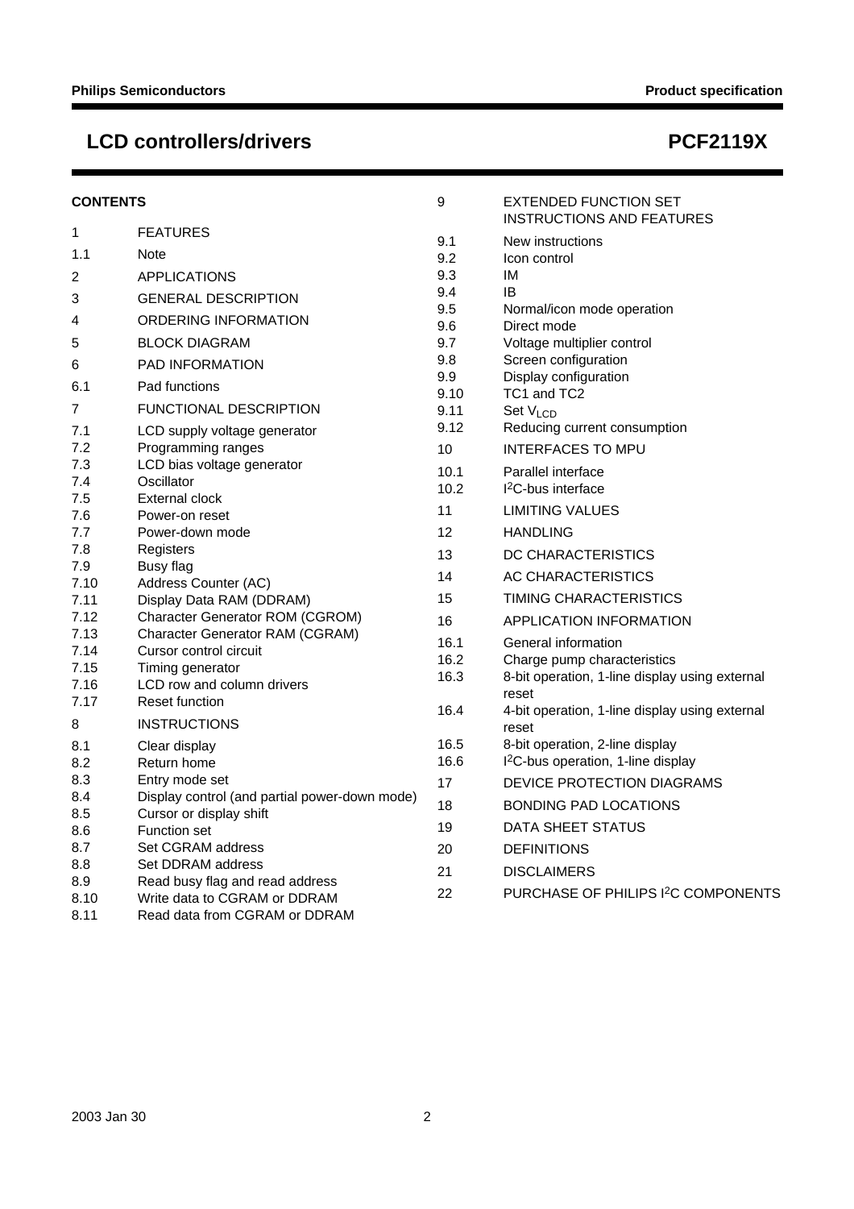## CONTENTS

1 FEATURES
1.1 Note
2 APPLICATIONS
3 GENERAL DESCRIPTION
4 ORDERING INFORMATION
5 BLOCK DIAGRAM
6 PAD INFORMATION
6.1 Pad functions
7 FUNCTIONAL DESCRIPTION
7.1 LCD supply voltage generator
7.2 Programming ranges
7.3 LCD bias voltage generator
7.4 Oscillator
7.5 External clock
7.6 Power-on reset
7.7 Power-down mode
7.8 Registers
7.9 Busy flag
7.10 Address Counter (AC)
7.11 Display Data RAM (DDRAM)
7.12 Character Generator ROM (CGROM)
7.13 Character Generator RAM (CGRAM)
7.14 Cursor control circuit
7.15 Timing generator
7.16 LCD row and column drivers
7.17 Reset function
8 INSTRUCTIONS
8.1 Clear display
8.2 Return home
8.3 Entry mode set
8.4 Display control (and partial power-down mode)
8.5 Cursor or display shift
8.6 Function set
8.7 Set CGRAM address
8.8 Set DDRAM address
8.9 Read busy flag and read address
8.10 Write data to CGRAM or DDRAM
8.11 Read data from CGRAM or DDRAM
9 EXTENDED FUNCTION SET INSTRUCTIONS AND FEATURES
9.1 New instructions
9.2 Icon control
9.3 IM
9.4 IB
9.5 Normal/icon mode operation
9.6 Direct mode
9.7 Voltage multiplier control
9.8 Screen configuration
9.9 Display configuration
9.10 TC1 and TC2
9.11 Set $V_{LCD}$
9.12 Reducing current consumption
10 INTERFACES TO MPU
10.1 Parallel interface
10.2 $I^2C$-bus interface
11 LIMITING VALUES
12 HANDLING
13 DC CHARACTERISTICS
14 AC CHARACTERISTICS
15 TIMING CHARACTERISTICS
16 APPLICATION INFORMATION
16.1 General information
16.2 Charge pump characteristics
16.3 8-bit operation, 1-line display using external reset
16.4 4-bit operation, 1-line display using external reset
16.5 8-bit operation, 2-line display
16.6 $I^2C$-bus operation, 1-line display
17 DEVICE PROTECTION DIAGRAMS
18 BONDING PAD LOCATIONS
19 DATA SHEET STATUS
20 DEFINITIONS
21 DISCLAIMERS
22 PURCHASE OF PHILIPS $I^2C$ COMPONENTS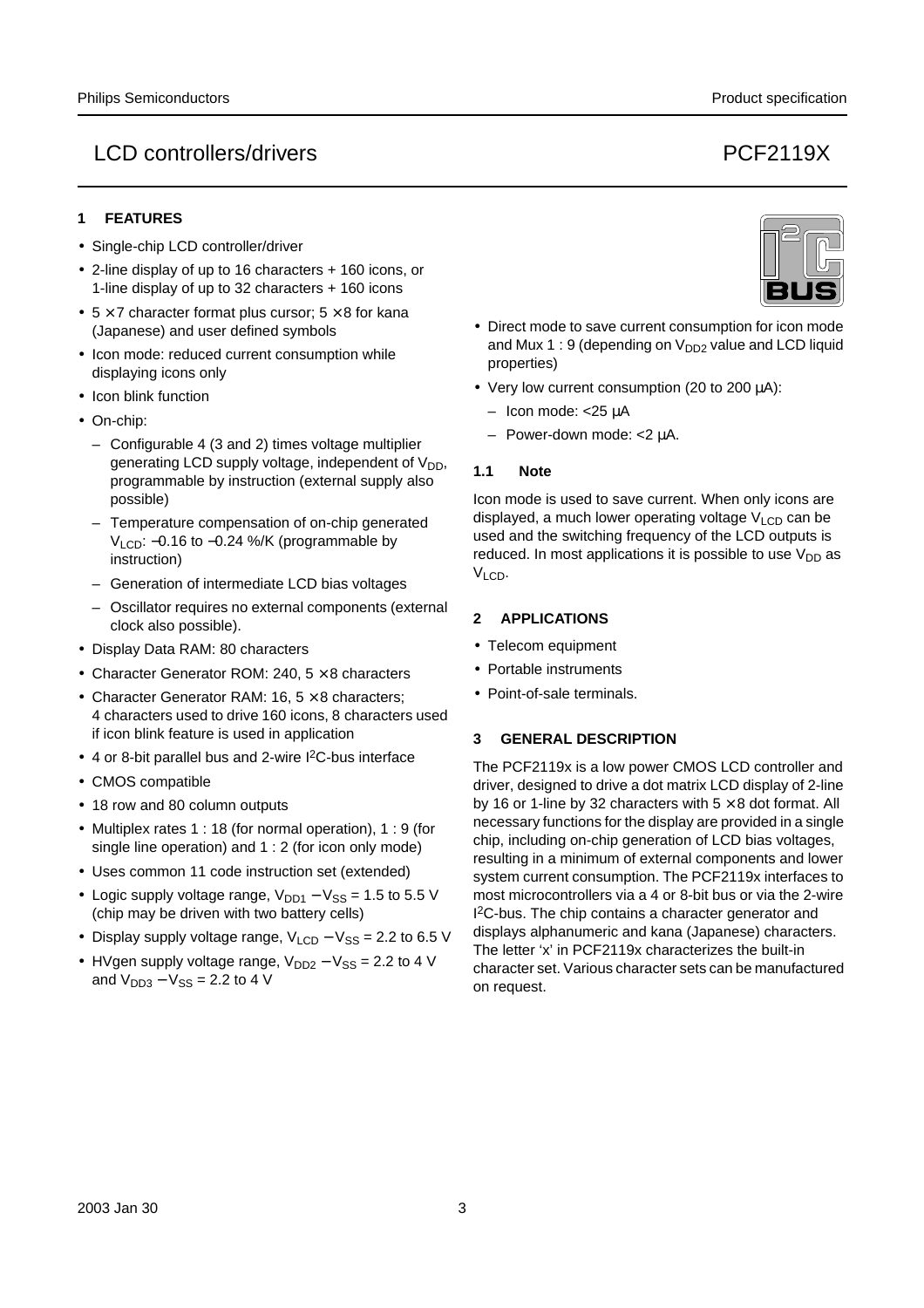## 1 FEATURES

- Single-chip LCD controller/driver
- 2-line display of up to 16 characters + 160 icons, or 1-line display of up to 32 characters + 160 icons
- 5 × 7 character format plus cursor; 5 × 8 for kana (Japanese) and user defined symbols
- Icon mode: reduced current consumption while displaying icons only
- Icon blink function
- On-chip:
  - Configurable 4 (3 and 2) times voltage multiplier generating LCD supply voltage, independent of $V_{DD}$, programmable by instruction (external supply also possible)
  - Temperature compensation of on-chip generated $V_{LCD}$: −0.16 to −0.24 %/K (programmable by instruction)
  - Generation of intermediate LCD bias voltages
  - Oscillator requires no external components (external clock also possible).
- Display Data RAM: 80 characters
- Character Generator ROM: 240, 5 × 8 characters
- Character Generator RAM: 16, 5 × 8 characters; 4 characters used to drive 160 icons, 8 characters used if icon blink feature is used in application
- 4 or 8-bit parallel bus and 2-wire I²C-bus interface
- CMOS compatible
- 18 row and 80 column outputs
- Multiplex rates 1 : 18 (for normal operation), 1 : 9 (for single line operation) and 1 : 2 (for icon only mode)
- Uses common 11 code instruction set (extended)
- Logic supply voltage range, $V_{DD1} - V_{SS}$ = 1.5 to 5.5 V (chip may be driven with two battery cells)
- Display supply voltage range, $V_{LCD} - V_{SS}$ = 2.2 to 6.5 V
- HVgen supply voltage range, $V_{DD2} - V_{SS}$ = 2.2 to 4 V and $V_{DD3} - V_{SS}$ = 2.2 to 4 V
- Direct mode to save current consumption for icon mode and Mux 1 : 9 (depending on $V_{DD2}$ value and LCD liquid properties)
- Very low current consumption (20 to 200 μA):
  - Icon mode: <25 μA
  - Power-down mode: <2 μA.

### 1.1 Note

Icon mode is used to save current. When only icons are displayed, a much lower operating voltage $V_{LCD}$ can be used and the switching frequency of the LCD outputs is reduced. In most applications it is possible to use $V_{DD}$ as $V_{LCD}$.

## 2 APPLICATIONS

- Telecom equipment
- Portable instruments
- Point-of-sale terminals.

## 3 GENERAL DESCRIPTION

The PCF2119x is a low power CMOS LCD controller and driver, designed to drive a dot matrix LCD display of 2-line by 16 or 1-line by 32 characters with 5 × 8 dot format. All necessary functions for the display are provided in a single chip, including on-chip generation of LCD bias voltages, resulting in a minimum of external components and lower system current consumption. The PCF2119x interfaces to most microcontrollers via a 4 or 8-bit bus or via the 2-wire I²C-bus. The chip contains a character generator and displays alphanumeric and kana (Japanese) characters. The letter 'x' in PCF2119x characterizes the built-in character set. Various character sets can be manufactured on request.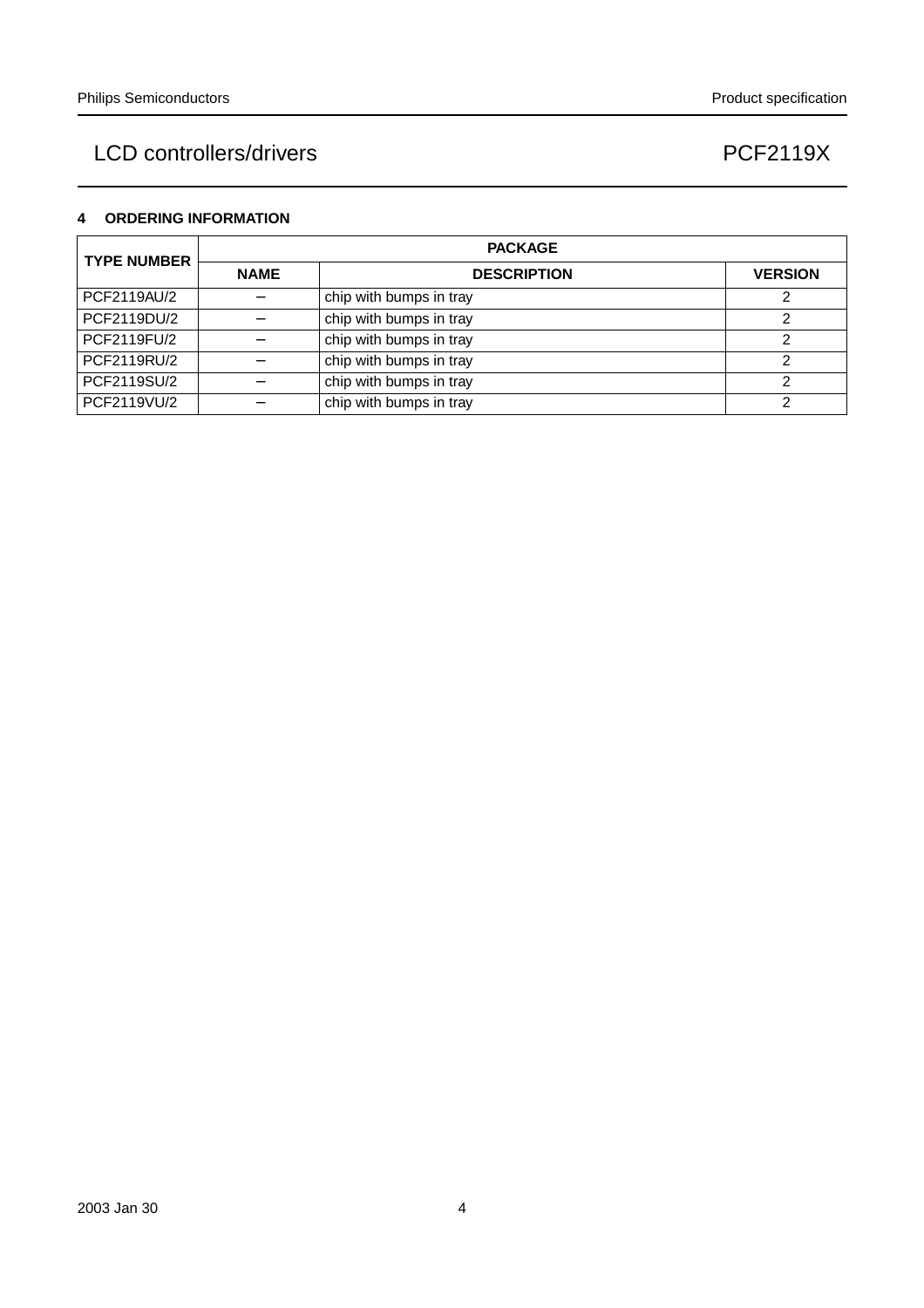## 4 ORDERING INFORMATION

| TYPE NUMBER | PACKAGE | | |
|---|---|---|---|
| | NAME | DESCRIPTION | VERSION |
| PCF2119AU/2 | − | chip with bumps in tray | 2 |
| PCF2119DU/2 | − | chip with bumps in tray | 2 |
| PCF2119FU/2 | − | chip with bumps in tray | 2 |
| PCF2119RU/2 | − | chip with bumps in tray | 2 |
| PCF2119SU/2 | − | chip with bumps in tray | 2 |
| PCF2119VU/2 | − | chip with bumps in tray | 2 |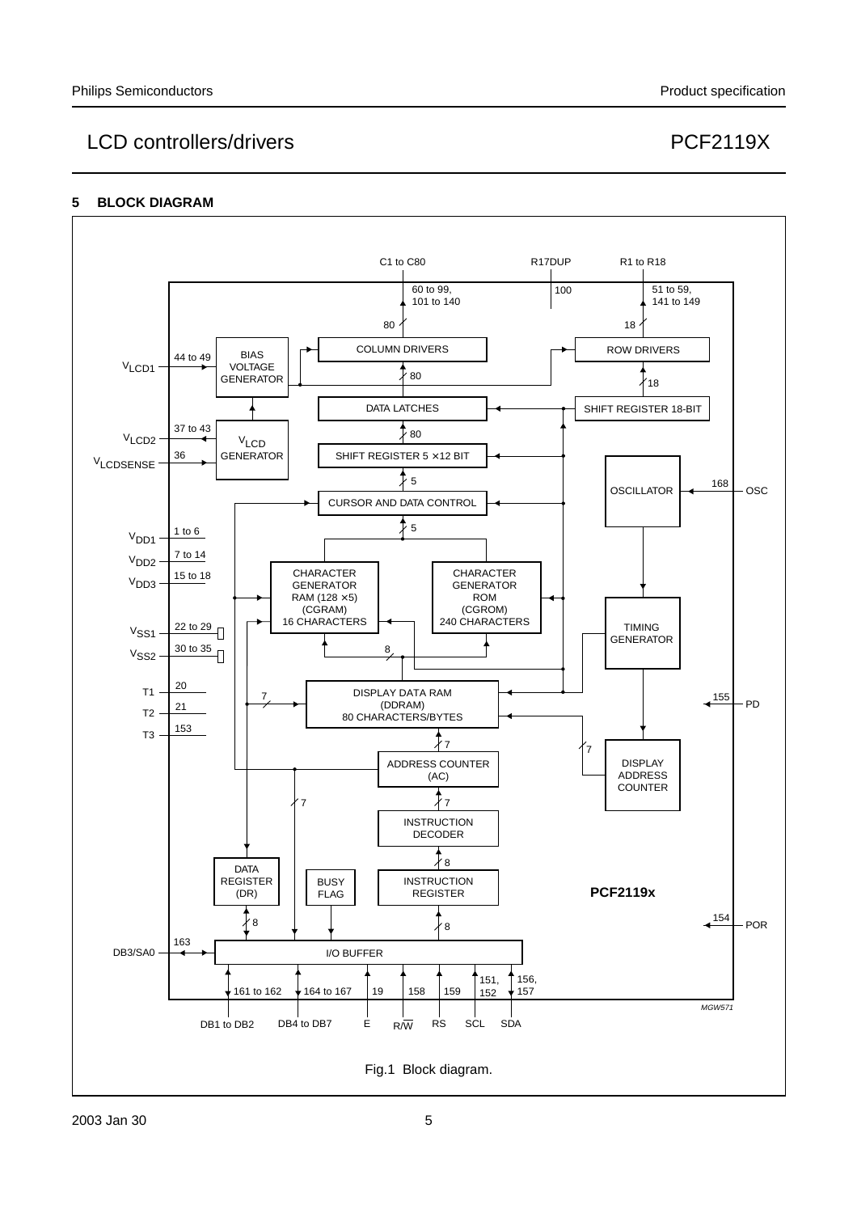## 5 BLOCK DIAGRAM

Fig.1 Block diagram.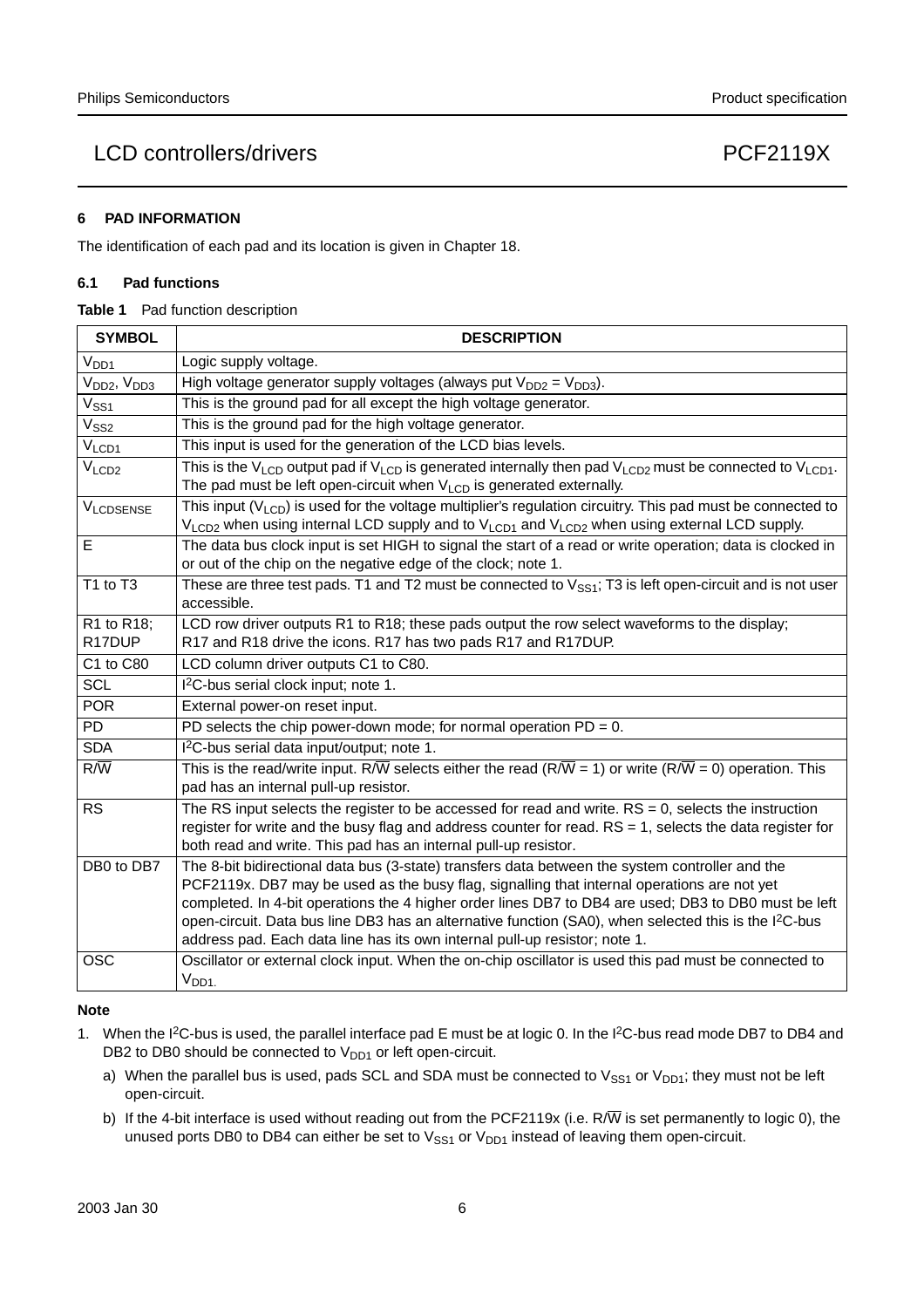## 6 PAD INFORMATION

The identification of each pad and its location is given in Chapter 18.

### 6.1 Pad functions

**Table 1** Pad function description

| SYMBOL | DESCRIPTION |
|---|---|
| $V_{DD1}$ | Logic supply voltage. |
| $V_{DD2}$, $V_{DD3}$ | High voltage generator supply voltages (always put $V_{DD2} = V_{DD3}$). |
| $V_{SS1}$ | This is the ground pad for all except the high voltage generator. |
| $V_{SS2}$ | This is the ground pad for the high voltage generator. |
| $V_{LCD1}$ | This input is used for the generation of the LCD bias levels. |
| $V_{LCD2}$ | This is the $V_{LCD}$ output pad if $V_{LCD}$ is generated internally then pad $V_{LCD2}$ must be connected to $V_{LCD1}$. The pad must be left open-circuit when $V_{LCD}$ is generated externally. |
| $V_{LCDSENSE}$ | This input ($V_{LCD}$) is used for the voltage multiplier's regulation circuitry. This pad must be connected to $V_{LCD2}$ when using internal LCD supply and to $V_{LCD1}$ and $V_{LCD2}$ when using external LCD supply. |
| E | The data bus clock input is set HIGH to signal the start of a read or write operation; data is clocked in or out of the chip on the negative edge of the clock; note 1. |
| T1 to T3 | These are three test pads. T1 and T2 must be connected to $V_{SS1}$; T3 is left open-circuit and is not user accessible. |
| R1 to R18; R17DUP | LCD row driver outputs R1 to R18; these pads output the row select waveforms to the display; R17 and R18 drive the icons. R17 has two pads R17 and R17DUP. |
| C1 to C80 | LCD column driver outputs C1 to C80. |
| SCL | I²C-bus serial clock input; note 1. |
| POR | External power-on reset input. |
| PD | PD selects the chip power-down mode; for normal operation PD = 0. |
| SDA | I²C-bus serial data input/output; note 1. |
| $R/\overline{W}$ | This is the read/write input. $R/\overline{W}$ selects either the read ($R/\overline{W}$ = 1) or write ($R/\overline{W}$ = 0) operation. This pad has an internal pull-up resistor. |
| RS | The RS input selects the register to be accessed for read and write. RS = 0, selects the instruction register for write and the busy flag and address counter for read. RS = 1, selects the data register for both read and write. This pad has an internal pull-up resistor. |
| DB0 to DB7 | The 8-bit bidirectional data bus (3-state) transfers data between the system controller and the PCF2119x. DB7 may be used as the busy flag, signalling that internal operations are not yet completed. In 4-bit operations the 4 higher order lines DB7 to DB4 are used; DB3 to DB0 must be left open-circuit. Data bus line DB3 has an alternative function (SA0), when selected this is the I²C-bus address pad. Each data line has its own internal pull-up resistor; note 1. |
| OSC | Oscillator or external clock input. When the on-chip oscillator is used this pad must be connected to $V_{DD1}$. |

**Note**

1. When the I²C-bus is used, the parallel interface pad E must be at logic 0. In the I²C-bus read mode DB7 to DB4 and DB2 to DB0 should be connected to $V_{DD1}$ or left open-circuit.
   a) When the parallel bus is used, pads SCL and SDA must be connected to $V_{SS1}$ or $V_{DD1}$; they must not be left open-circuit.
   b) If the 4-bit interface is used without reading out from the PCF2119x (i.e. $R/\overline{W}$ is set permanently to logic 0), the unused ports DB0 to DB4 can either be set to $V_{SS1}$ or $V_{DD1}$ instead of leaving them open-circuit.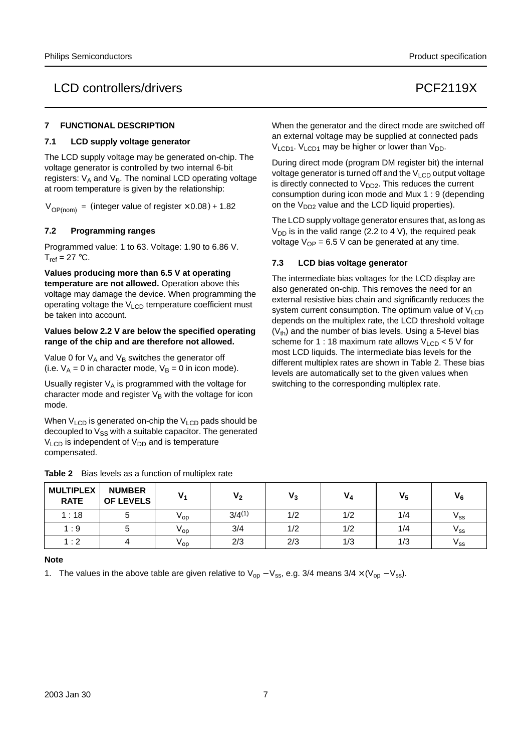## 7 FUNCTIONAL DESCRIPTION

### 7.1 LCD supply voltage generator

The LCD supply voltage may be generated on-chip. The voltage generator is controlled by two internal 6-bit registers: $V_A$ and $V_B$. The nominal LCD operating voltage at room temperature is given by the relationship:

$$V_{OP(nom)} = (\text{integer value of register} \times 0.08) + 1.82$$

### 7.2 Programming ranges

Programmed value: 1 to 63. Voltage: 1.90 to 6.86 V. $T_{ref}$ = 27 °C.

**Values producing more than 6.5 V at operating temperature are not allowed.** Operation above this voltage may damage the device. When programming the operating voltage the $V_{LCD}$ temperature coefficient must be taken into account.

**Values below 2.2 V are below the specified operating range of the chip and are therefore not allowed.**

Value 0 for $V_A$ and $V_B$ switches the generator off (i.e. $V_A$ = 0 in character mode, $V_B$ = 0 in icon mode).

Usually register $V_A$ is programmed with the voltage for character mode and register $V_B$ with the voltage for icon mode.

When $V_{LCD}$ is generated on-chip the $V_{LCD}$ pads should be decoupled to $V_{SS}$ with a suitable capacitor. The generated $V_{LCD}$ is independent of $V_{DD}$ and is temperature compensated.

When the generator and the direct mode are switched off an external voltage may be supplied at connected pads $V_{LCD1}$. $V_{LCD1}$ may be higher or lower than $V_{DD}$.

During direct mode (program DM register bit) the internal voltage generator is turned off and the $V_{LCD}$ output voltage is directly connected to $V_{DD2}$. This reduces the current consumption during icon mode and Mux 1 : 9 (depending on the $V_{DD2}$ value and the LCD liquid properties).

The LCD supply voltage generator ensures that, as long as $V_{DD}$ is in the valid range (2.2 to 4 V), the required peak voltage $V_{OP}$ = 6.5 V can be generated at any time.

### 7.3 LCD bias voltage generator

The intermediate bias voltages for the LCD display are also generated on-chip. This removes the need for an external resistive bias chain and significantly reduces the system current consumption. The optimum value of $V_{LCD}$ depends on the multiplex rate, the LCD threshold voltage ($V_{th}$) and the number of bias levels. Using a 5-level bias scheme for 1 : 18 maximum rate allows $V_{LCD}$ < 5 V for most LCD liquids. The intermediate bias levels for the different multiplex rates are shown in Table 2. These bias levels are automatically set to the given values when switching to the corresponding multiplex rate.

**Table 2** Bias levels as a function of multiplex rate

| MULTIPLEX RATE | NUMBER OF LEVELS | $V_1$ | $V_2$ | $V_3$ | $V_4$ | $V_5$ | $V_6$ |
|---|---|---|---|---|---|---|---|
| 1 : 18 | 5 | $V_{op}$ | 3/4[(1)] | 1/2 | 1/2 | 1/4 | $V_{ss}$ |
| 1 : 9 | 5 | $V_{op}$ | 3/4 | 1/2 | 1/2 | 1/4 | $V_{ss}$ |
| 1 : 2 | 4 | $V_{op}$ | 2/3 | 2/3 | 1/3 | 1/3 | $V_{ss}$ |

**Note**

1. The values in the above table are given relative to $V_{op} - V_{ss}$, e.g. 3/4 means $3/4 \times (V_{op} - V_{ss})$.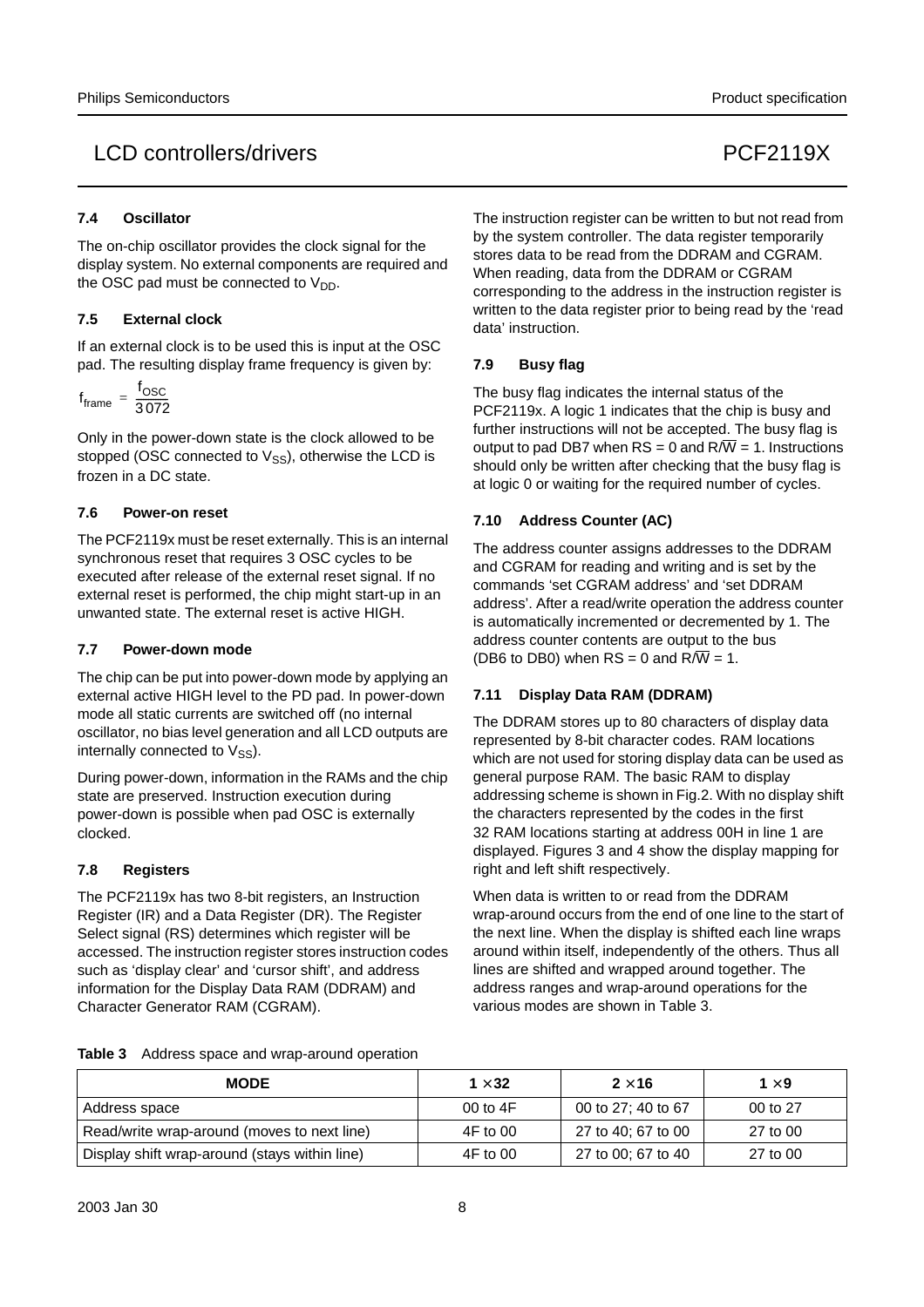## 7.4 Oscillator

The on-chip oscillator provides the clock signal for the display system. No external components are required and the OSC pad must be connected to $V_{DD}$.

## 7.5 External clock

If an external clock is to be used this is input at the OSC pad. The resulting display frame frequency is given by:

$$f_{frame} = \frac{f_{OSC}}{3072}$$

Only in the power-down state is the clock allowed to be stopped (OSC connected to $V_{SS}$), otherwise the LCD is frozen in a DC state.

## 7.6 Power-on reset

The PCF2119x must be reset externally. This is an internal synchronous reset that requires 3 OSC cycles to be executed after release of the external reset signal. If no external reset is performed, the chip might start-up in an unwanted state. The external reset is active HIGH.

## 7.7 Power-down mode

The chip can be put into power-down mode by applying an external active HIGH level to the PD pad. In power-down mode all static currents are switched off (no internal oscillator, no bias level generation and all LCD outputs are internally connected to $V_{SS}$).

During power-down, information in the RAMs and the chip state are preserved. Instruction execution during power-down is possible when pad OSC is externally clocked.

## 7.8 Registers

The PCF2119x has two 8-bit registers, an Instruction Register (IR) and a Data Register (DR). The Register Select signal (RS) determines which register will be accessed. The instruction register stores instruction codes such as 'display clear' and 'cursor shift', and address information for the Display Data RAM (DDRAM) and Character Generator RAM (CGRAM).

The instruction register can be written to but not read from by the system controller. The data register temporarily stores data to be read from the DDRAM and CGRAM. When reading, data from the DDRAM or CGRAM corresponding to the address in the instruction register is written to the data register prior to being read by the 'read data' instruction.

## 7.9 Busy flag

The busy flag indicates the internal status of the PCF2119x. A logic 1 indicates that the chip is busy and further instructions will not be accepted. The busy flag is output to pad DB7 when RS = 0 and $R/\overline{W}$ = 1. Instructions should only be written after checking that the busy flag is at logic 0 or waiting for the required number of cycles.

## 7.10 Address Counter (AC)

The address counter assigns addresses to the DDRAM and CGRAM for reading and writing and is set by the commands 'set CGRAM address' and 'set DDRAM address'. After a read/write operation the address counter is automatically incremented or decremented by 1. The address counter contents are output to the bus (DB6 to DB0) when RS = 0 and $R/\overline{W}$ = 1.

## 7.11 Display Data RAM (DDRAM)

The DDRAM stores up to 80 characters of display data represented by 8-bit character codes. RAM locations which are not used for storing display data can be used as general purpose RAM. The basic RAM to display addressing scheme is shown in Fig.2. With no display shift the characters represented by the codes in the first 32 RAM locations starting at address 00H in line 1 are displayed. Figures 3 and 4 show the display mapping for right and left shift respectively.

When data is written to or read from the DDRAM wrap-around occurs from the end of one line to the start of the next line. When the display is shifted each line wraps around within itself, independently of the others. Thus all lines are shifted and wrapped around together. The address ranges and wrap-around operations for the various modes are shown in Table 3.

**Table 3** Address space and wrap-around operation

| MODE | 1 × 32 | 2 × 16 | 1 × 9 |
|---|---|---|---|
| Address space | 00 to 4F | 00 to 27; 40 to 67 | 00 to 27 |
| Read/write wrap-around (moves to next line) | 4F to 00 | 27 to 40; 67 to 00 | 27 to 00 |
| Display shift wrap-around (stays within line) | 4F to 00 | 27 to 00; 67 to 40 | 27 to 00 |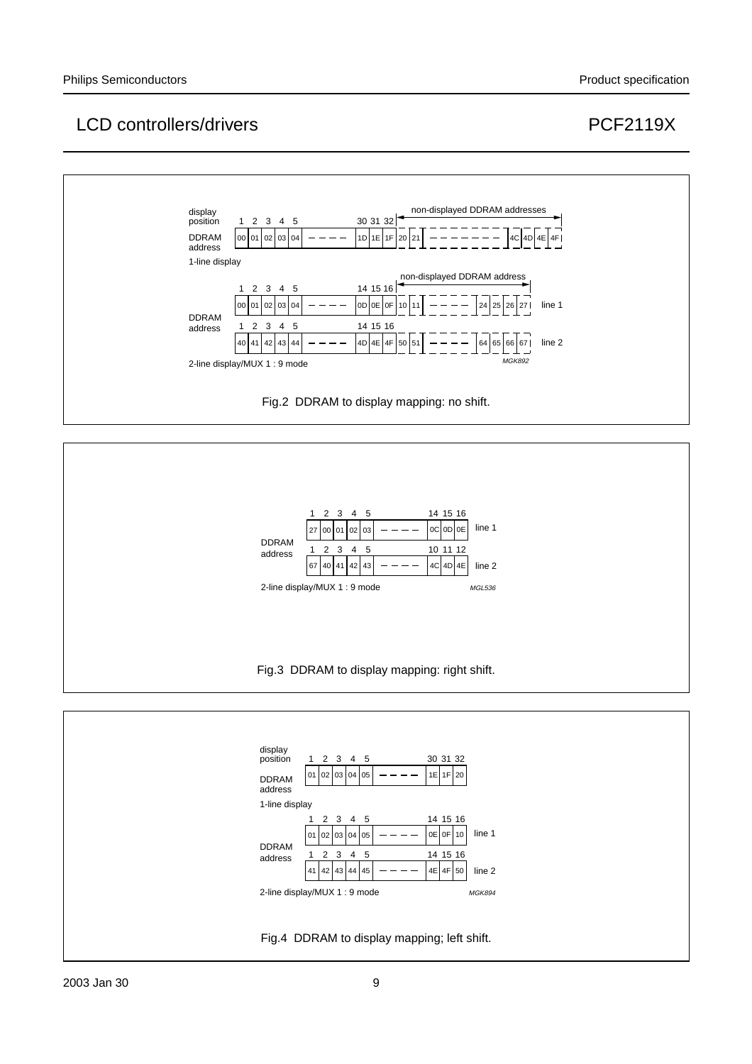Fig.2 DDRAM to display mapping: no shift.

| display position | 1 | 2 | 3 | 4 | 5 | | 30 | 31 | 32 | | | | | | | |
|---|---|---|---|---|---|---|---|---|---|---|---|---|---|---|---|---|
| DDRAM address | 00 | 01 | 02 | 03 | 04 | ---- | 1D | 1E | 1F | 20 | 21 | -------- | 4C | 4D | 4E | 4F |

1-line display (20 to 4F: non-displayed DDRAM addresses)

| DDRAM address | 1 | 2 | 3 | 4 | 5 | | 14 | 15 | 16 | | | | | | | | |
|---|---|---|---|---|---|---|---|---|---|---|---|---|---|---|---|---|---|
| | 00 | 01 | 02 | 03 | 04 | ---- | 0D | 0E | 0F | 10 | 11 | ---- | 24 | 25 | 26 | 27 | line 1 |
| | 40 | 41 | 42 | 43 | 44 | ---- | 4D | 4E | 4F | 50 | 51 | ---- | 64 | 65 | 66 | 67 | line 2 |

2-line display/MUX 1 : 9 mode (10 to 27 and 50 to 67: non-displayed DDRAM address)

Fig.3 DDRAM to display mapping: right shift.

| DDRAM address | 1 | 2 | 3 | 4 | 5 | | 14 | 15 | 16 | |
|---|---|---|---|---|---|---|---|---|---|---|
| | 27 | 00 | 01 | 02 | 03 | ---- | 0C | 0D | 0E | line 1 |
| | 67 | 40 | 41 | 42 | 43 | ---- | 4C | 4D | 4E | line 2 |

2-line display/MUX 1 : 9 mode

Fig.4 DDRAM to display mapping; left shift.

| display position | 1 | 2 | 3 | 4 | 5 | | 30 | 31 | 32 |
|---|---|---|---|---|---|---|---|---|---|
| DDRAM address | 01 | 02 | 03 | 04 | 05 | ---- | 1E | 1F | 20 |

1-line display

| DDRAM address | 1 | 2 | 3 | 4 | 5 | | 14 | 15 | 16 | |
|---|---|---|---|---|---|---|---|---|---|---|
| | 01 | 02 | 03 | 04 | 05 | ---- | 0E | 0F | 10 | line 1 |
| | 41 | 42 | 43 | 44 | 45 | ---- | 4E | 4F | 50 | line 2 |

2-line display/MUX 1 : 9 mode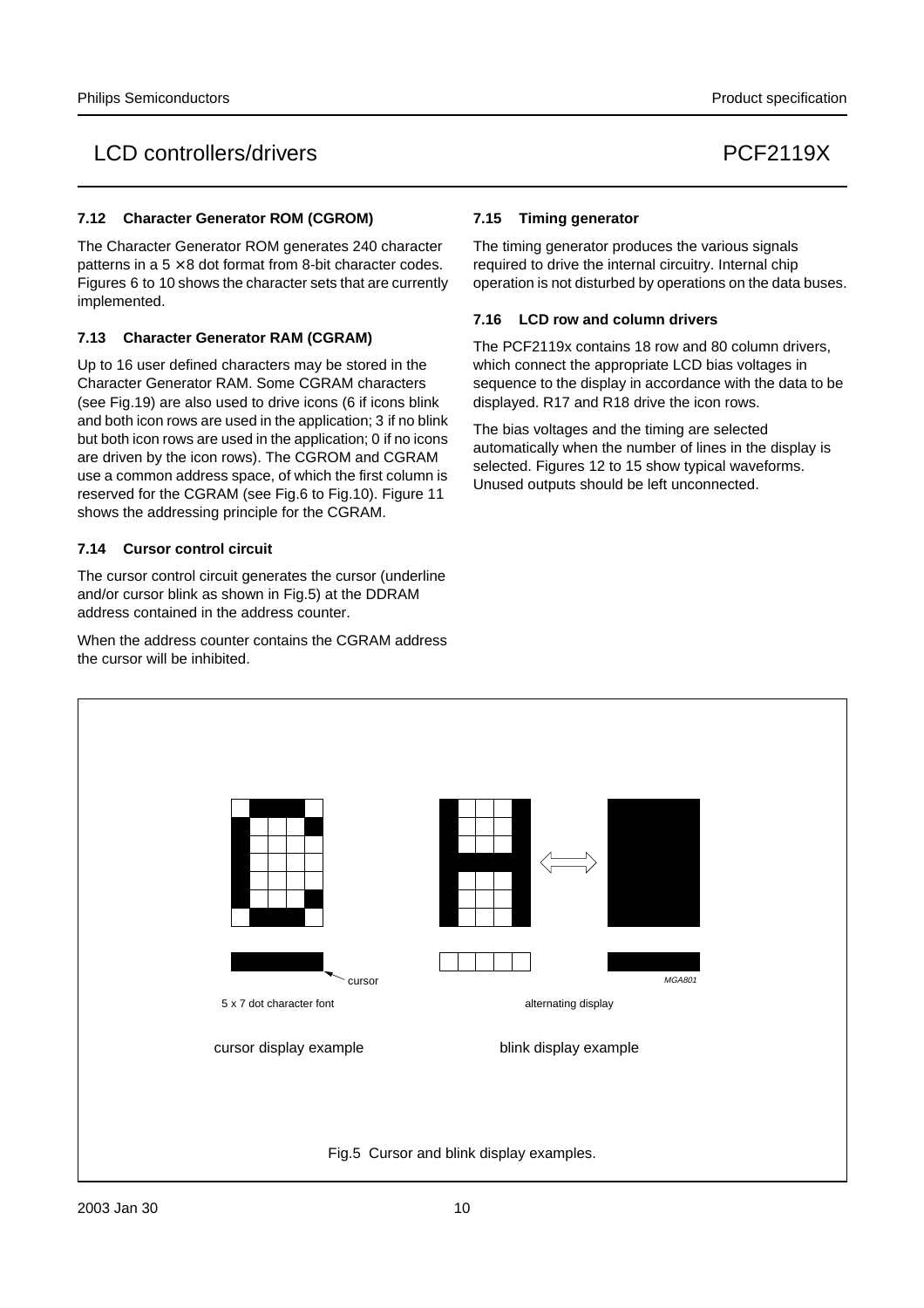### 7.12 Character Generator ROM (CGROM)

The Character Generator ROM generates 240 character patterns in a 5 × 8 dot format from 8-bit character codes. Figures 6 to 10 shows the character sets that are currently implemented.

### 7.13 Character Generator RAM (CGRAM)

Up to 16 user defined characters may be stored in the Character Generator RAM. Some CGRAM characters (see Fig.19) are also used to drive icons (6 if icons blink and both icon rows are used in the application; 3 if no blink but both icon rows are used in the application; 0 if no icons are driven by the icon rows). The CGROM and CGRAM use a common address space, of which the first column is reserved for the CGRAM (see Fig.6 to Fig.10). Figure 11 shows the addressing principle for the CGRAM.

### 7.14 Cursor control circuit

The cursor control circuit generates the cursor (underline and/or cursor blink as shown in Fig.5) at the DDRAM address contained in the address counter.

When the address counter contains the CGRAM address the cursor will be inhibited.

### 7.15 Timing generator

The timing generator produces the various signals required to drive the internal circuitry. Internal chip operation is not disturbed by operations on the data buses.

### 7.16 LCD row and column drivers

The PCF2119x contains 18 row and 80 column drivers, which connect the appropriate LCD bias voltages in sequence to the display in accordance with the data to be displayed. R17 and R18 drive the icon rows.

The bias voltages and the timing are selected automatically when the number of lines in the display is selected. Figures 12 to 15 show typical waveforms. Unused outputs should be left unconnected.

cursor

5 x 7 dot character font

cursor display example

alternating display

blink display example

MGA801

Fig.5 Cursor and blink display examples.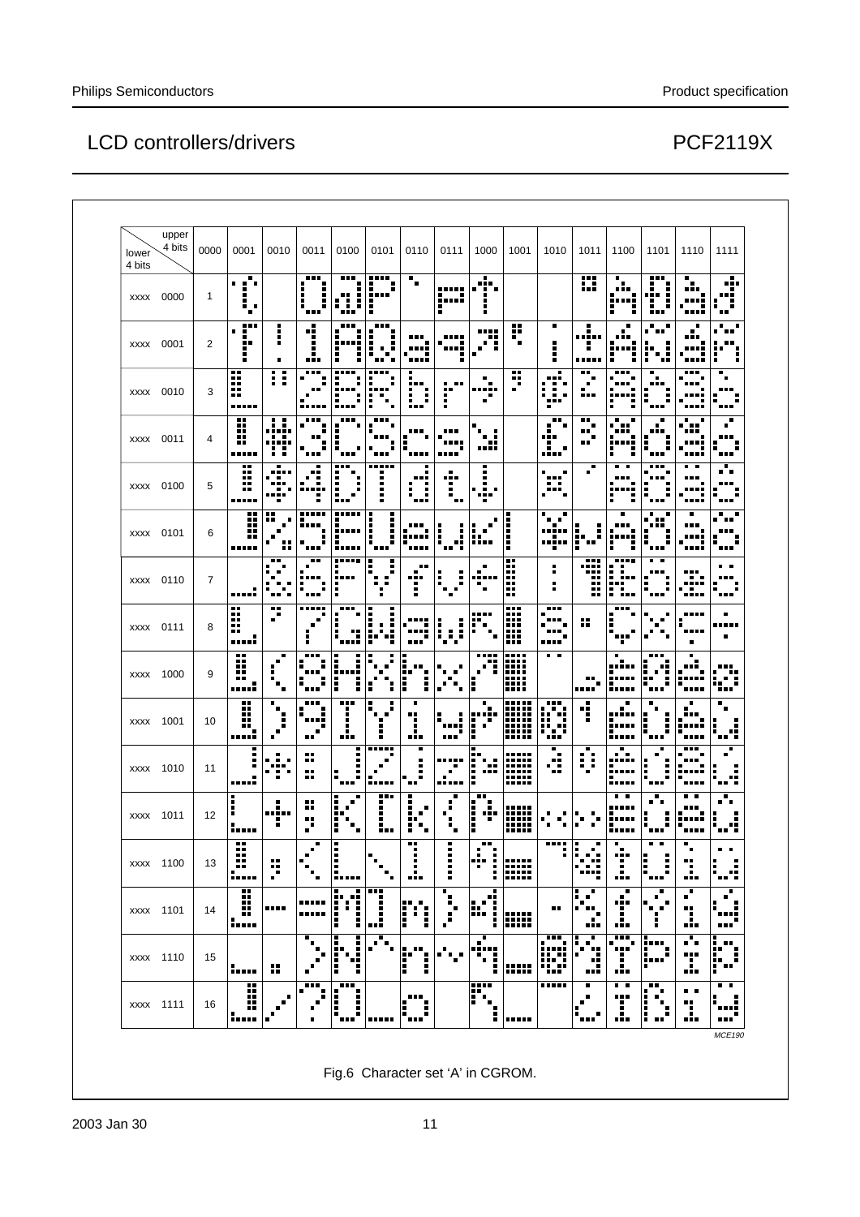| lower 4 bits \ upper 4 bits | 0000 | 0001 | 0010 | 0011 | 0100 | 0101 | 0110 | 0111 | 1000 | 1001 | 1010 | 1011 | 1100 | 1101 | 1110 | 1111 |
|---|---|---|---|---|---|---|---|---|---|---|---|---|---|---|---|---|
| xxxx 0000 | 1 | | | | | | | | | | | | | | | |
| xxxx 0001 | 2 | | | | | | | | | | | | | | | |
| xxxx 0010 | 3 | | | | | | | | | | | | | | | |
| xxxx 0011 | 4 | | | | | | | | | | | | | | | |
| xxxx 0100 | 5 | | | | | | | | | | | | | | | |
| xxxx 0101 | 6 | | | | | | | | | | | | | | | |
| xxxx 0110 | 7 | | | | | | | | | | | | | | | |
| xxxx 0111 | 8 | | | | | | | | | | | | | | | |
| xxxx 1000 | 9 | | | | | | | | | | | | | | | |
| xxxx 1001 | 10 | | | | | | | | | | | | | | | |
| xxxx 1010 | 11 | | | | | | | | | | | | | | | |
| xxxx 1011 | 12 | | | | | | | | | | | | | | | |
| xxxx 1100 | 13 | | | | | | | | | | | | | | | |
| xxxx 1101 | 14 | | | | | | | | | | | | | | | |
| xxxx 1110 | 15 | | | | | | | | | | | | | | | |
| xxxx 1111 | 16 | | | | | | | | | | | | | | | |

MCE190

Fig.6 Character set 'A' in CGROM.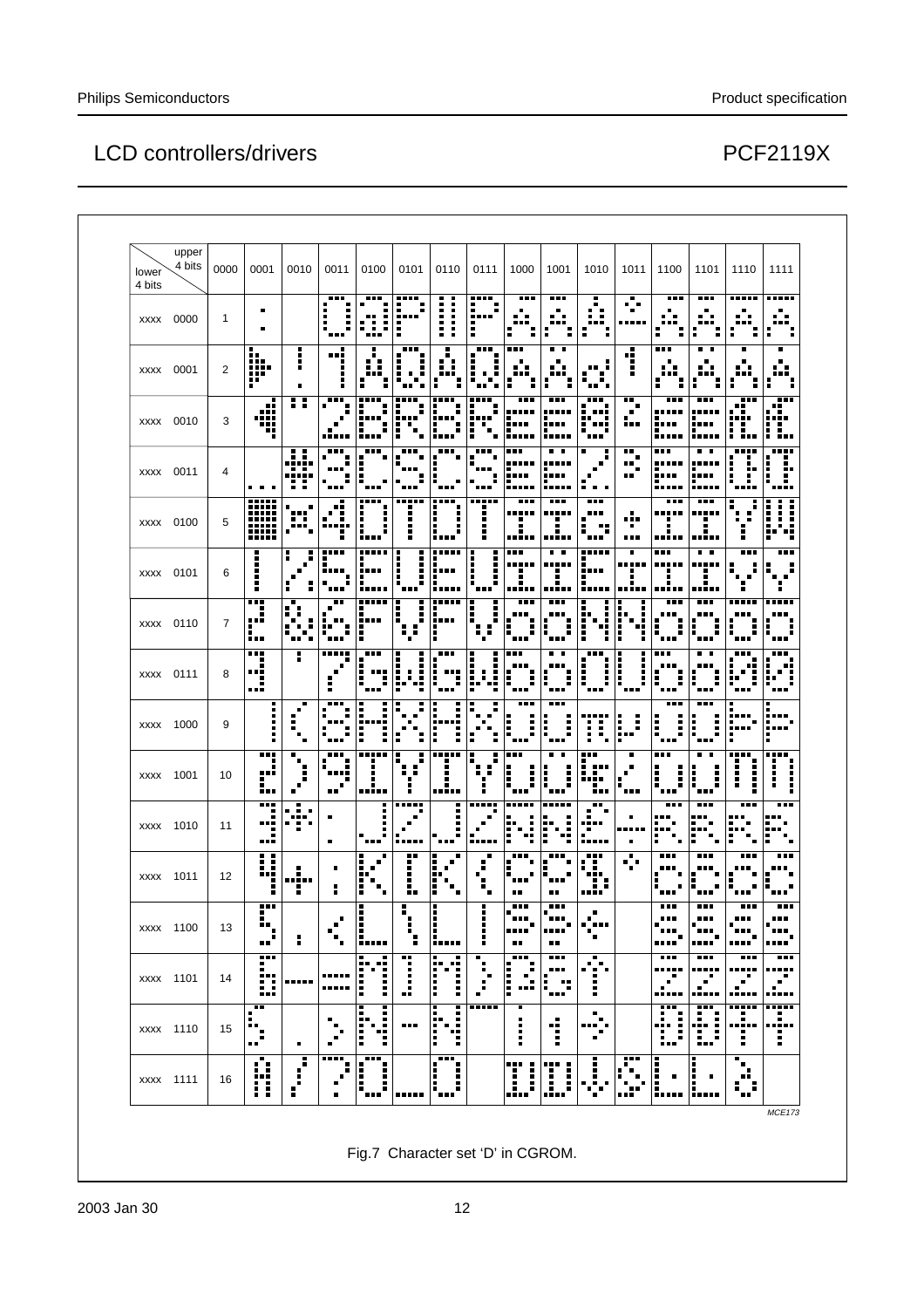| lower 4 bits \ upper 4 bits | 0000 | 0001 | 0010 | 0011 | 0100 | 0101 | 0110 | 0111 | 1000 | 1001 | 1010 | 1011 | 1100 | 1101 | 1110 | 1111 |
|---|---|---|---|---|---|---|---|---|---|---|---|---|---|---|---|---|
| xxxx 0000 | 1 | | | | | | | | | | | | | | | |
| xxxx 0001 | 2 | | | | | | | | | | | | | | | |
| xxxx 0010 | 3 | | | | | | | | | | | | | | | |
| xxxx 0011 | 4 | | | | | | | | | | | | | | | |
| xxxx 0100 | 5 | | | | | | | | | | | | | | | |
| xxxx 0101 | 6 | | | | | | | | | | | | | | | |
| xxxx 0110 | 7 | | | | | | | | | | | | | | | |
| xxxx 0111 | 8 | | | | | | | | | | | | | | | |
| xxxx 1000 | 9 | | | | | | | | | | | | | | | |
| xxxx 1001 | 10 | | | | | | | | | | | | | | | |
| xxxx 1010 | 11 | | | | | | | | | | | | | | | |
| xxxx 1011 | 12 | | | | | | | | | | | | | | | |
| xxxx 1100 | 13 | | | | | | | | | | | | | | | |
| xxxx 1101 | 14 | | | | | | | | | | | | | | | |
| xxxx 1110 | 15 | | | | | | | | | | | | | | | |
| xxxx 1111 | 16 | | | | | | | | | | | | | | | |

MCE173

Fig.7 Character set 'D' in CGROM.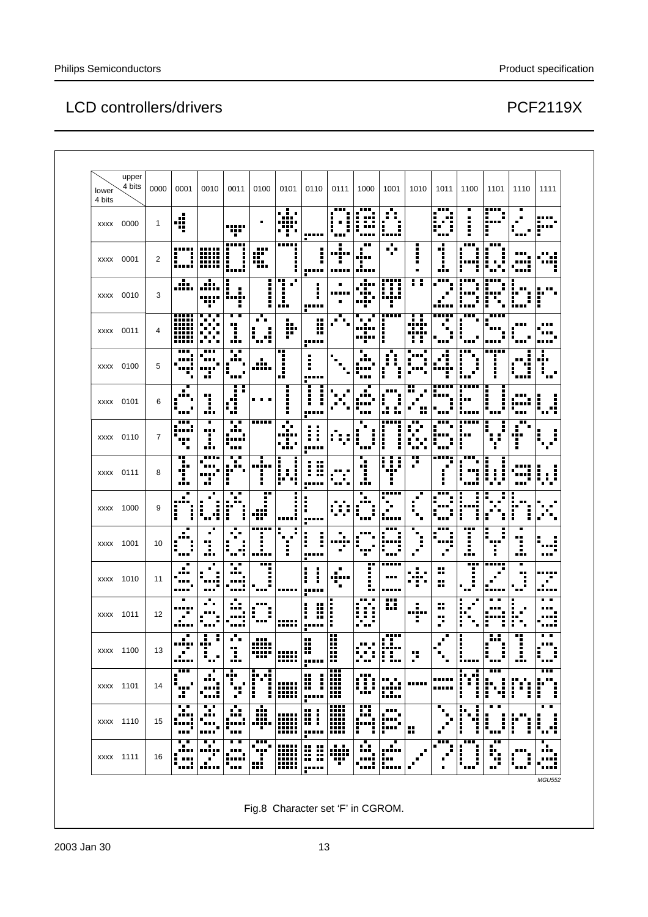# LCD controllers/drivers PCF2119X

| lower 4 bits \ upper 4 bits | 0000 | 0001 | 0010 | 0011 | 0100 | 0101 | 0110 | 0111 | 1000 | 1001 | 1010 | 1011 | 1100 | 1101 | 1110 | 1111 |
|---|---|---|---|---|---|---|---|---|---|---|---|---|---|---|---|---|
| xxxx 0000 | 1 | | | | | | | | | | | | | | | |
| xxxx 0001 | 2 | | | | | | | | | | | | | | | |
| xxxx 0010 | 3 | | | | | | | | | | | | | | | |
| xxxx 0011 | 4 | | | | | | | | | | | | | | | |
| xxxx 0100 | 5 | | | | | | | | | | | | | | | |
| xxxx 0101 | 6 | | | | | | | | | | | | | | | |
| xxxx 0110 | 7 | | | | | | | | | | | | | | | |
| xxxx 0111 | 8 | | | | | | | | | | | | | | | |
| xxxx 1000 | 9 | | | | | | | | | | | | | | | |
| xxxx 1001 | 10 | | | | | | | | | | | | | | | |
| xxxx 1010 | 11 | | | | | | | | | | | | | | | |
| xxxx 1011 | 12 | | | | | | | | | | | | | | | |
| xxxx 1100 | 13 | | | | | | | | | | | | | | | |
| xxxx 1101 | 14 | | | | | | | | | | | | | | | |
| xxxx 1110 | 15 | | | | | | | | | | | | | | | |
| xxxx 1111 | 16 | | | | | | | | | | | | | | | |

MGU552

Fig.8 Character set 'F' in CGROM.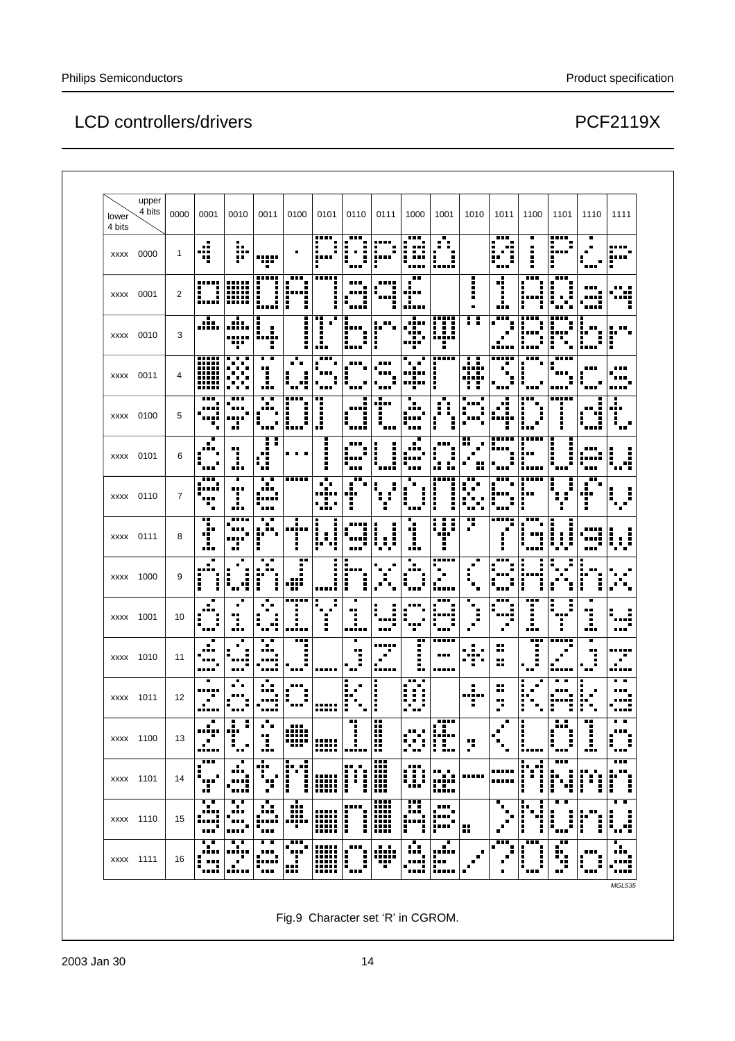| upper 4 bits / lower 4 bits | 0000 | 0001 | 0010 | 0011 | 0100 | 0101 | 0110 | 0111 | 1000 | 1001 | 1010 | 1011 | 1100 | 1101 | 1110 | 1111 |
|---|---|---|---|---|---|---|---|---|---|---|---|---|---|---|---|---|
| xxxx 0000 | 1 | | | | | | | | | | | | | | | |
| xxxx 0001 | 2 | | | | | | | | | | | | | | | |
| xxxx 0010 | 3 | | | | | | | | | | | | | | | |
| xxxx 0011 | 4 | | | | | | | | | | | | | | | |
| xxxx 0100 | 5 | | | | | | | | | | | | | | | |
| xxxx 0101 | 6 | | | | | | | | | | | | | | | |
| xxxx 0110 | 7 | | | | | | | | | | | | | | | |
| xxxx 0111 | 8 | | | | | | | | | | | | | | | |
| xxxx 1000 | 9 | | | | | | | | | | | | | | | |
| xxxx 1001 | 10 | | | | | | | | | | | | | | | |
| xxxx 1010 | 11 | | | | | | | | | | | | | | | |
| xxxx 1011 | 12 | | | | | | | | | | | | | | | |
| xxxx 1100 | 13 | | | | | | | | | | | | | | | |
| xxxx 1101 | 14 | | | | | | | | | | | | | | | |
| xxxx 1110 | 15 | | | | | | | | | | | | | | | |
| xxxx 1111 | 16 | | | | | | | | | | | | | | | |

MGL535

Fig.9 Character set 'R' in CGROM.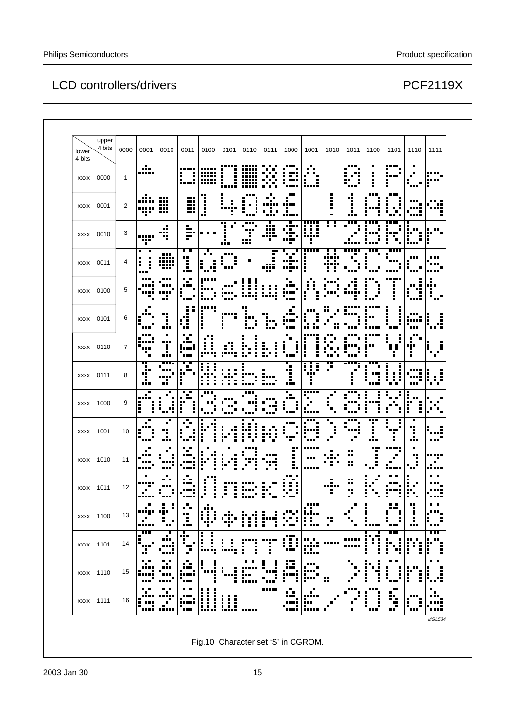# LCD controllers/drivers — PCF2119X

| lower 4 bits \ upper 4 bits | 0000 | 0001 | 0010 | 0011 | 0100 | 0101 | 0110 | 0111 | 1000 | 1001 | 1010 | 1011 | 1100 | 1101 | 1110 | 1111 |
|---|---|---|---|---|---|---|---|---|---|---|---|---|---|---|---|---|
| xxxx 0000 | 1 | | | | | | | | | | | | | | | |
| xxxx 0001 | 2 | | | | | | | | | | | | | | | |
| xxxx 0010 | 3 | | | | | | | | | | | | | | | |
| xxxx 0011 | 4 | | | | | | | | | | | | | | | |
| xxxx 0100 | 5 | | | | | | | | | | | | | | | |
| xxxx 0101 | 6 | | | | | | | | | | | | | | | |
| xxxx 0110 | 7 | | | | | | | | | | | | | | | |
| xxxx 0111 | 8 | | | | | | | | | | | | | | | |
| xxxx 1000 | 9 | | | | | | | | | | | | | | | |
| xxxx 1001 | 10 | | | | | | | | | | | | | | | |
| xxxx 1010 | 11 | | | | | | | | | | | | | | | |
| xxxx 1011 | 12 | | | | | | | | | | | | | | | |
| xxxx 1100 | 13 | | | | | | | | | | | | | | | |
| xxxx 1101 | 14 | | | | | | | | | | | | | | | |
| xxxx 1110 | 15 | | | | | | | | | | | | | | | |
| xxxx 1111 | 16 | | | | | | | | | | | | | | | |

MGL534

Fig.10 Character set 'S' in CGROM.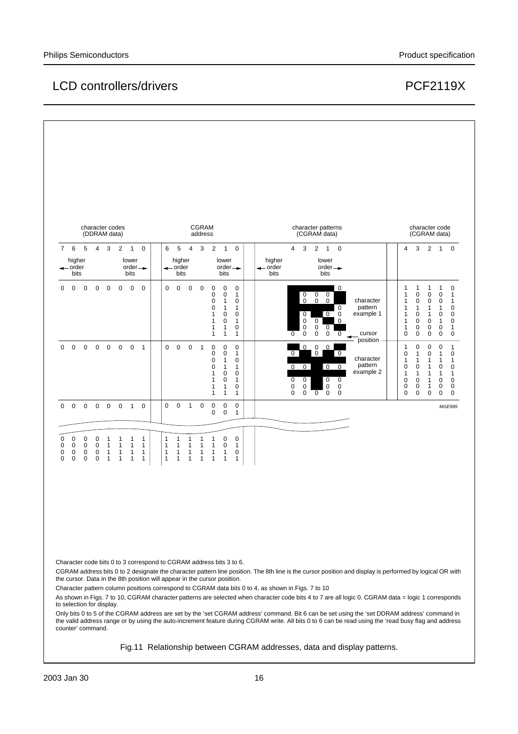# LCD controllers/drivers PCF2119X

| character codes (DDRAM data) | CGRAM address | character patterns (CGRAM data) | character code (CGRAM data) |
| --- | --- | --- | --- |
| 7 6 5 4 3 2 1 0 (← higher order bits, lower order bits →) | 6 5 4 3 2 1 0 (← higher order bits, lower order bits →) | 4 3 2 1 0 (← higher order bits, lower order bits →) | 4 3 2 1 0 |
| 0 0 0 0 0 0 0 0 | 0 0 0 0 0 0 0 | character pattern example 1 | 1 1 1 1 0 |
| | 0 0 0 0 0 0 1 | | 1 0 0 0 1 |
| | 0 0 0 0 0 1 0 | | 1 0 0 0 1 |
| | 0 0 0 0 0 1 1 | | 1 1 1 1 0 |
| | 0 0 0 0 1 0 0 | | 1 0 1 0 0 |
| | 0 0 0 0 1 0 1 | | 1 0 0 1 0 |
| | 0 0 0 0 1 1 0 | | 1 0 0 0 1 |
| | 0 0 0 0 1 1 1 | cursor position | 0 0 0 0 0 |
| 0 0 0 0 0 0 0 1 | 0 0 0 1 0 0 0 | character pattern example 2 | 1 0 0 0 1 |
| | 0 0 0 1 0 0 1 | | 0 1 0 1 0 |
| | 0 0 0 1 0 1 0 | | 1 1 1 1 1 |
| | 0 0 0 1 0 1 1 | | 0 0 1 0 0 |
| | 0 0 0 1 1 0 0 | | 1 1 1 1 1 |
| | 0 0 0 1 1 0 1 | | 0 0 1 0 0 |
| | 0 0 0 1 1 1 0 | | 0 0 1 0 0 |
| | 0 0 0 1 1 1 1 | | 0 0 0 0 0 |
| 0 0 0 0 0 0 1 0 | 0 0 1 0 0 0 0 | | |
| | 0 0 1 0 0 0 1 | | |
| ... | ... | | |
| 0 0 0 0 1 1 1 1 | 1 1 1 1 1 0 0 | | |
| | 1 1 1 1 1 0 1 | | |
| | 1 1 1 1 1 1 0 | | |
| | 1 1 1 1 1 1 1 | | |

MGE995

Character code bits 0 to 3 correspond to CGRAM address bits 3 to 6.

CGRAM address bits 0 to 2 designate the character pattern line position. The 8th line is the cursor position and display is performed by logical OR with the cursor. Data in the 8th position will appear in the cursor position.

Character pattern column positions correspond to CGRAM data bits 0 to 4, as shown in Figs. 7 to 10

As shown in Figs. 7 to 10, CGRAM character patterns are selected when character code bits 4 to 7 are all logic 0. CGRAM data = logic 1 corresponds to selection for display.

Only bits 0 to 5 of the CGRAM address are set by the 'set CGRAM address' command. Bit 6 can be set using the 'set DDRAM address' command in the valid address range or by using the auto-increment feature during CGRAM write. All bits 0 to 6 can be read using the 'read busy flag and address counter' command.

Fig.11 Relationship between CGRAM addresses, data and display patterns.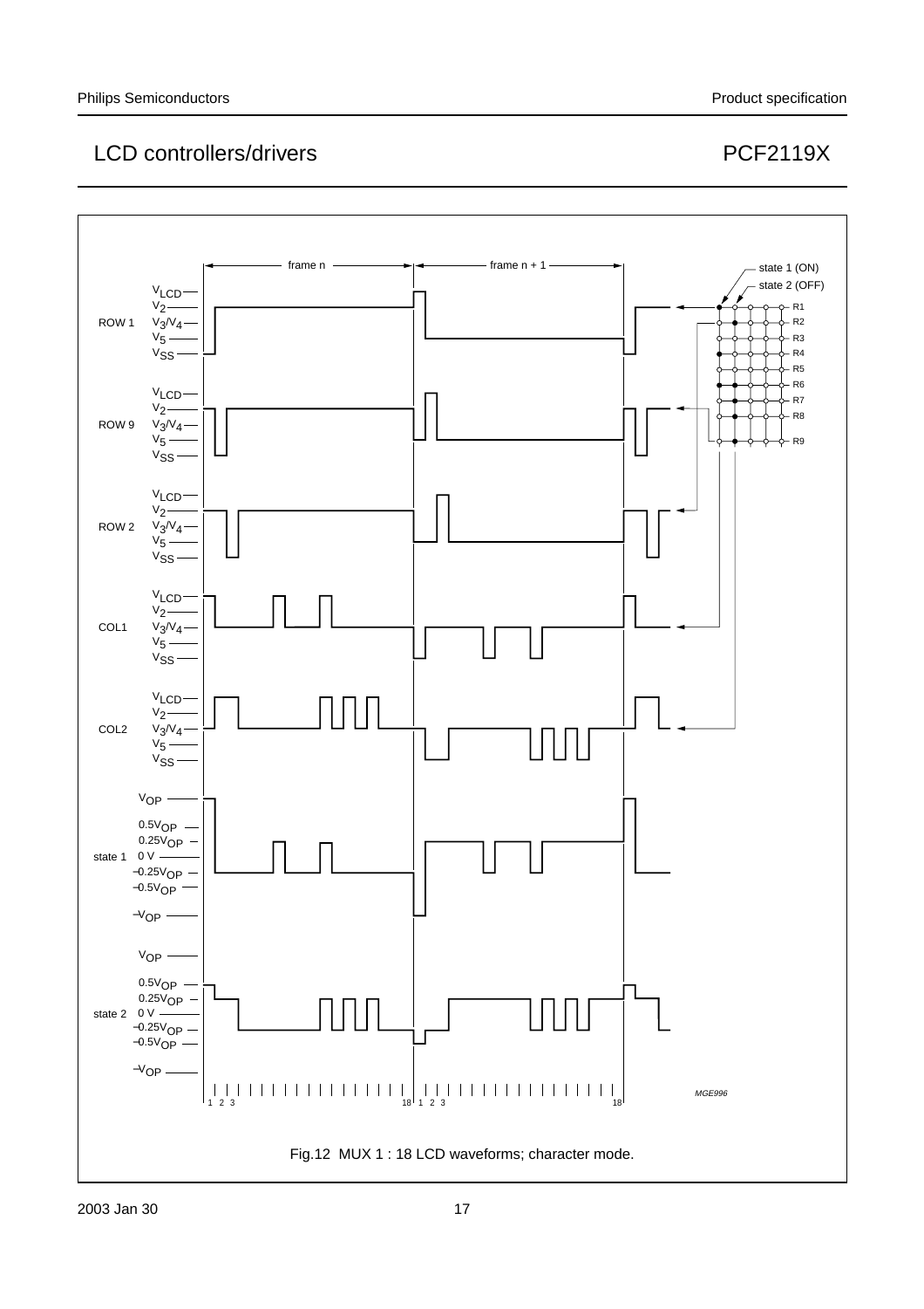Fig.12 MUX 1 : 18 LCD waveforms; character mode.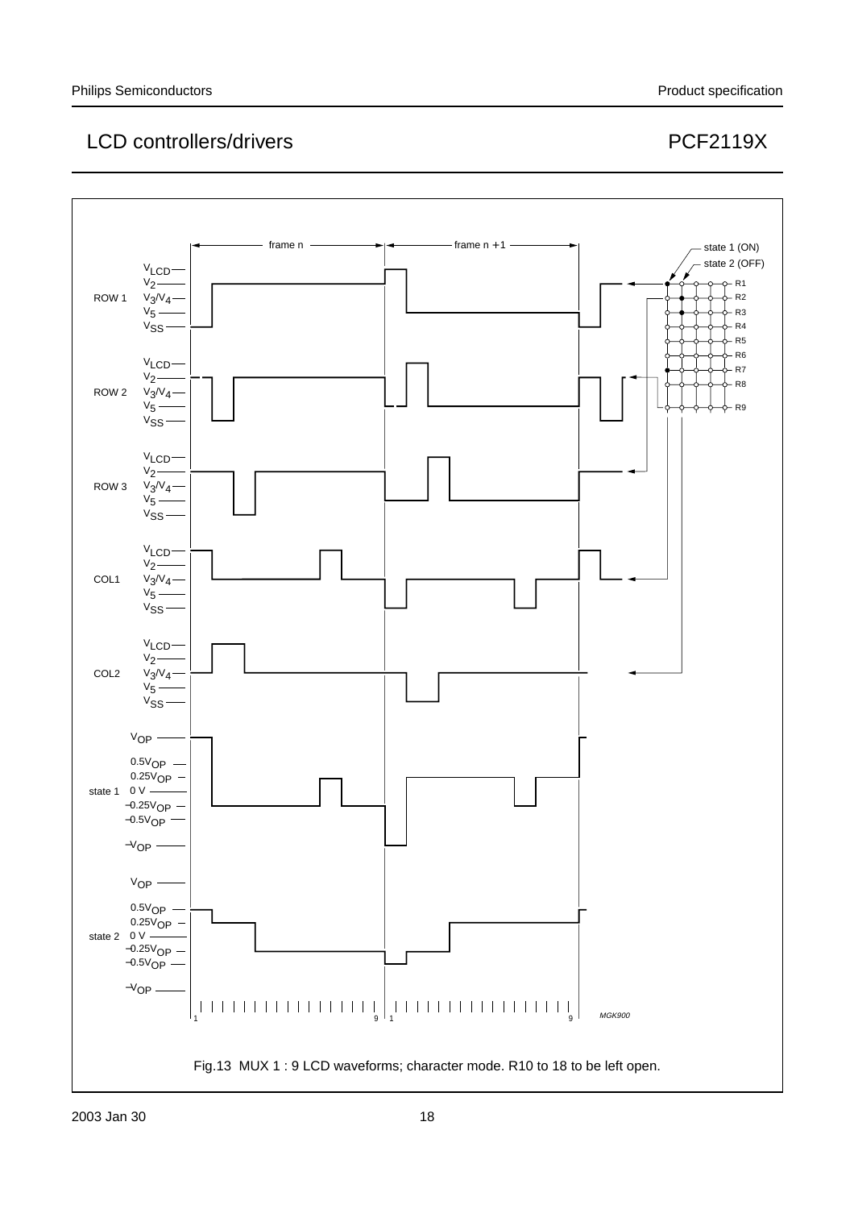Fig.13 MUX 1 : 9 LCD waveforms; character mode. R10 to 18 to be left open.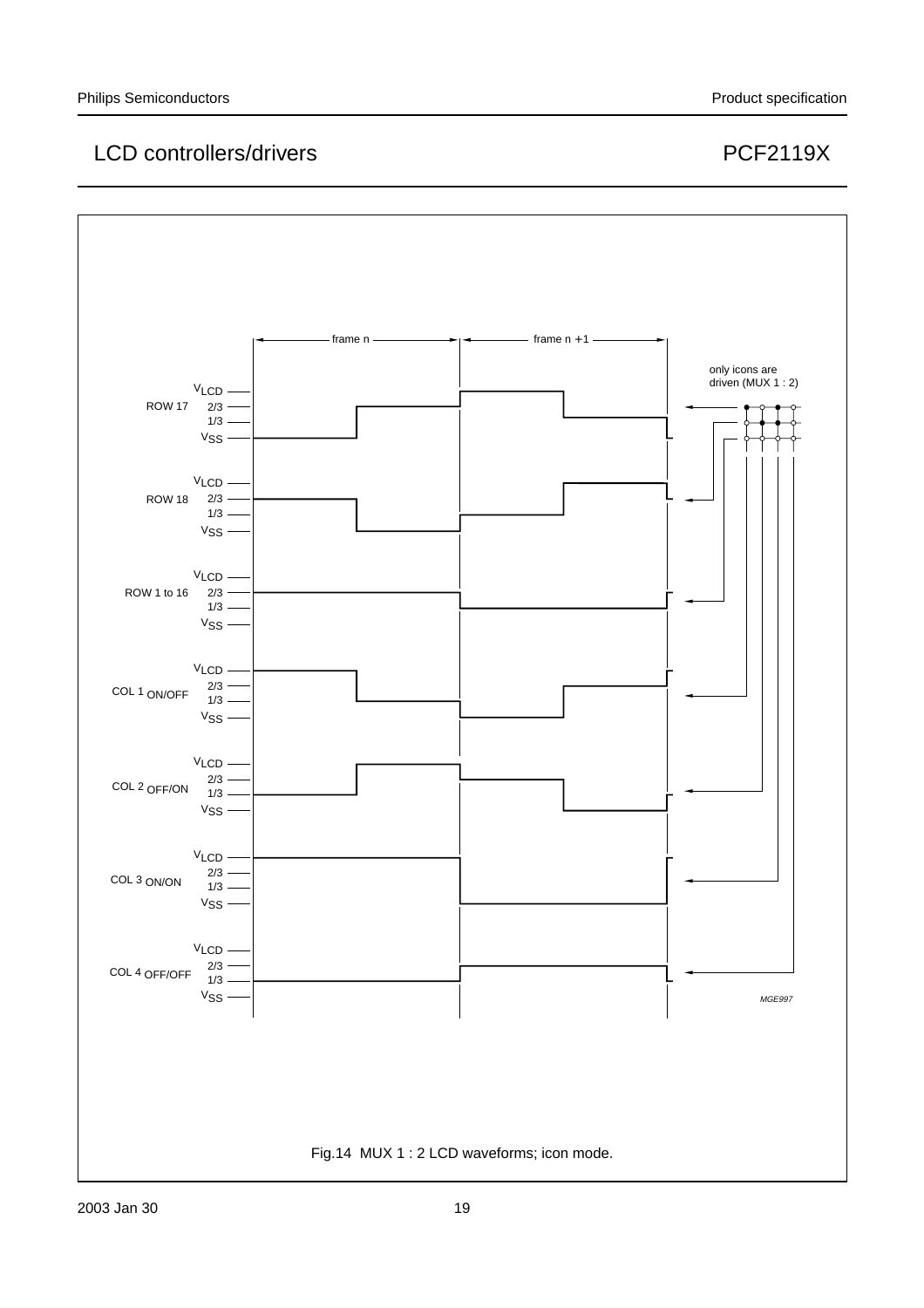Fig.14 MUX 1 : 2 LCD waveforms; icon mode.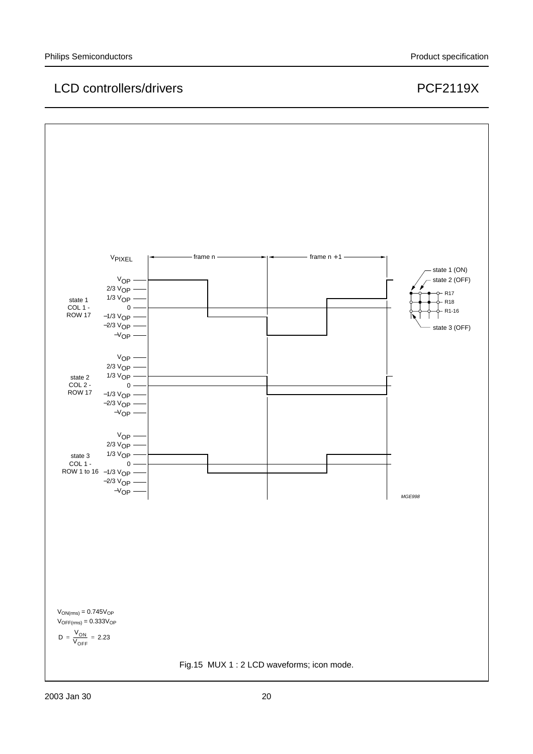$V_{ON(rms)} = 0.745 V_{OP}$

$V_{OFF(rms)} = 0.333 V_{OP}$

$$D = \frac{V_{ON}}{V_{OFF}} = 2.23$$

Fig.15 MUX 1 : 2 LCD waveforms; icon mode.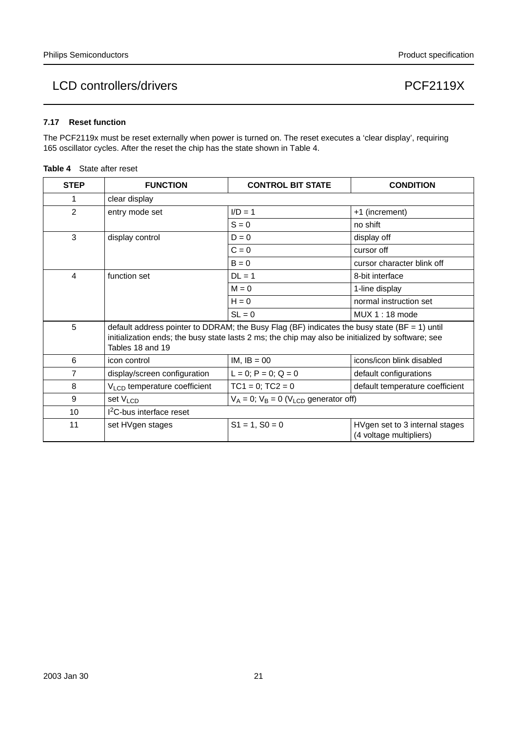### 7.17 Reset function

The PCF2119x must be reset externally when power is turned on. The reset executes a 'clear display', requiring 165 oscillator cycles. After the reset the chip has the state shown in Table 4.

**Table 4** State after reset

| STEP | FUNCTION | CONTROL BIT STATE | CONDITION |
|---|---|---|---|
| 1 | clear display | | |
| 2 | entry mode set | I/D = 1 | +1 (increment) |
| | | S = 0 | no shift |
| 3 | display control | D = 0 | display off |
| | | C = 0 | cursor off |
| | | B = 0 | cursor character blink off |
| 4 | function set | DL = 1 | 8-bit interface |
| | | M = 0 | 1-line display |
| | | H = 0 | normal instruction set |
| | | SL = 0 | MUX 1 : 18 mode |
| 5 | default address pointer to DDRAM; the Busy Flag (BF) indicates the busy state (BF = 1) until initialization ends; the busy state lasts 2 ms; the chip may also be initialized by software; see Tables 18 and 19 | | |
| 6 | icon control | IM, IB = 00 | icons/icon blink disabled |
| 7 | display/screen configuration | L = 0; P = 0; Q = 0 | default configurations |
| 8 | $V_{LCD}$ temperature coefficient | TC1 = 0; TC2 = 0 | default temperature coefficient |
| 9 | set $V_{LCD}$ | $V_A$ = 0; $V_B$ = 0 ($V_{LCD}$ generator off) | |
| 10 | I²C-bus interface reset | | |
| 11 | set HVgen stages | S1 = 1, S0 = 0 | HVgen set to 3 internal stages (4 voltage multipliers) |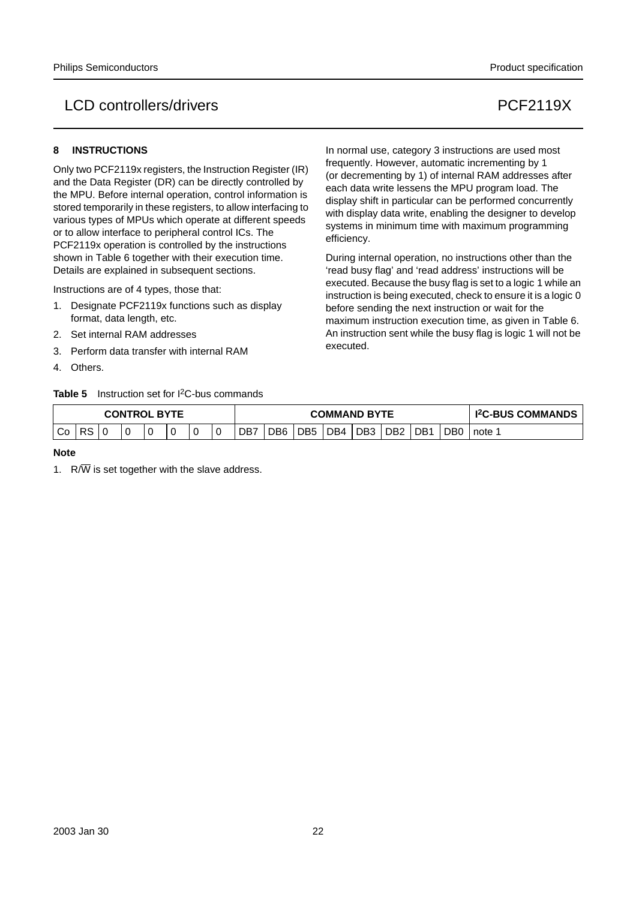## 8 INSTRUCTIONS

Only two PCF2119x registers, the Instruction Register (IR) and the Data Register (DR) can be directly controlled by the MPU. Before internal operation, control information is stored temporarily in these registers, to allow interfacing to various types of MPUs which operate at different speeds or to allow interface to peripheral control ICs. The PCF2119x operation is controlled by the instructions shown in Table 6 together with their execution time. Details are explained in subsequent sections.

Instructions are of 4 types, those that:

1. Designate PCF2119x functions such as display format, data length, etc.
2. Set internal RAM addresses
3. Perform data transfer with internal RAM
4. Others.

In normal use, category 3 instructions are used most frequently. However, automatic incrementing by 1 (or decrementing by 1) of internal RAM addresses after each data write lessens the MPU program load. The display shift in particular can be performed concurrently with display data write, enabling the designer to develop systems in minimum time with maximum programming efficiency.

During internal operation, no instructions other than the 'read busy flag' and 'read address' instructions will be executed. Because the busy flag is set to a logic 1 while an instruction is being executed, check to ensure it is a logic 0 before sending the next instruction or wait for the maximum instruction execution time, as given in Table 6. An instruction sent while the busy flag is logic 1 will not be executed.

**Table 5** Instruction set for I²C-bus commands

| CONTROL BYTE | | | | | | | | COMMAND BYTE | | | | | | | | I²C-BUS COMMANDS |
|---|---|---|---|---|---|---|---|---|---|---|---|---|---|---|---|---|
| Co | RS | 0 | 0 | 0 | 0 | 0 | 0 | DB7 | DB6 | DB5 | DB4 | DB3 | DB2 | DB1 | DB0 | note 1 |

**Note**

1. R/$\overline{W}$ is set together with the slave address.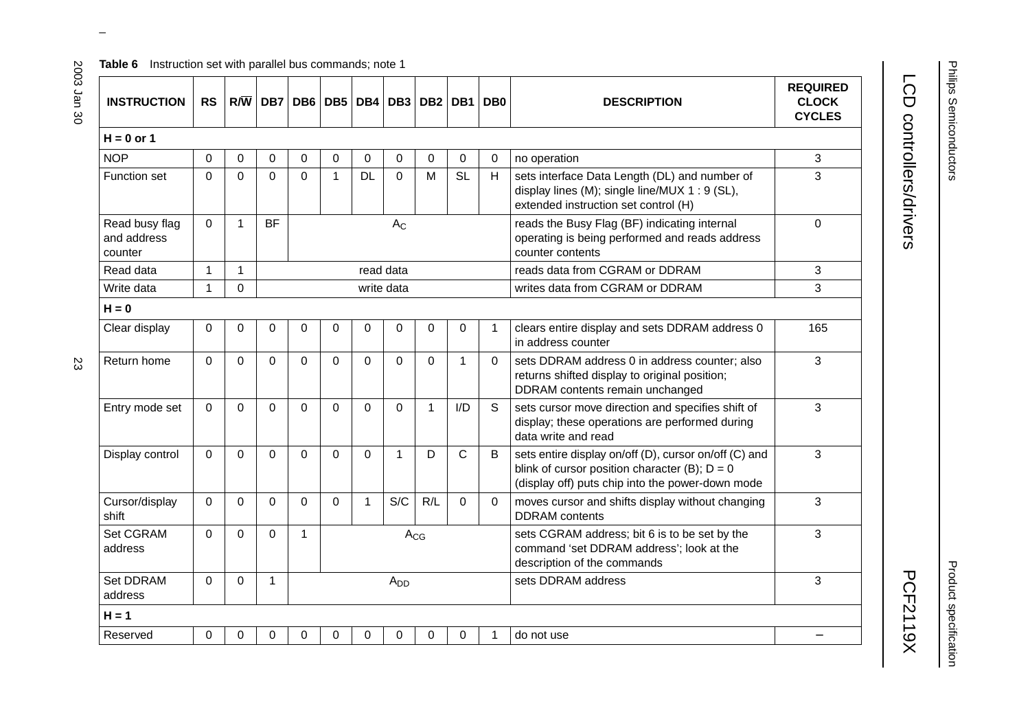**Table 6** Instruction set with parallel bus commands; note 1

| INSTRUCTION | RS | R/$\overline{W}$ | DB7 | DB6 | DB5 | DB4 | DB3 | DB2 | DB1 | DB0 | DESCRIPTION | REQUIRED CLOCK CYCLES |
|---|---|---|---|---|---|---|---|---|---|---|---|---|
| **H = 0 or 1** | | | | | | | | | | | | |
| NOP | 0 | 0 | 0 | 0 | 0 | 0 | 0 | 0 | 0 | 0 | no operation | 3 |
| Function set | 0 | 0 | 0 | 0 | 1 | DL | 0 | M | SL | H | sets interface Data Length (DL) and number of display lines (M); single line/MUX 1 : 9 (SL), extended instruction set control (H) | 3 |
| Read busy flag and address counter | 0 | 1 | BF | $A_C$ | | | | | | | reads the Busy Flag (BF) indicating internal operating is being performed and reads address counter contents | 0 |
| Read data | 1 | 1 | read data | | | | | | | | reads data from CGRAM or DDRAM | 3 |
| Write data | 1 | 0 | write data | | | | | | | | writes data from CGRAM or DDRAM | 3 |
| **H = 0** | | | | | | | | | | | | |
| Clear display | 0 | 0 | 0 | 0 | 0 | 0 | 0 | 0 | 0 | 1 | clears entire display and sets DDRAM address 0 in address counter | 165 |
| Return home | 0 | 0 | 0 | 0 | 0 | 0 | 0 | 0 | 1 | 0 | sets DDRAM address 0 in address counter; also returns shifted display to original position; DDRAM contents remain unchanged | 3 |
| Entry mode set | 0 | 0 | 0 | 0 | 0 | 0 | 0 | 1 | I/D | S | sets cursor move direction and specifies shift of display; these operations are performed during data write and read | 3 |
| Display control | 0 | 0 | 0 | 0 | 0 | 0 | 1 | D | C | B | sets entire display on/off (D), cursor on/off (C) and blink of cursor position character (B); D = 0 (display off) puts chip into the power-down mode | 3 |
| Cursor/display shift | 0 | 0 | 0 | 0 | 0 | 1 | S/C | R/L | 0 | 0 | moves cursor and shifts display without changing DDRAM contents | 3 |
| Set CGRAM address | 0 | 0 | 0 | 1 | $A_{CG}$ | | | | | | sets CGRAM address; bit 6 is to be set by the command 'set DDRAM address'; look at the description of the commands | 3 |
| Set DDRAM address | 0 | 0 | 1 | $A_{DD}$ | | | | | | | sets DDRAM address | 3 |
| **H = 1** | | | | | | | | | | | | |
| Reserved | 0 | 0 | 0 | 0 | 0 | 0 | 0 | 0 | 0 | 1 | do not use | – |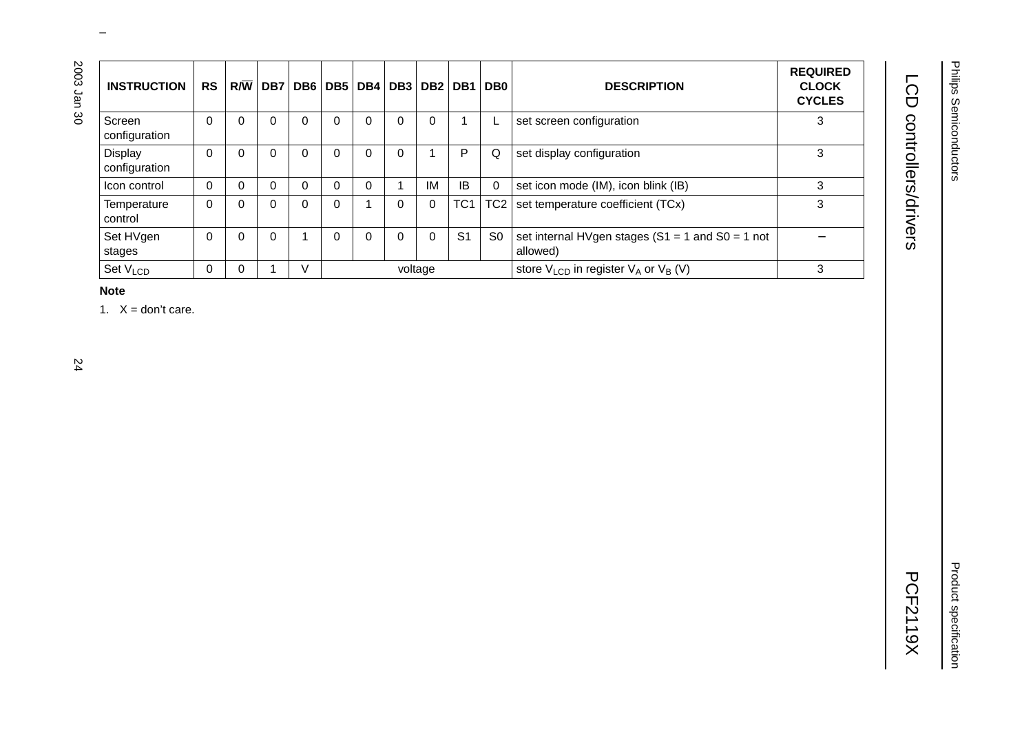| INSTRUCTION | RS | R/$\overline{W}$ | DB7 | DB6 | DB5 | DB4 | DB3 | DB2 | DB1 | DB0 | DESCRIPTION | REQUIRED CLOCK CYCLES |
|---|---|---|---|---|---|---|---|---|---|---|---|---|
| Screen configuration | 0 | 0 | 0 | 0 | 0 | 0 | 0 | 0 | 1 | L | set screen configuration | 3 |
| Display configuration | 0 | 0 | 0 | 0 | 0 | 0 | 0 | 1 | P | Q | set display configuration | 3 |
| Icon control | 0 | 0 | 0 | 0 | 0 | 0 | 1 | IM | IB | 0 | set icon mode (IM), icon blink (IB) | 3 |
| Temperature control | 0 | 0 | 0 | 0 | 0 | 1 | 0 | 0 | TC1 | TC2 | set temperature coefficient (TCx) | 3 |
| Set HVgen stages | 0 | 0 | 0 | 1 | 0 | 0 | 0 | 0 | S1 | S0 | set internal HVgen stages (S1 = 1 and S0 = 1 not allowed) | – |
| Set $V_{LCD}$ | 0 | 0 | 1 | V | voltage | | | | | | store $V_{LCD}$ in register $V_A$ or $V_B$ (V) | 3 |

**Note**

1. X = don't care.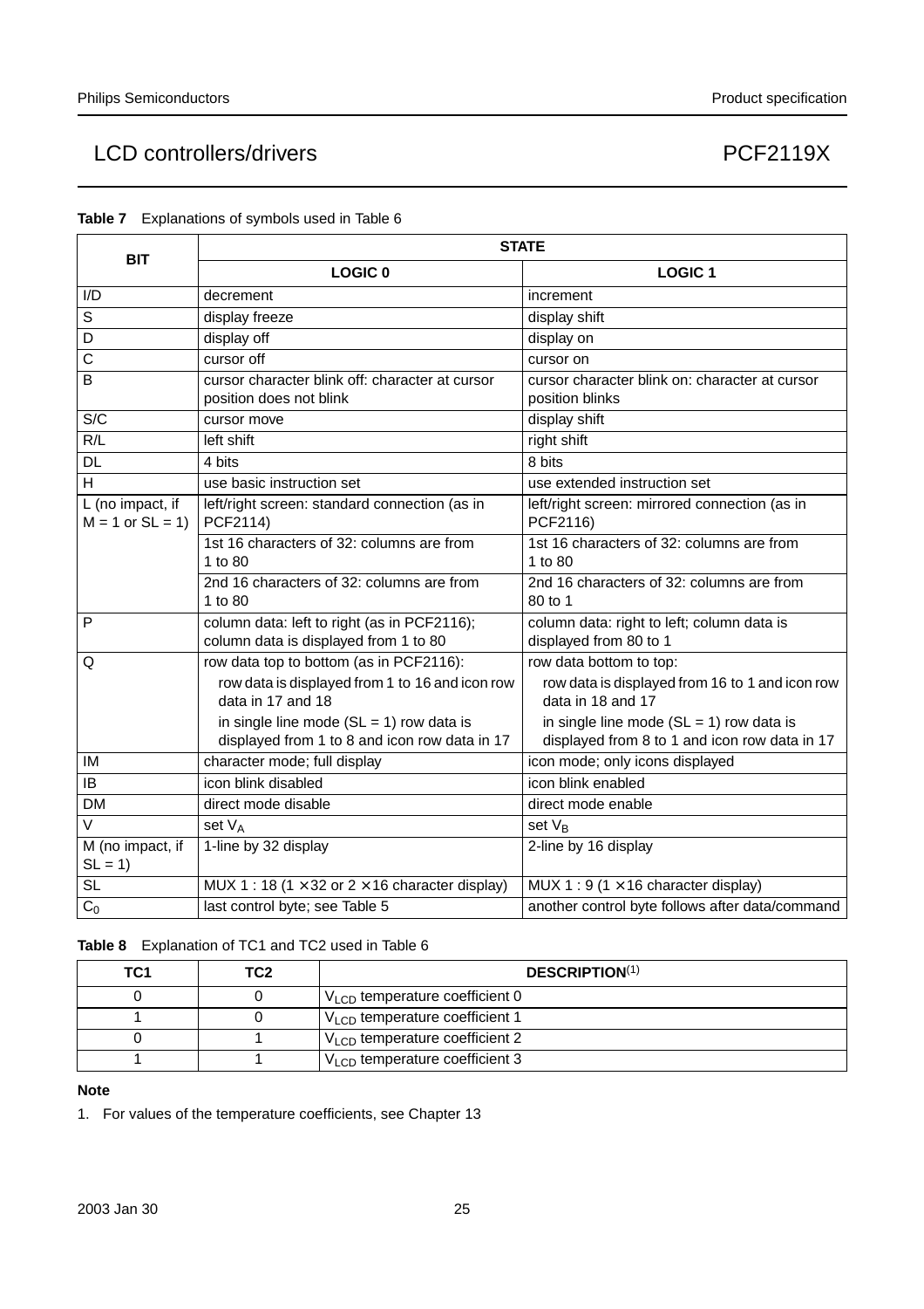**Table 7** Explanations of symbols used in Table 6

| BIT | STATE | |
|---|---|---|
| | **LOGIC 0** | **LOGIC 1** |
| I/D | decrement | increment |
| S | display freeze | display shift |
| D | display off | display on |
| C | cursor off | cursor on |
| B | cursor character blink off: character at cursor position does not blink | cursor character blink on: character at cursor position blinks |
| S/C | cursor move | display shift |
| R/L | left shift | right shift |
| DL | 4 bits | 8 bits |
| H | use basic instruction set | use extended instruction set |
| L (no impact, if M = 1 or SL = 1) | left/right screen: standard connection (as in PCF2114) | left/right screen: mirrored connection (as in PCF2116) |
| | 1st 16 characters of 32: columns are from 1 to 80 | 1st 16 characters of 32: columns are from 1 to 80 |
| | 2nd 16 characters of 32: columns are from 1 to 80 | 2nd 16 characters of 32: columns are from 80 to 1 |
| P | column data: left to right (as in PCF2116); column data is displayed from 1 to 80 | column data: right to left; column data is displayed from 80 to 1 |
| Q | row data top to bottom (as in PCF2116): row data is displayed from 1 to 16 and icon row data in 17 and 18; in single line mode (SL = 1) row data is displayed from 1 to 8 and icon row data in 17 | row data bottom to top: row data is displayed from 16 to 1 and icon row data in 18 and 17; in single line mode (SL = 1) row data is displayed from 8 to 1 and icon row data in 17 |
| IM | character mode; full display | icon mode; only icons displayed |
| IB | icon blink disabled | icon blink enabled |
| DM | direct mode disable | direct mode enable |
| V | set $V_A$ | set $V_B$ |
| M (no impact, if SL = 1) | 1-line by 32 display | 2-line by 16 display |
| SL | MUX 1 : 18 (1 × 32 or 2 × 16 character display) | MUX 1 : 9 (1 × 16 character display) |
| $C_0$ | last control byte; see Table 5 | another control byte follows after data/command |

**Table 8** Explanation of TC1 and TC2 used in Table 6

| TC1 | TC2 | DESCRIPTION[1] |
|---|---|---|
| 0 | 0 | $V_{LCD}$ temperature coefficient 0 |
| 1 | 0 | $V_{LCD}$ temperature coefficient 1 |
| 0 | 1 | $V_{LCD}$ temperature coefficient 2 |
| 1 | 1 | $V_{LCD}$ temperature coefficient 3 |

**Note**

1. For values of the temperature coefficients, see Chapter 13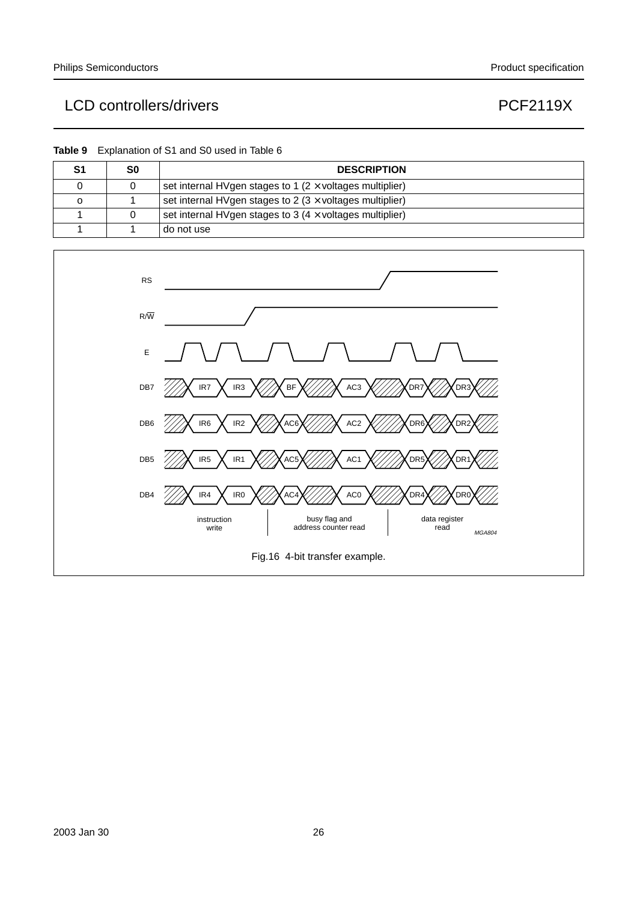**Table 9** Explanation of S1 and S0 used in Table 6

| S1 | S0 | DESCRIPTION |
|---|---|---|
| 0 | 0 | set internal HVgen stages to 1 (2 × voltages multiplier) |
| o | 1 | set internal HVgen stages to 2 (3 × voltages multiplier) |
| 1 | 0 | set internal HVgen stages to 3 (4 × voltages multiplier) |
| 1 | 1 | do not use |

Fig.16 4-bit transfer example.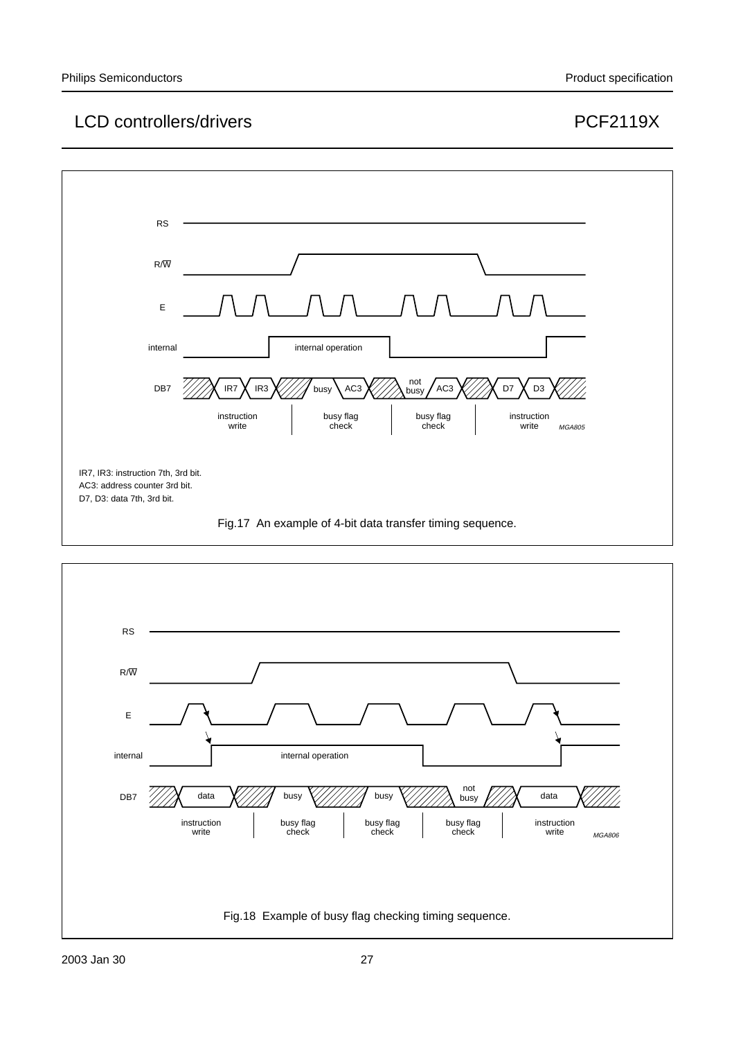IR7, IR3: instruction 7th, 3rd bit.
AC3: address counter 3rd bit.
D7, D3: data 7th, 3rd bit.

Fig.17 An example of 4-bit data transfer timing sequence.

Fig.18 Example of busy flag checking timing sequence.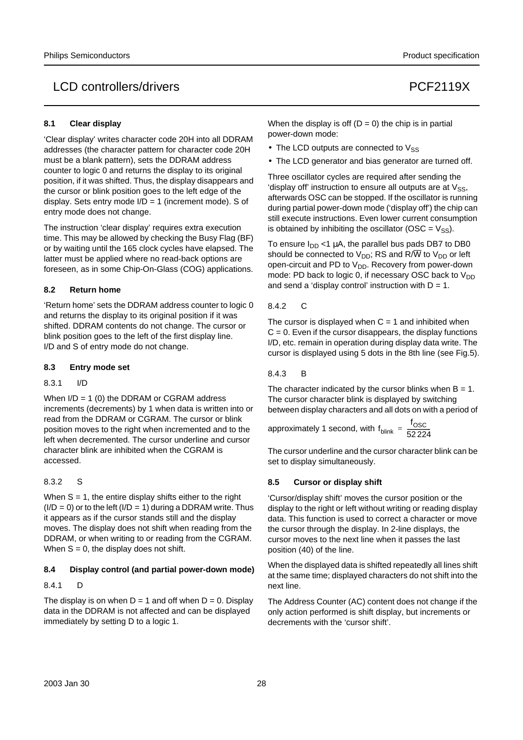### 8.1 Clear display

'Clear display' writes character code 20H into all DDRAM addresses (the character pattern for character code 20H must be a blank pattern), sets the DDRAM address counter to logic 0 and returns the display to its original position, if it was shifted. Thus, the display disappears and the cursor or blink position goes to the left edge of the display. Sets entry mode I/D = 1 (increment mode). S of entry mode does not change.

The instruction 'clear display' requires extra execution time. This may be allowed by checking the Busy Flag (BF) or by waiting until the 165 clock cycles have elapsed. The latter must be applied where no read-back options are foreseen, as in some Chip-On-Glass (COG) applications.

### 8.2 Return home

'Return home' sets the DDRAM address counter to logic 0 and returns the display to its original position if it was shifted. DDRAM contents do not change. The cursor or blink position goes to the left of the first display line. I/D and S of entry mode do not change.

### 8.3 Entry mode set

#### 8.3.1 I/D

When I/D = 1 (0) the DDRAM or CGRAM address increments (decrements) by 1 when data is written into or read from the DDRAM or CGRAM. The cursor or blink position moves to the right when incremented and to the left when decremented. The cursor underline and cursor character blink are inhibited when the CGRAM is accessed.

#### 8.3.2 S

When S = 1, the entire display shifts either to the right (I/D = 0) or to the left (I/D = 1) during a DDRAM write. Thus it appears as if the cursor stands still and the display moves. The display does not shift when reading from the DDRAM, or when writing to or reading from the CGRAM. When S = 0, the display does not shift.

### 8.4 Display control (and partial power-down mode)

#### 8.4.1 D

The display is on when D = 1 and off when D = 0. Display data in the DDRAM is not affected and can be displayed immediately by setting D to a logic 1.

When the display is off (D = 0) the chip is in partial power-down mode:

- The LCD outputs are connected to $V_{SS}$
- The LCD generator and bias generator are turned off.

Three oscillator cycles are required after sending the 'display off' instruction to ensure all outputs are at $V_{SS}$, afterwards OSC can be stopped. If the oscillator is running during partial power-down mode ('display off') the chip can still execute instructions. Even lower current consumption is obtained by inhibiting the oscillator (OSC = $V_{SS}$).

To ensure $I_{DD}$ <1 μA, the parallel bus pads DB7 to DB0 should be connected to $V_{DD}$; RS and R/$\overline{W}$ to $V_{DD}$ or left open-circuit and PD to $V_{DD}$. Recovery from power-down mode: PD back to logic 0, if necessary OSC back to $V_{DD}$ and send a 'display control' instruction with D = 1.

#### 8.4.2 C

The cursor is displayed when C = 1 and inhibited when C = 0. Even if the cursor disappears, the display functions I/D, etc. remain in operation during display data write. The cursor is displayed using 5 dots in the 8th line (see Fig.5).

#### 8.4.3 B

The character indicated by the cursor blinks when B = 1. The cursor character blink is displayed by switching between display characters and all dots on with a period of approximately 1 second, with $f_{blink} = \frac{f_{OSC}}{52224}$

The cursor underline and the cursor character blink can be set to display simultaneously.

### 8.5 Cursor or display shift

'Cursor/display shift' moves the cursor position or the display to the right or left without writing or reading display data. This function is used to correct a character or move the cursor through the display. In 2-line displays, the cursor moves to the next line when it passes the last position (40) of the line.

When the displayed data is shifted repeatedly all lines shift at the same time; displayed characters do not shift into the next line.

The Address Counter (AC) content does not change if the only action performed is shift display, but increments or decrements with the 'cursor shift'.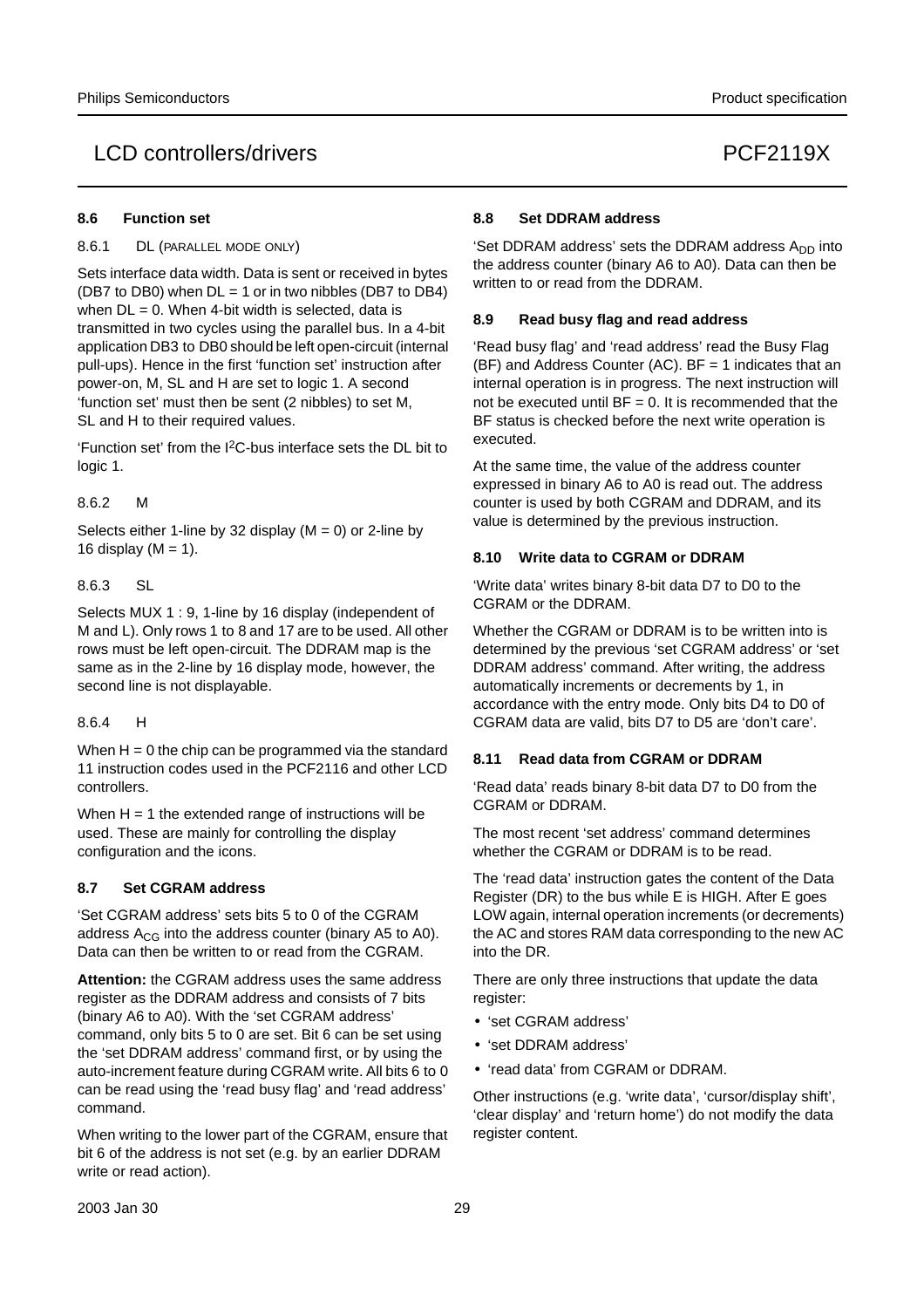### 8.6 Function set

#### 8.6.1 DL (PARALLEL MODE ONLY)

Sets interface data width. Data is sent or received in bytes (DB7 to DB0) when DL = 1 or in two nibbles (DB7 to DB4) when DL = 0. When 4-bit width is selected, data is transmitted in two cycles using the parallel bus. In a 4-bit application DB3 to DB0 should be left open-circuit (internal pull-ups). Hence in the first 'function set' instruction after power-on, M, SL and H are set to logic 1. A second 'function set' must then be sent (2 nibbles) to set M, SL and H to their required values.

'Function set' from the $I^2C$-bus interface sets the DL bit to logic 1.

#### 8.6.2 M

Selects either 1-line by 32 display (M = 0) or 2-line by 16 display (M = 1).

#### 8.6.3 SL

Selects MUX 1 : 9, 1-line by 16 display (independent of M and L). Only rows 1 to 8 and 17 are to be used. All other rows must be left open-circuit. The DDRAM map is the same as in the 2-line by 16 display mode, however, the second line is not displayable.

#### 8.6.4 H

When H = 0 the chip can be programmed via the standard 11 instruction codes used in the PCF2116 and other LCD controllers.

When H = 1 the extended range of instructions will be used. These are mainly for controlling the display configuration and the icons.

### 8.7 Set CGRAM address

'Set CGRAM address' sets bits 5 to 0 of the CGRAM address $A_{CG}$ into the address counter (binary A5 to A0). Data can then be written to or read from the CGRAM.

**Attention:** the CGRAM address uses the same address register as the DDRAM address and consists of 7 bits (binary A6 to A0). With the 'set CGRAM address' command, only bits 5 to 0 are set. Bit 6 can be set using the 'set DDRAM address' command first, or by using the auto-increment feature during CGRAM write. All bits 6 to 0 can be read using the 'read busy flag' and 'read address' command.

When writing to the lower part of the CGRAM, ensure that bit 6 of the address is not set (e.g. by an earlier DDRAM write or read action).

### 8.8 Set DDRAM address

'Set DDRAM address' sets the DDRAM address $A_{DD}$ into the address counter (binary A6 to A0). Data can then be written to or read from the DDRAM.

### 8.9 Read busy flag and read address

'Read busy flag' and 'read address' read the Busy Flag (BF) and Address Counter (AC). BF = 1 indicates that an internal operation is in progress. The next instruction will not be executed until BF = 0. It is recommended that the BF status is checked before the next write operation is executed.

At the same time, the value of the address counter expressed in binary A6 to A0 is read out. The address counter is used by both CGRAM and DDRAM, and its value is determined by the previous instruction.

### 8.10 Write data to CGRAM or DDRAM

'Write data' writes binary 8-bit data D7 to D0 to the CGRAM or the DDRAM.

Whether the CGRAM or DDRAM is to be written into is determined by the previous 'set CGRAM address' or 'set DDRAM address' command. After writing, the address automatically increments or decrements by 1, in accordance with the entry mode. Only bits D4 to D0 of CGRAM data are valid, bits D7 to D5 are 'don't care'.

### 8.11 Read data from CGRAM or DDRAM

'Read data' reads binary 8-bit data D7 to D0 from the CGRAM or DDRAM.

The most recent 'set address' command determines whether the CGRAM or DDRAM is to be read.

The 'read data' instruction gates the content of the Data Register (DR) to the bus while E is HIGH. After E goes LOW again, internal operation increments (or decrements) the AC and stores RAM data corresponding to the new AC into the DR.

There are only three instructions that update the data register:

- 'set CGRAM address'
- 'set DDRAM address'
- 'read data' from CGRAM or DDRAM.

Other instructions (e.g. 'write data', 'cursor/display shift', 'clear display' and 'return home') do not modify the data register content.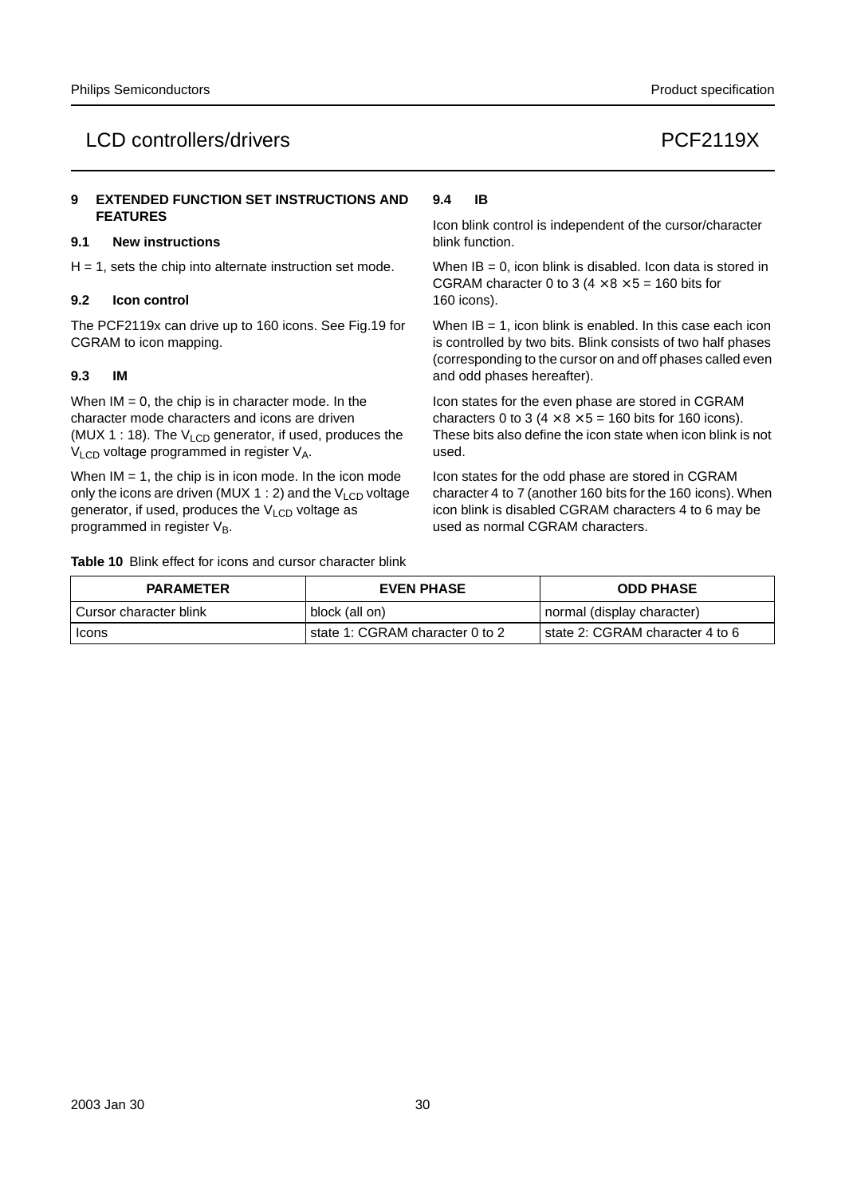## 9 EXTENDED FUNCTION SET INSTRUCTIONS AND FEATURES

### 9.1 New instructions

H = 1, sets the chip into alternate instruction set mode.

### 9.2 Icon control

The PCF2119x can drive up to 160 icons. See Fig.19 for CGRAM to icon mapping.

### 9.3 IM

When IM = 0, the chip is in character mode. In the character mode characters and icons are driven (MUX 1 : 18). The $V_{LCD}$ generator, if used, produces the $V_{LCD}$ voltage programmed in register $V_A$.

When IM = 1, the chip is in icon mode. In the icon mode only the icons are driven (MUX 1 : 2) and the $V_{LCD}$ voltage generator, if used, produces the $V_{LCD}$ voltage as programmed in register $V_B$.

### 9.4 IB

Icon blink control is independent of the cursor/character blink function.

When IB = 0, icon blink is disabled. Icon data is stored in CGRAM character 0 to 3 ($4 \times 8 \times 5$ = 160 bits for 160 icons).

When IB = 1, icon blink is enabled. In this case each icon is controlled by two bits. Blink consists of two half phases (corresponding to the cursor on and off phases called even and odd phases hereafter).

Icon states for the even phase are stored in CGRAM characters 0 to 3 ($4 \times 8 \times 5$ = 160 bits for 160 icons). These bits also define the icon state when icon blink is not used.

Icon states for the odd phase are stored in CGRAM character 4 to 7 (another 160 bits for the 160 icons). When icon blink is disabled CGRAM characters 4 to 6 may be used as normal CGRAM characters.

**Table 10** Blink effect for icons and cursor character blink

| PARAMETER | EVEN PHASE | ODD PHASE |
|---|---|---|
| Cursor character blink | block (all on) | normal (display character) |
| Icons | state 1: CGRAM character 0 to 2 | state 2: CGRAM character 4 to 6 |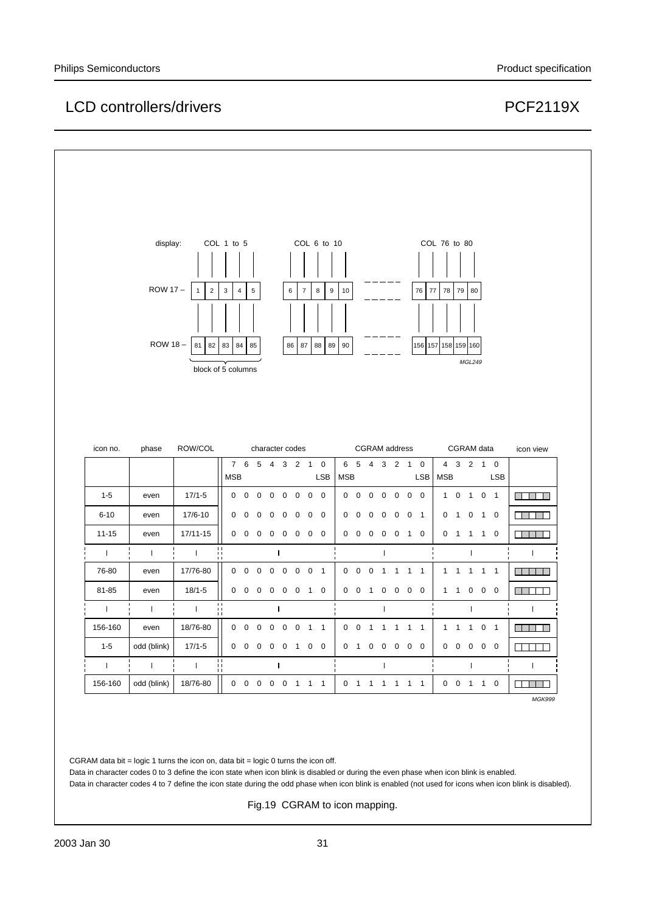display: COL 1 to 5 ... COL 6 to 10 ... COL 76 to 80

ROW 17 – 1 2 3 4 5 | 6 7 8 9 10 | ----- | 76 77 78 79 80

ROW 18 – 81 82 83 84 85 | 86 87 88 89 90 | ----- | 156 157 158 159 160

block of 5 columns

MGL249

| icon no. | phase | ROW/COL | character codes 7 6 5 4 3 2 1 0 (MSB ... LSB) | CGRAM address 6 5 4 3 2 1 0 (MSB ... LSB) | CGRAM data 4 3 2 1 0 (MSB ... LSB) | icon view |
|---|---|---|---|---|---|---|
| 1-5 | even | 17/1-5 | 0 0 0 0 0 0 0 0 | 0 0 0 0 0 0 0 | 1 0 1 0 1 | |
| 6-10 | even | 17/6-10 | 0 0 0 0 0 0 0 0 | 0 0 0 0 0 0 1 | 0 1 0 1 0 | |
| 11-15 | even | 17/11-15 | 0 0 0 0 0 0 0 0 | 0 0 0 0 0 1 0 | 0 1 1 1 0 | |
| ⋮ | ⋮ | ⋮ | ⋮ | ⋮ | ⋮ | ⋮ |
| 76-80 | even | 17/76-80 | 0 0 0 0 0 0 0 1 | 0 0 0 1 1 1 1 | 1 1 1 1 1 | |
| 81-85 | even | 18/1-5 | 0 0 0 0 0 0 1 0 | 0 0 1 0 0 0 0 | 1 1 0 0 0 | |
| ⋮ | ⋮ | ⋮ | ⋮ | ⋮ | ⋮ | ⋮ |
| 156-160 | even | 18/76-80 | 0 0 0 0 0 0 1 1 | 0 0 1 1 1 1 1 | 1 1 1 0 1 | |
| 1-5 | odd (blink) | 17/1-5 | 0 0 0 0 0 1 0 0 | 0 1 0 0 0 0 0 | 0 0 0 0 0 | |
| ⋮ | ⋮ | ⋮ | ⋮ | ⋮ | ⋮ | ⋮ |
| 156-160 | odd (blink) | 18/76-80 | 0 0 0 0 0 1 1 1 | 0 1 1 1 1 1 1 | 0 0 1 1 0 | |

MGK999

CGRAM data bit = logic 1 turns the icon on, data bit = logic 0 turns the icon off.

Data in character codes 0 to 3 define the icon state when icon blink is disabled or during the even phase when icon blink is enabled.

Data in character codes 4 to 7 define the icon state during the odd phase when icon blink is enabled (not used for icons when icon blink is disabled).

Fig.19 CGRAM to icon mapping.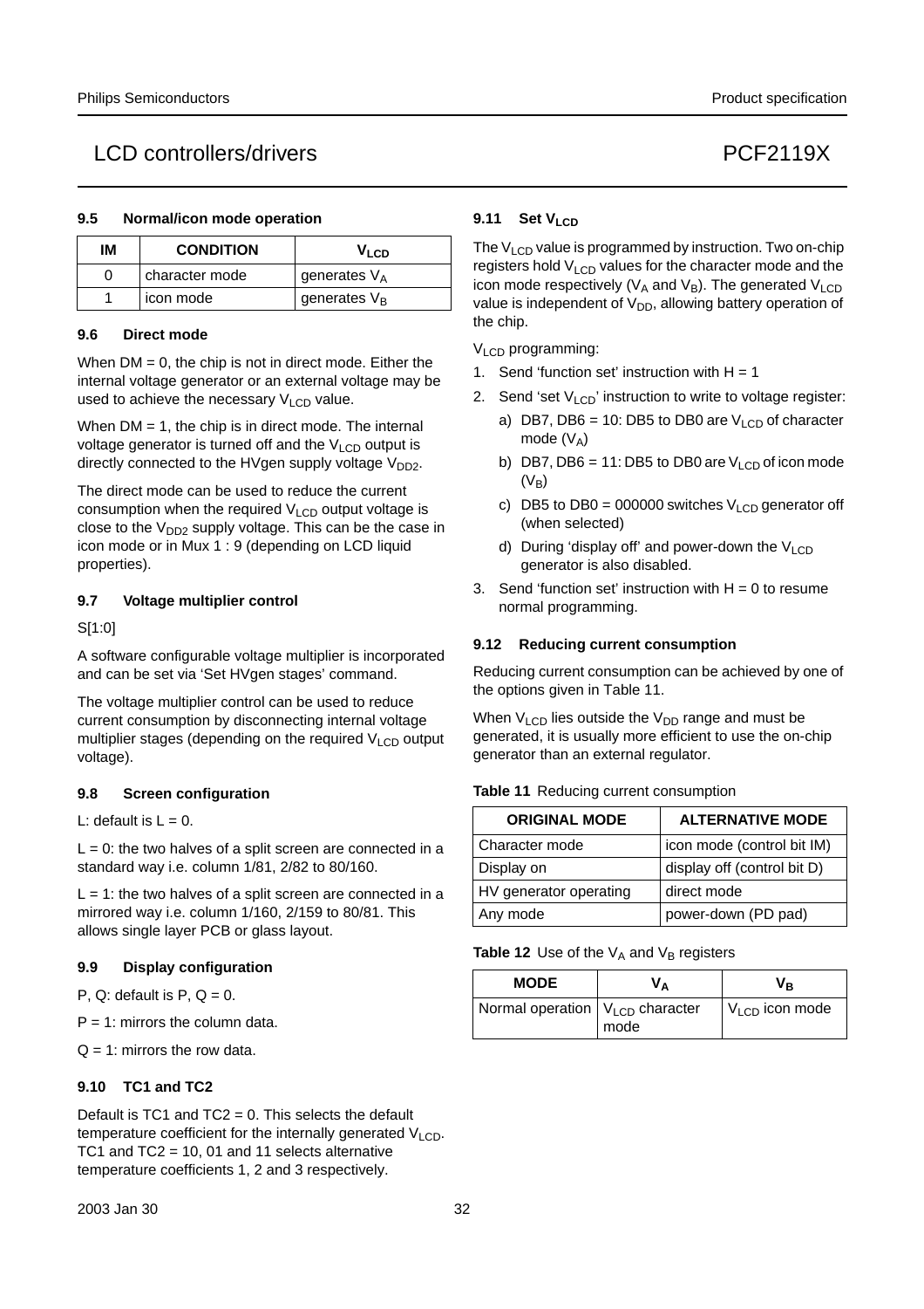### 9.5 Normal/icon mode operation

| IM | CONDITION | $V_{LCD}$ |
|---|---|---|
| 0 | character mode | generates $V_A$ |
| 1 | icon mode | generates $V_B$ |

### 9.6 Direct mode

When DM = 0, the chip is not in direct mode. Either the internal voltage generator or an external voltage may be used to achieve the necessary $V_{LCD}$ value.

When DM = 1, the chip is in direct mode. The internal voltage generator is turned off and the $V_{LCD}$ output is directly connected to the HVgen supply voltage $V_{DD2}$.

The direct mode can be used to reduce the current consumption when the required $V_{LCD}$ output voltage is close to the $V_{DD2}$ supply voltage. This can be the case in icon mode or in Mux 1 : 9 (depending on LCD liquid properties).

### 9.7 Voltage multiplier control

S[1:0]

A software configurable voltage multiplier is incorporated and can be set via 'Set HVgen stages' command.

The voltage multiplier control can be used to reduce current consumption by disconnecting internal voltage multiplier stages (depending on the required $V_{LCD}$ output voltage).

### 9.8 Screen configuration

L: default is L = 0.

L = 0: the two halves of a split screen are connected in a standard way i.e. column 1/81, 2/82 to 80/160.

L = 1: the two halves of a split screen are connected in a mirrored way i.e. column 1/160, 2/159 to 80/81. This allows single layer PCB or glass layout.

### 9.9 Display configuration

P, Q: default is P, Q = 0.

P = 1: mirrors the column data.

Q = 1: mirrors the row data.

### 9.10 TC1 and TC2

Default is TC1 and TC2 = 0. This selects the default temperature coefficient for the internally generated $V_{LCD}$. TC1 and TC2 = 10, 01 and 11 selects alternative temperature coefficients 1, 2 and 3 respectively.

### 9.11 Set $V_{LCD}$

The $V_{LCD}$ value is programmed by instruction. Two on-chip registers hold $V_{LCD}$ values for the character mode and the icon mode respectively ($V_A$ and $V_B$). The generated $V_{LCD}$ value is independent of $V_{DD}$, allowing battery operation of the chip.

$V_{LCD}$ programming:

1. Send 'function set' instruction with H = 1
2. Send 'set $V_{LCD}$' instruction to write to voltage register:
   a) DB7, DB6 = 10: DB5 to DB0 are $V_{LCD}$ of character mode ($V_A$)
   b) DB7, DB6 = 11: DB5 to DB0 are $V_{LCD}$ of icon mode ($V_B$)
   c) DB5 to DB0 = 000000 switches $V_{LCD}$ generator off (when selected)
   d) During 'display off' and power-down the $V_{LCD}$ generator is also disabled.
3. Send 'function set' instruction with H = 0 to resume normal programming.

### 9.12 Reducing current consumption

Reducing current consumption can be achieved by one of the options given in Table 11.

When $V_{LCD}$ lies outside the $V_{DD}$ range and must be generated, it is usually more efficient to use the on-chip generator than an external regulator.

**Table 11** Reducing current consumption

| ORIGINAL MODE | ALTERNATIVE MODE |
|---|---|
| Character mode | icon mode (control bit IM) |
| Display on | display off (control bit D) |
| HV generator operating | direct mode |
| Any mode | power-down (PD pad) |

**Table 12** Use of the $V_A$ and $V_B$ registers

| MODE | $V_A$ | $V_B$ |
|---|---|---|
| Normal operation | $V_{LCD}$ character mode | $V_{LCD}$ icon mode |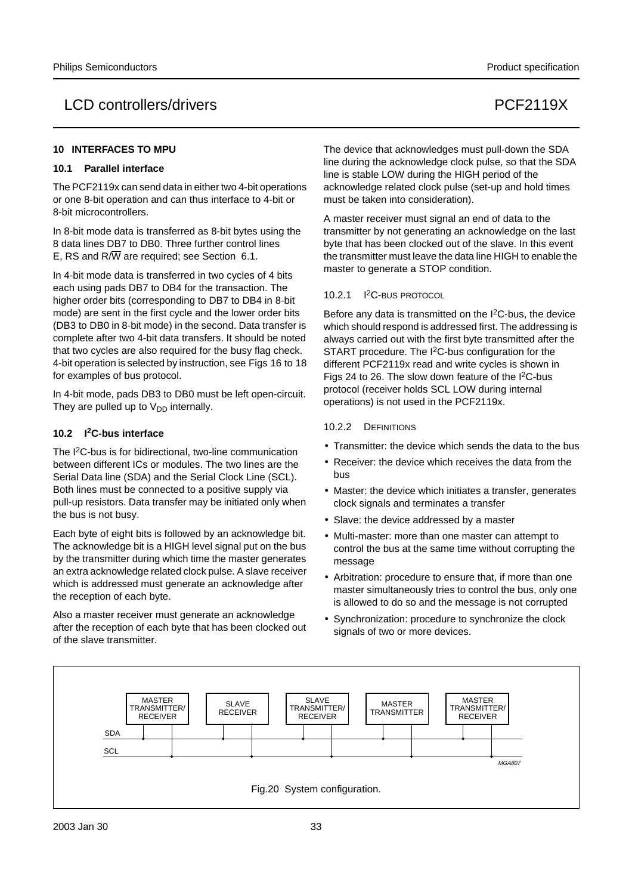## 10 INTERFACES TO MPU

### 10.1 Parallel interface

The PCF2119x can send data in either two 4-bit operations or one 8-bit operation and can thus interface to 4-bit or 8-bit microcontrollers.

In 8-bit mode data is transferred as 8-bit bytes using the 8 data lines DB7 to DB0. Three further control lines E, RS and R/$\overline{W}$ are required; see Section 6.1.

In 4-bit mode data is transferred in two cycles of 4 bits each using pads DB7 to DB4 for the transaction. The higher order bits (corresponding to DB7 to DB4 in 8-bit mode) are sent in the first cycle and the lower order bits (DB3 to DB0 in 8-bit mode) in the second. Data transfer is complete after two 4-bit data transfers. It should be noted that two cycles are also required for the busy flag check. 4-bit operation is selected by instruction, see Figs 16 to 18 for examples of bus protocol.

In 4-bit mode, pads DB3 to DB0 must be left open-circuit. They are pulled up to $V_{DD}$ internally.

### 10.2 I²C-bus interface

The I²C-bus is for bidirectional, two-line communication between different ICs or modules. The two lines are the Serial Data line (SDA) and the Serial Clock Line (SCL). Both lines must be connected to a positive supply via pull-up resistors. Data transfer may be initiated only when the bus is not busy.

Each byte of eight bits is followed by an acknowledge bit. The acknowledge bit is a HIGH level signal put on the bus by the transmitter during which time the master generates an extra acknowledge related clock pulse. A slave receiver which is addressed must generate an acknowledge after the reception of each byte.

Also a master receiver must generate an acknowledge after the reception of each byte that has been clocked out of the slave transmitter.

The device that acknowledges must pull-down the SDA line during the acknowledge clock pulse, so that the SDA line is stable LOW during the HIGH period of the acknowledge related clock pulse (set-up and hold times must be taken into consideration).

A master receiver must signal an end of data to the transmitter by not generating an acknowledge on the last byte that has been clocked out of the slave. In this event the transmitter must leave the data line HIGH to enable the master to generate a STOP condition.

#### 10.2.1 I²C-BUS PROTOCOL

Before any data is transmitted on the I²C-bus, the device which should respond is addressed first. The addressing is always carried out with the first byte transmitted after the START procedure. The I²C-bus configuration for the different PCF2119x read and write cycles is shown in Figs 24 to 26. The slow down feature of the I²C-bus protocol (receiver holds SCL LOW during internal operations) is not used in the PCF2119x.

#### 10.2.2 DEFINITIONS

- Transmitter: the device which sends the data to the bus
- Receiver: the device which receives the data from the bus
- Master: the device which initiates a transfer, generates clock signals and terminates a transfer
- Slave: the device addressed by a master
- Multi-master: more than one master can attempt to control the bus at the same time without corrupting the message
- Arbitration: procedure to ensure that, if more than one master simultaneously tries to control the bus, only one is allowed to do so and the message is not corrupted
- Synchronization: procedure to synchronize the clock signals of two or more devices.

MASTER TRANSMITTER/ RECEIVER | SLAVE RECEIVER | SLAVE TRANSMITTER/ RECEIVER | MASTER TRANSMITTER | MASTER TRANSMITTER/ RECEIVER

SDA

SCL

MGA807

Fig.20 System configuration.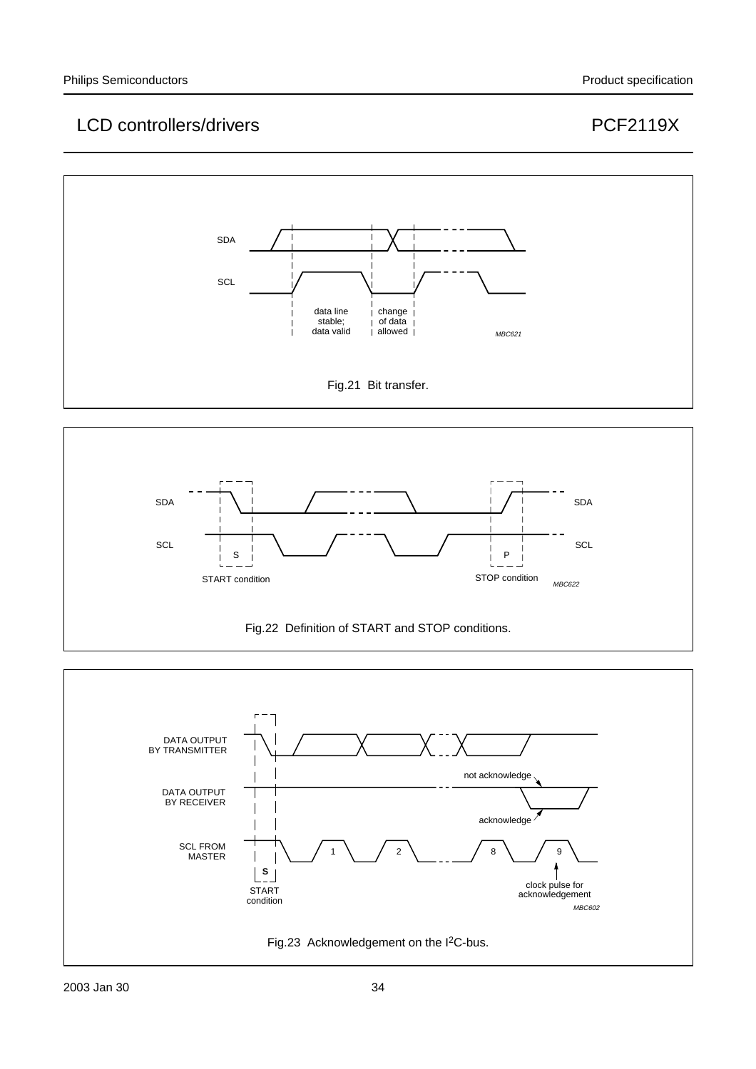Fig.21 Bit transfer.

Fig.22 Definition of START and STOP conditions.

Fig.23 Acknowledgement on the I²C-bus.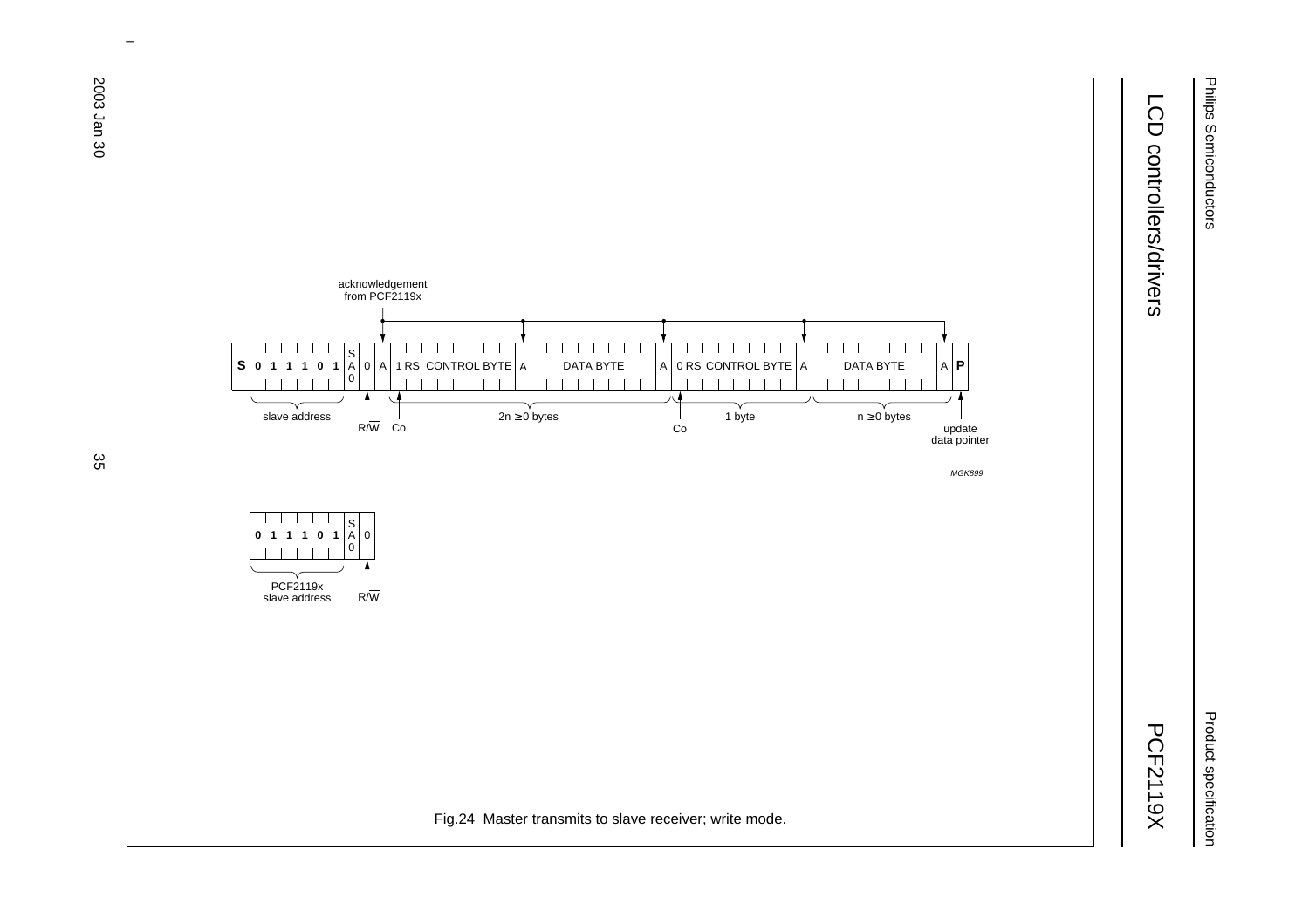acknowledgement from PCF2119x

| S | 0 1 1 1 0 1 | SA0 | 0 | A | 1 RS CONTROL BYTE | A | DATA BYTE | A | 0 RS CONTROL BYTE | A | DATA BYTE | A | P |
|---|---|---|---|---|---|---|---|---|---|---|---|---|---|

slave address — R/W — Co — 2n ≥ 0 bytes — Co — 1 byte — n ≥ 0 bytes — update data pointer

MGK899

| 0 1 1 1 0 1 | SA0 | 0 |
|---|---|---|

PCF2119x slave address — R/W

Fig.24 Master transmits to slave receiver; write mode.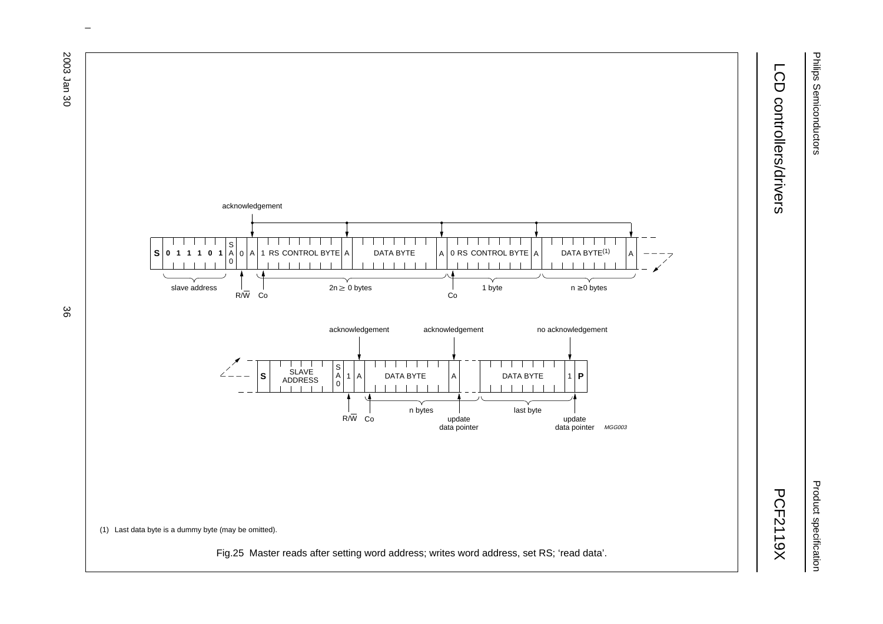(1) Last data byte is a dummy byte (may be omitted).

Fig.25 Master reads after setting word address; writes word address, set RS; ‘read data’.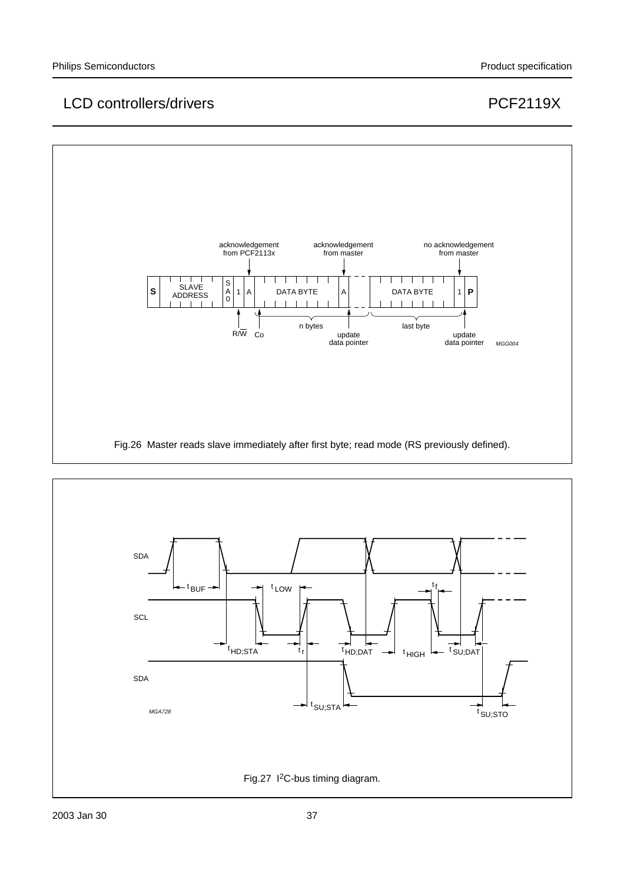Fig.26 Master reads slave immediately after first byte; read mode (RS previously defined).

Fig.27 I[2]C-bus timing diagram.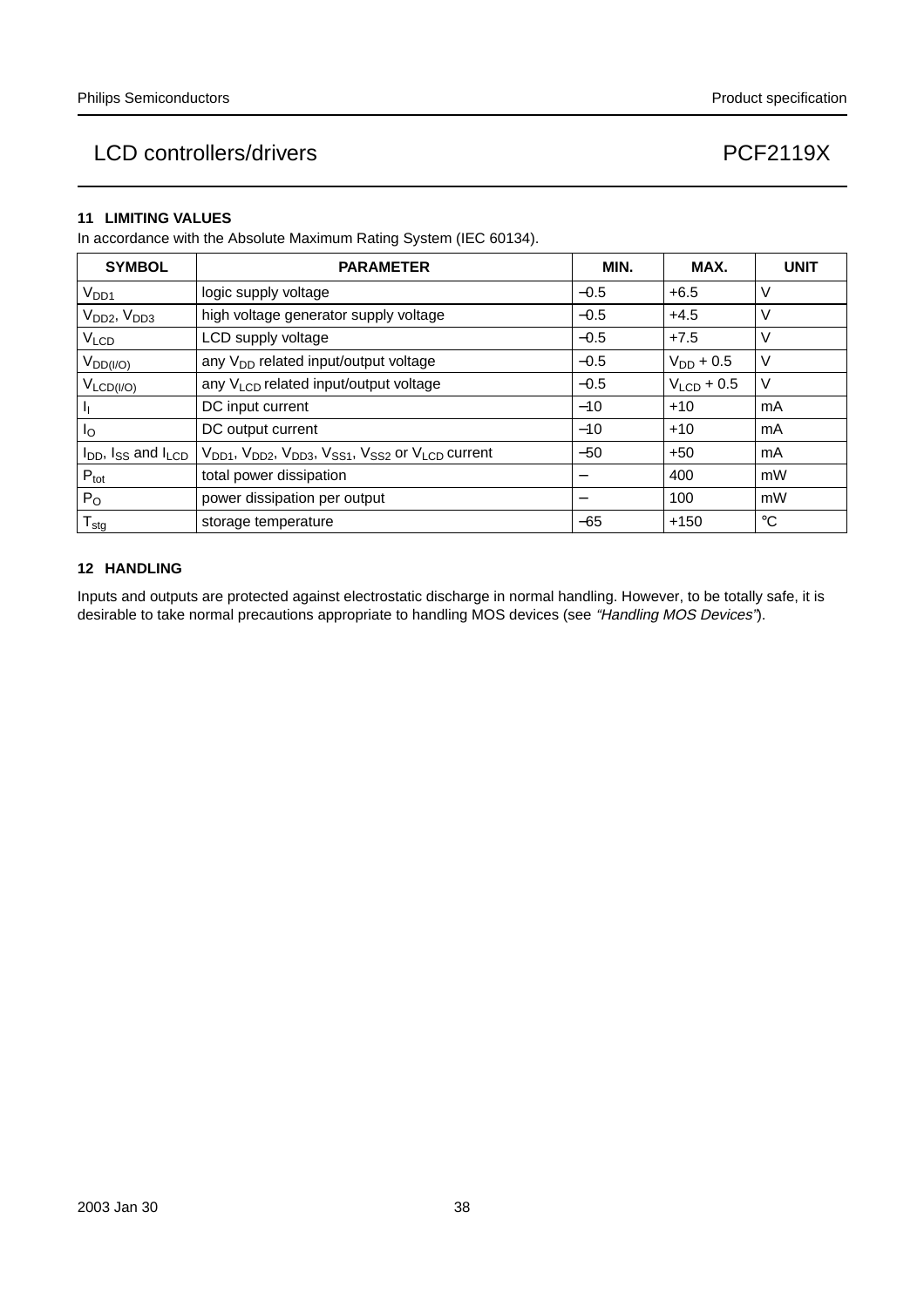## 11 LIMITING VALUES

In accordance with the Absolute Maximum Rating System (IEC 60134).

| SYMBOL | PARAMETER | MIN. | MAX. | UNIT |
|---|---|---|---|---|
| $V_{DD1}$ | logic supply voltage | −0.5 | +6.5 | V |
| $V_{DD2}$, $V_{DD3}$ | high voltage generator supply voltage | −0.5 | +4.5 | V |
| $V_{LCD}$ | LCD supply voltage | −0.5 | +7.5 | V |
| $V_{DD(I/O)}$ | any $V_{DD}$ related input/output voltage | −0.5 | $V_{DD}$ + 0.5 | V |
| $V_{LCD(I/O)}$ | any $V_{LCD}$ related input/output voltage | −0.5 | $V_{LCD}$ + 0.5 | V |
| $I_I$ | DC input current | −10 | +10 | mA |
| $I_O$ | DC output current | −10 | +10 | mA |
| $I_{DD}$, $I_{SS}$ and $I_{LCD}$ | $V_{DD1}$, $V_{DD2}$, $V_{DD3}$, $V_{SS1}$, $V_{SS2}$ or $V_{LCD}$ current | −50 | +50 | mA |
| $P_{tot}$ | total power dissipation | − | 400 | mW |
| $P_O$ | power dissipation per output | − | 100 | mW |
| $T_{stg}$ | storage temperature | −65 | +150 | °C |

## 12 HANDLING

Inputs and outputs are protected against electrostatic discharge in normal handling. However, to be totally safe, it is desirable to take normal precautions appropriate to handling MOS devices (see *"Handling MOS Devices"*).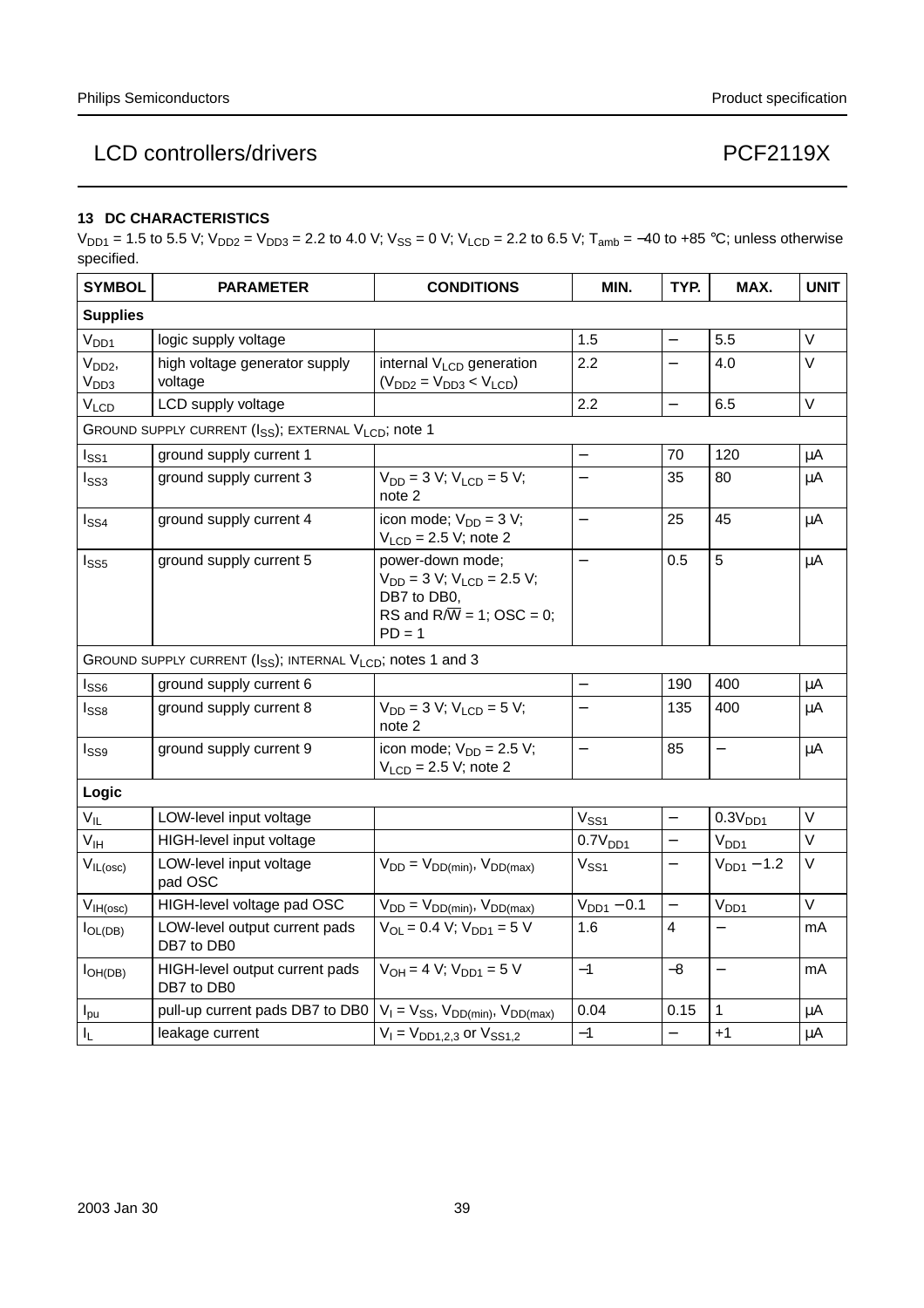## 13 DC CHARACTERISTICS

$V_{DD1}$ = 1.5 to 5.5 V; $V_{DD2}$ = $V_{DD3}$ = 2.2 to 4.0 V; $V_{SS}$ = 0 V; $V_{LCD}$ = 2.2 to 6.5 V; $T_{amb}$ = −40 to +85 °C; unless otherwise specified.

| SYMBOL | PARAMETER | CONDITIONS | MIN. | TYP. | MAX. | UNIT |
|---|---|---|---|---|---|---|
| **Supplies** | | | | | | |
| $V_{DD1}$ | logic supply voltage | | 1.5 | − | 5.5 | V |
| $V_{DD2}$, $V_{DD3}$ | high voltage generator supply voltage | internal $V_{LCD}$ generation ($V_{DD2} = V_{DD3} < V_{LCD}$) | 2.2 | − | 4.0 | V |
| $V_{LCD}$ | LCD supply voltage | | 2.2 | − | 6.5 | V |
| GROUND SUPPLY CURRENT ($I_{SS}$); EXTERNAL $V_{LCD}$; note 1 | | | | | | |
| $I_{SS1}$ | ground supply current 1 | | − | 70 | 120 | μA |
| $I_{SS3}$ | ground supply current 3 | $V_{DD}$ = 3 V; $V_{LCD}$ = 5 V; note 2 | − | 35 | 80 | μA |
| $I_{SS4}$ | ground supply current 4 | icon mode; $V_{DD}$ = 3 V; $V_{LCD}$ = 2.5 V; note 2 | − | 25 | 45 | μA |
| $I_{SS5}$ | ground supply current 5 | power-down mode; $V_{DD}$ = 3 V; $V_{LCD}$ = 2.5 V; DB7 to DB0, RS and $R/\overline{W}$ = 1; OSC = 0; PD = 1 | − | 0.5 | 5 | μA |
| GROUND SUPPLY CURRENT ($I_{SS}$); INTERNAL $V_{LCD}$; notes 1 and 3 | | | | | | |
| $I_{SS6}$ | ground supply current 6 | | − | 190 | 400 | μA |
| $I_{SS8}$ | ground supply current 8 | $V_{DD}$ = 3 V; $V_{LCD}$ = 5 V; note 2 | − | 135 | 400 | μA |
| $I_{SS9}$ | ground supply current 9 | icon mode; $V_{DD}$ = 2.5 V; $V_{LCD}$ = 2.5 V; note 2 | − | 85 | − | μA |
| **Logic** | | | | | | |
| $V_{IL}$ | LOW-level input voltage | | $V_{SS1}$ | − | $0.3V_{DD1}$ | V |
| $V_{IH}$ | HIGH-level input voltage | | $0.7V_{DD1}$ | − | $V_{DD1}$ | V |
| $V_{IL(osc)}$ | LOW-level input voltage pad OSC | $V_{DD} = V_{DD(min)}$, $V_{DD(max)}$ | $V_{SS1}$ | − | $V_{DD1} - 1.2$ | V |
| $V_{IH(osc)}$ | HIGH-level voltage pad OSC | $V_{DD} = V_{DD(min)}$, $V_{DD(max)}$ | $V_{DD1} - 0.1$ | − | $V_{DD1}$ | V |
| $I_{OL(DB)}$ | LOW-level output current pads DB7 to DB0 | $V_{OL}$ = 0.4 V; $V_{DD1}$ = 5 V | 1.6 | 4 | − | mA |
| $I_{OH(DB)}$ | HIGH-level output current pads DB7 to DB0 | $V_{OH}$ = 4 V; $V_{DD1}$ = 5 V | −1 | −8 | − | mA |
| $I_{pu}$ | pull-up current pads DB7 to DB0 | $V_I = V_{SS}$, $V_{DD(min)}$, $V_{DD(max)}$ | 0.04 | 0.15 | 1 | μA |
| $I_L$ | leakage current | $V_I = V_{DD1,2,3}$ or $V_{SS1,2}$ | −1 | − | +1 | μA |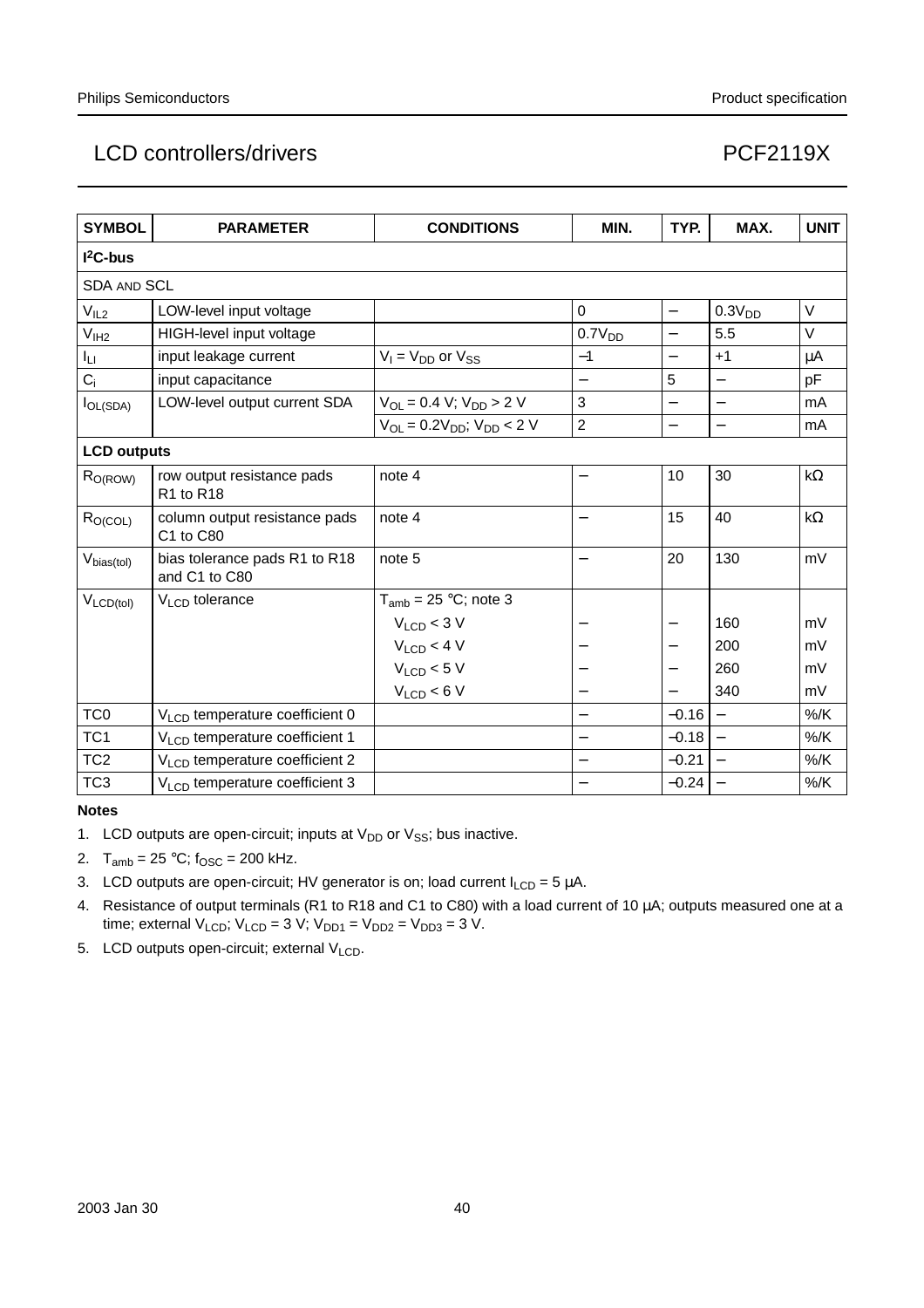| SYMBOL | PARAMETER | CONDITIONS | MIN. | TYP. | MAX. | UNIT |
|---|---|---|---|---|---|---|
| **$I^2C$-bus** | | | | | | |
| SDA AND SCL | | | | | | |
| $V_{IL2}$ | LOW-level input voltage | | 0 | – | $0.3V_{DD}$ | V |
| $V_{IH2}$ | HIGH-level input voltage | | $0.7V_{DD}$ | – | 5.5 | V |
| $I_{LI}$ | input leakage current | $V_I = V_{DD}$ or $V_{SS}$ | −1 | – | +1 | μA |
| $C_i$ | input capacitance | | – | 5 | – | pF |
| $I_{OL(SDA)}$ | LOW-level output current SDA | $V_{OL} = 0.4$ V; $V_{DD} > 2$ V | 3 | – | – | mA |
| | | $V_{OL} = 0.2V_{DD}$; $V_{DD} < 2$ V | 2 | – | – | mA |
| **LCD outputs** | | | | | | |
| $R_{O(ROW)}$ | row output resistance pads R1 to R18 | note 4 | – | 10 | 30 | kΩ |
| $R_{O(COL)}$ | column output resistance pads C1 to C80 | note 4 | – | 15 | 40 | kΩ |
| $V_{bias(tol)}$ | bias tolerance pads R1 to R18 and C1 to C80 | note 5 | – | 20 | 130 | mV |
| $V_{LCD(tol)}$ | $V_{LCD}$ tolerance | $T_{amb} = 25$ °C; note 3 | | | | |
| | | $V_{LCD} < 3$ V | – | – | 160 | mV |
| | | $V_{LCD} < 4$ V | – | – | 200 | mV |
| | | $V_{LCD} < 5$ V | – | – | 260 | mV |
| | | $V_{LCD} < 6$ V | – | – | 340 | mV |
| TC0 | $V_{LCD}$ temperature coefficient 0 | | – | −0.16 | – | %/K |
| TC1 | $V_{LCD}$ temperature coefficient 1 | | – | −0.18 | – | %/K |
| TC2 | $V_{LCD}$ temperature coefficient 2 | | – | −0.21 | – | %/K |
| TC3 | $V_{LCD}$ temperature coefficient 3 | | – | −0.24 | – | %/K |

**Notes**

1. LCD outputs are open-circuit; inputs at $V_{DD}$ or $V_{SS}$; bus inactive.
2. $T_{amb} = 25$ °C; $f_{OSC} = 200$ kHz.
3. LCD outputs are open-circuit; HV generator is on; load current $I_{LCD} = 5$ μA.
4. Resistance of output terminals (R1 to R18 and C1 to C80) with a load current of 10 μA; outputs measured one at a time; external $V_{LCD}$; $V_{LCD} = 3$ V; $V_{DD1} = V_{DD2} = V_{DD3} = 3$ V.
5. LCD outputs open-circuit; external $V_{LCD}$.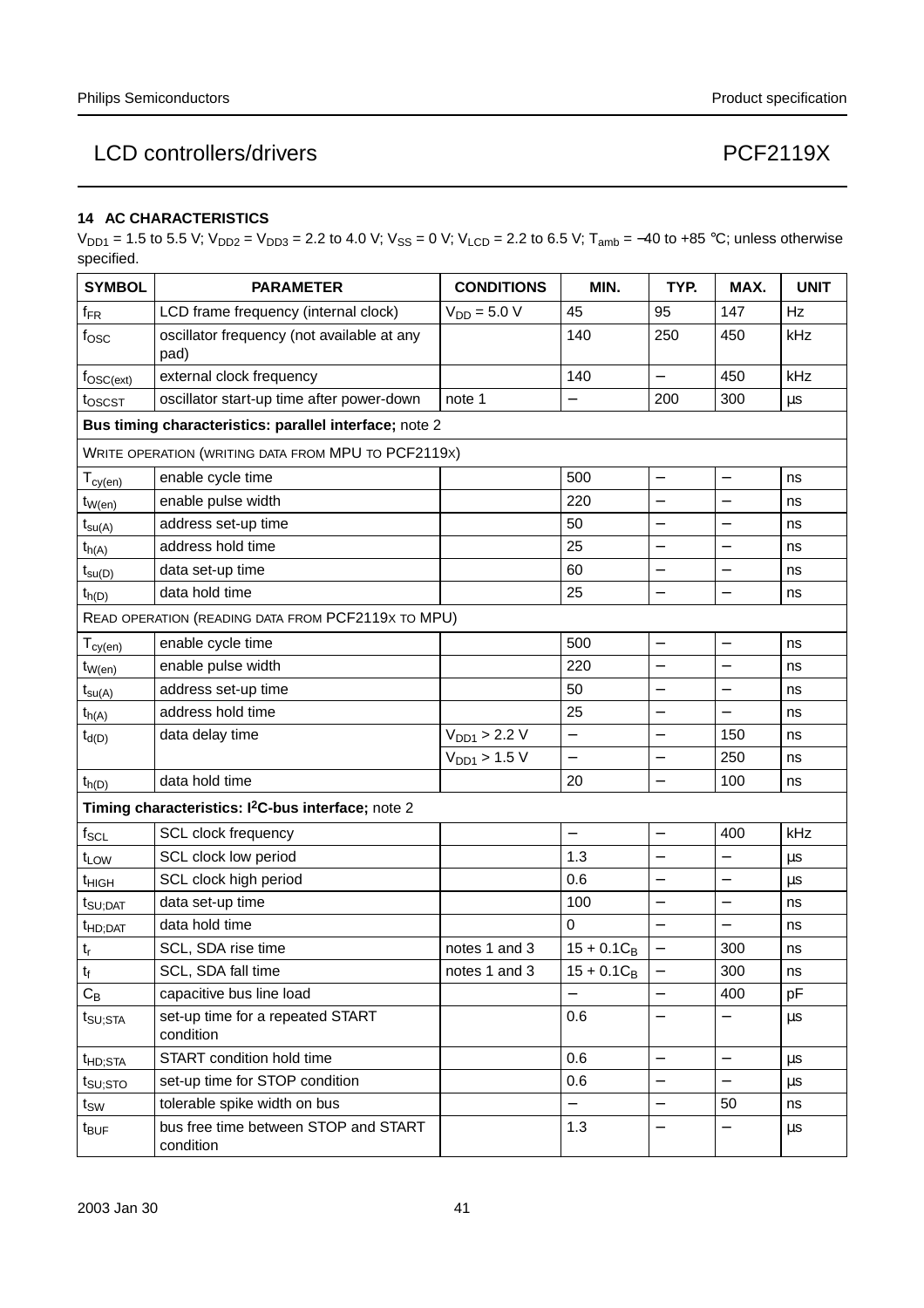## 14 AC CHARACTERISTICS

$V_{DD1}$ = 1.5 to 5.5 V; $V_{DD2}$ = $V_{DD3}$ = 2.2 to 4.0 V; $V_{SS}$ = 0 V; $V_{LCD}$ = 2.2 to 6.5 V; $T_{amb}$ = −40 to +85 °C; unless otherwise specified.

| SYMBOL | PARAMETER | CONDITIONS | MIN. | TYP. | MAX. | UNIT |
|---|---|---|---|---|---|---|
| $f_{FR}$ | LCD frame frequency (internal clock) | $V_{DD}$ = 5.0 V | 45 | 95 | 147 | Hz |
| $f_{OSC}$ | oscillator frequency (not available at any pad) | | 140 | 250 | 450 | kHz |
| $f_{OSC(ext)}$ | external clock frequency | | 140 | − | 450 | kHz |
| $t_{OSCST}$ | oscillator start-up time after power-down | note 1 | − | 200 | 300 | μs |
| **Bus timing characteristics: parallel interface;** note 2 | | | | | | |
| WRITE OPERATION (WRITING DATA FROM MPU TO PCF2119X) | | | | | | |
| $T_{cy(en)}$ | enable cycle time | | 500 | − | − | ns |
| $t_{W(en)}$ | enable pulse width | | 220 | − | − | ns |
| $t_{su(A)}$ | address set-up time | | 50 | − | − | ns |
| $t_{h(A)}$ | address hold time | | 25 | − | − | ns |
| $t_{su(D)}$ | data set-up time | | 60 | − | − | ns |
| $t_{h(D)}$ | data hold time | | 25 | − | − | ns |
| READ OPERATION (READING DATA FROM PCF2119X TO MPU) | | | | | | |
| $T_{cy(en)}$ | enable cycle time | | 500 | − | − | ns |
| $t_{W(en)}$ | enable pulse width | | 220 | − | − | ns |
| $t_{su(A)}$ | address set-up time | | 50 | − | − | ns |
| $t_{h(A)}$ | address hold time | | 25 | − | − | ns |
| $t_{d(D)}$ | data delay time | $V_{DD1}$ > 2.2 V | − | − | 150 | ns |
| | | $V_{DD1}$ > 1.5 V | − | − | 250 | ns |
| $t_{h(D)}$ | data hold time | | 20 | − | 100 | ns |
| **Timing characteristics: I²C-bus interface;** note 2 | | | | | | |
| $f_{SCL}$ | SCL clock frequency | | − | − | 400 | kHz |
| $t_{LOW}$ | SCL clock low period | | 1.3 | − | − | μs |
| $t_{HIGH}$ | SCL clock high period | | 0.6 | − | − | μs |
| $t_{SU;DAT}$ | data set-up time | | 100 | − | − | ns |
| $t_{HD;DAT}$ | data hold time | | 0 | − | − | ns |
| $t_r$ | SCL, SDA rise time | notes 1 and 3 | $15 + 0.1C_B$ | − | 300 | ns |
| $t_f$ | SCL, SDA fall time | notes 1 and 3 | $15 + 0.1C_B$ | − | 300 | ns |
| $C_B$ | capacitive bus line load | | − | − | 400 | pF |
| $t_{SU;STA}$ | set-up time for a repeated START condition | | 0.6 | − | − | μs |
| $t_{HD;STA}$ | START condition hold time | | 0.6 | − | − | μs |
| $t_{SU;STO}$ | set-up time for STOP condition | | 0.6 | − | − | μs |
| $t_{SW}$ | tolerable spike width on bus | | − | − | 50 | ns |
| $t_{BUF}$ | bus free time between STOP and START condition | | 1.3 | − | − | μs |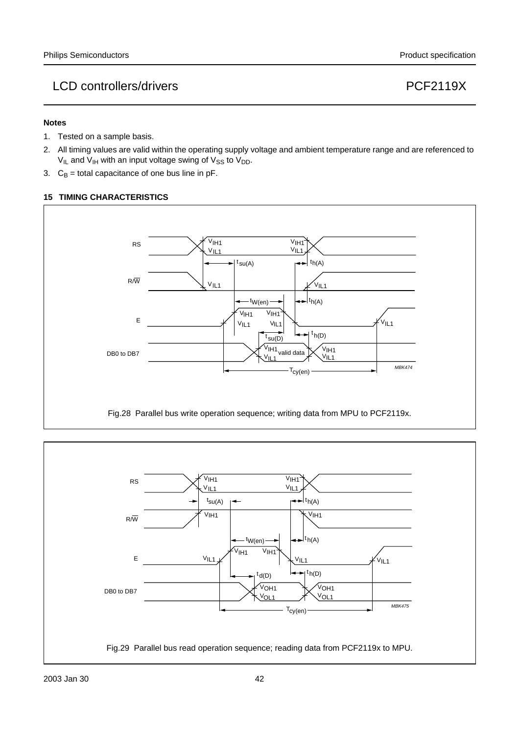**Notes**

1. Tested on a sample basis.
2. All timing values are valid within the operating supply voltage and ambient temperature range and are referenced to $V_{IL}$ and $V_{IH}$ with an input voltage swing of $V_{SS}$ to $V_{DD}$.
3. $C_B$ = total capacitance of one bus line in pF.

## 15 TIMING CHARACTERISTICS

Fig.28 Parallel bus write operation sequence; writing data from MPU to PCF2119x.

Fig.29 Parallel bus read operation sequence; reading data from PCF2119x to MPU.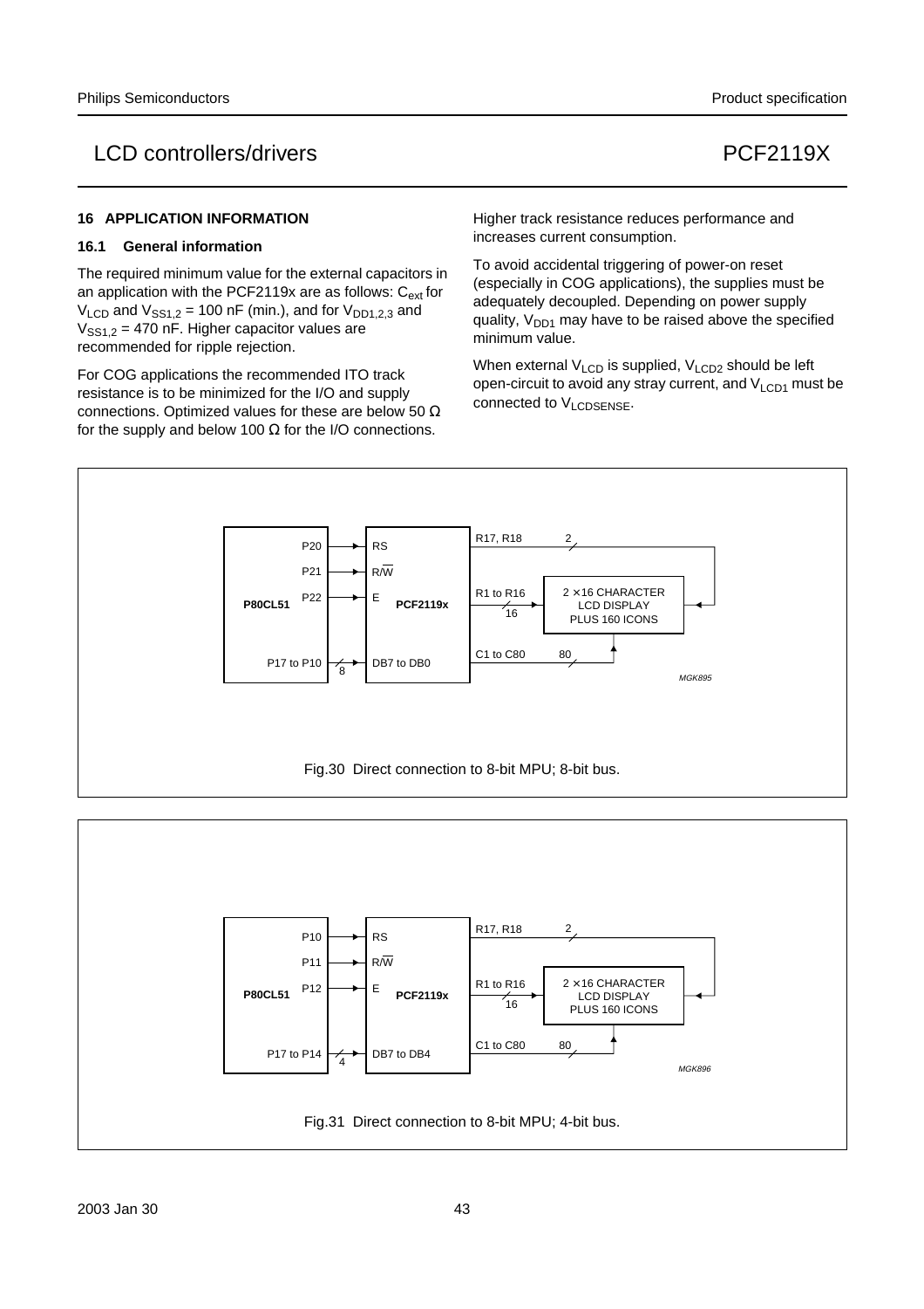## 16 APPLICATION INFORMATION

### 16.1 General information

The required minimum value for the external capacitors in an application with the PCF2119x are as follows: $C_{ext}$ for $V_{LCD}$ and $V_{SS1,2}$ = 100 nF (min.), and for $V_{DD1,2,3}$ and $V_{SS1,2}$ = 470 nF. Higher capacitor values are recommended for ripple rejection.

For COG applications the recommended ITO track resistance is to be minimized for the I/O and supply connections. Optimized values for these are below 50 Ω for the supply and below 100 Ω for the I/O connections. Higher track resistance reduces performance and increases current consumption.

To avoid accidental triggering of power-on reset (especially in COG applications), the supplies must be adequately decoupled. Depending on power supply quality, $V_{DD1}$ may have to be raised above the specified minimum value.

When external $V_{LCD}$ is supplied, $V_{LCD2}$ should be left open-circuit to avoid any stray current, and $V_{LCD1}$ must be connected to $V_{LCDSENSE}$.

Fig.30 Direct connection to 8-bit MPU; 8-bit bus.

Fig.31 Direct connection to 8-bit MPU; 4-bit bus.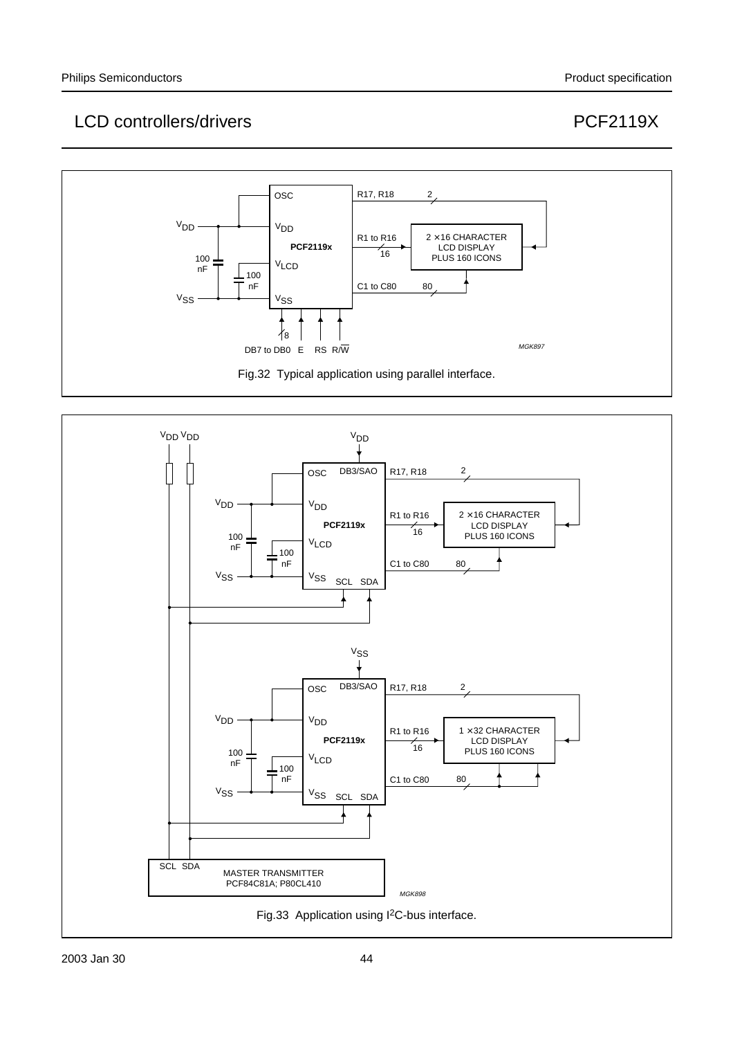Fig.32 Typical application using parallel interface.

Fig.33 Application using $I^2C$-bus interface.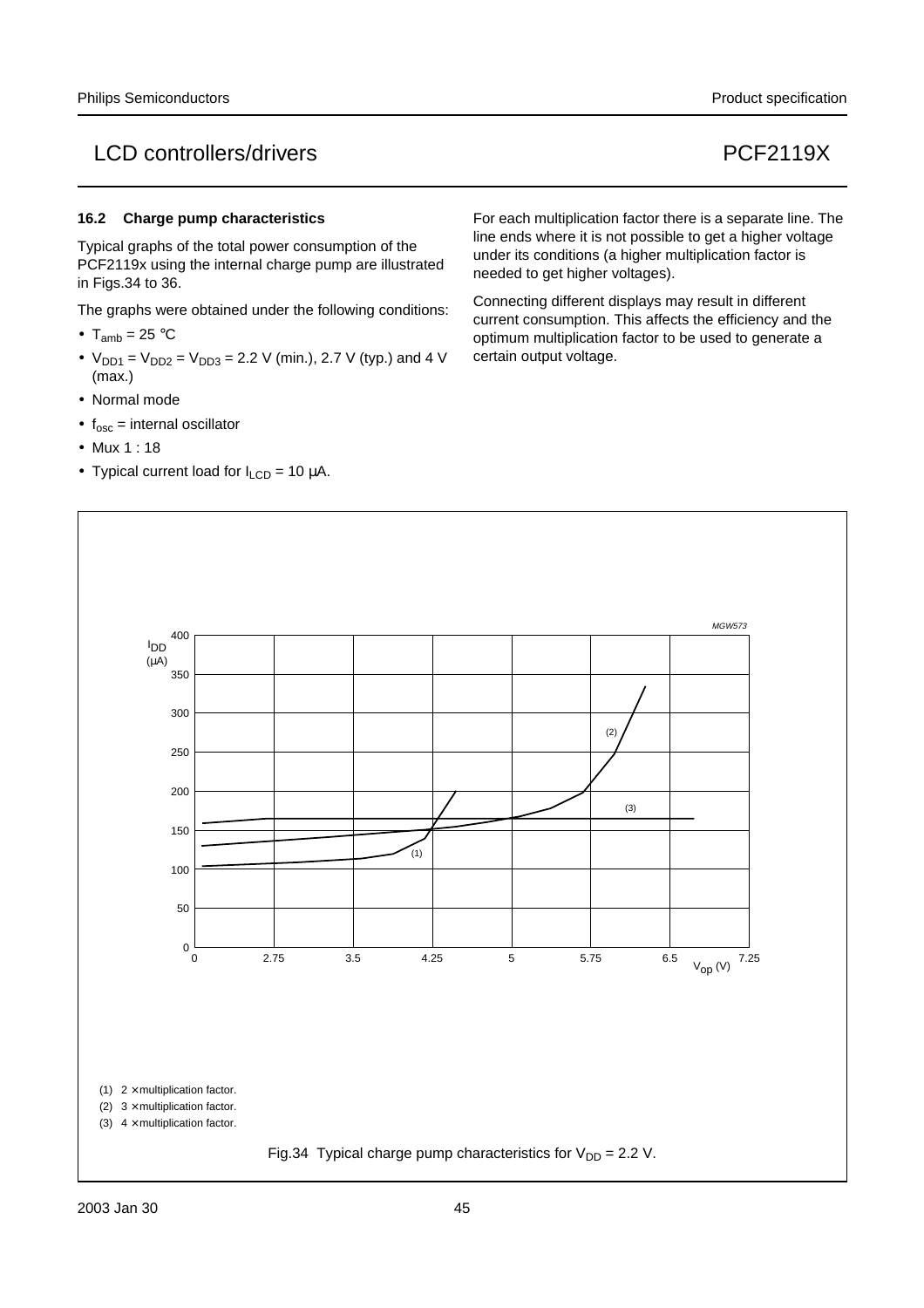### 16.2 Charge pump characteristics

Typical graphs of the total power consumption of the PCF2119x using the internal charge pump are illustrated in Figs.34 to 36.

The graphs were obtained under the following conditions:

- $T_{amb}$ = 25 °C
- $V_{DD1}$ = $V_{DD2}$ = $V_{DD3}$ = 2.2 V (min.), 2.7 V (typ.) and 4 V (max.)
- Normal mode
- $f_{osc}$ = internal oscillator
- Mux 1 : 18
- Typical current load for $I_{LCD}$ = 10 μA.

For each multiplication factor there is a separate line. The line ends where it is not possible to get a higher voltage under its conditions (a higher multiplication factor is needed to get higher voltages).

Connecting different displays may result in different current consumption. This affects the efficiency and the optimum multiplication factor to be used to generate a certain output voltage.

(1) 2 × multiplication factor.

(2) 3 × multiplication factor.

(3) 4 × multiplication factor.

Fig.34 Typical charge pump characteristics for $V_{DD}$ = 2.2 V.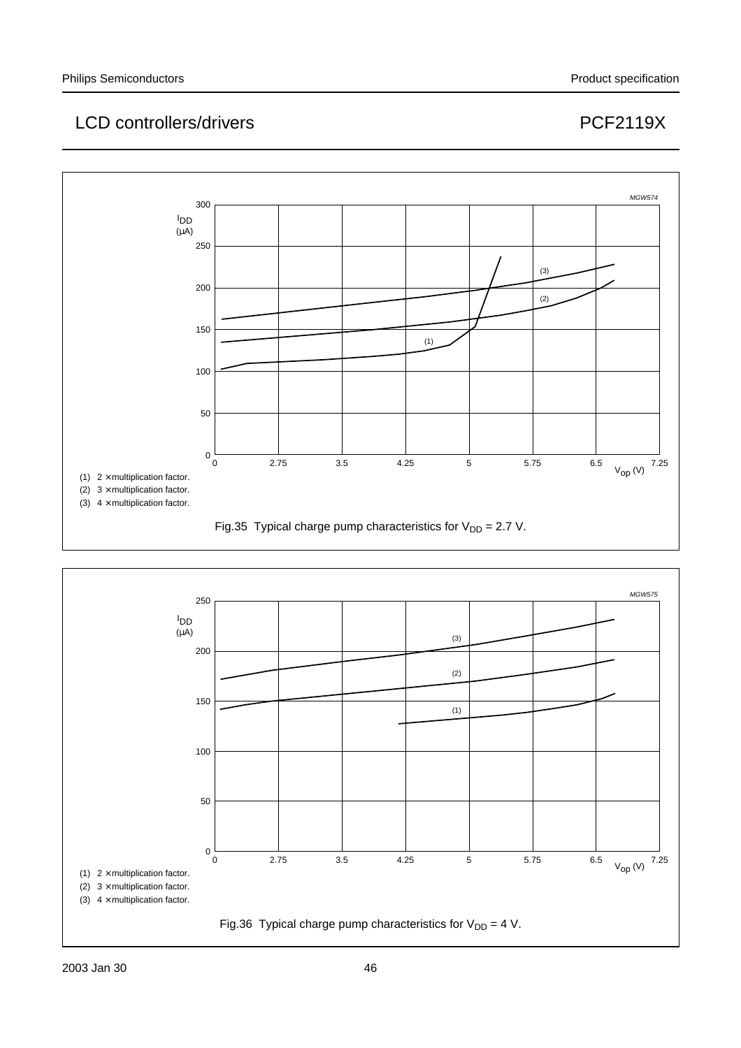MGW574

(1) 2 × multiplication factor.

(2) 3 × multiplication factor.

(3) 4 × multiplication factor.

Fig.35 Typical charge pump characteristics for $V_{DD}$ = 2.7 V.

MGW575

(1) 2 × multiplication factor.

(2) 3 × multiplication factor.

(3) 4 × multiplication factor.

Fig.36 Typical charge pump characteristics for $V_{DD}$ = 4 V.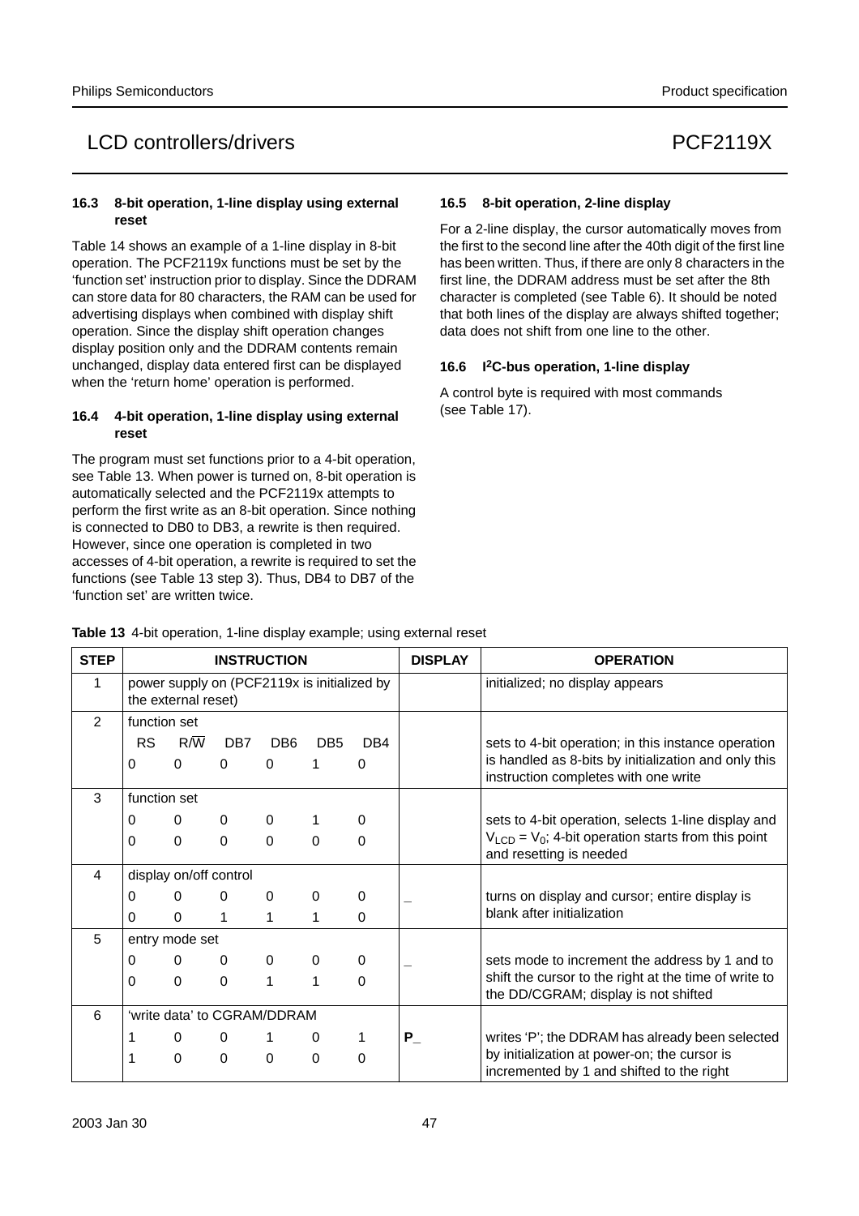### 16.3 8-bit operation, 1-line display using external reset

Table 14 shows an example of a 1-line display in 8-bit operation. The PCF2119x functions must be set by the 'function set' instruction prior to display. Since the DDRAM can store data for 80 characters, the RAM can be used for advertising displays when combined with display shift operation. Since the display shift operation changes display position only and the DDRAM contents remain unchanged, display data entered first can be displayed when the 'return home' operation is performed.

### 16.4 4-bit operation, 1-line display using external reset

The program must set functions prior to a 4-bit operation, see Table 13. When power is turned on, 8-bit operation is automatically selected and the PCF2119x attempts to perform the first write as an 8-bit operation. Since nothing is connected to DB0 to DB3, a rewrite is then required. However, since one operation is completed in two accesses of 4-bit operation, a rewrite is required to set the functions (see Table 13 step 3). Thus, DB4 to DB7 of the 'function set' are written twice.

### 16.5 8-bit operation, 2-line display

For a 2-line display, the cursor automatically moves from the first to the second line after the 40th digit of the first line has been written. Thus, if there are only 8 characters in the first line, the DDRAM address must be set after the 8th character is completed (see Table 6). It should be noted that both lines of the display are always shifted together; data does not shift from one line to the other.

### 16.6 I²C-bus operation, 1-line display

A control byte is required with most commands (see Table 17).

**Table 13** 4-bit operation, 1-line display example; using external reset

| STEP | INSTRUCTION | | | | | | DISPLAY | OPERATION |
|---|---|---|---|---|---|---|---|---|
| 1 | power supply on (PCF2119x is initialized by the external reset) | | | | | | | initialized; no display appears |
| 2 | function set | | | | | | | |
| | RS | R/$\overline{W}$ | DB7 | DB6 | DB5 | DB4 | | sets to 4-bit operation; in this instance operation is handled as 8-bits by initialization and only this instruction completes with one write |
| | 0 | 0 | 0 | 0 | 1 | 0 | | |
| 3 | function set | | | | | | | |
| | 0 | 0 | 0 | 0 | 1 | 0 | | sets to 4-bit operation, selects 1-line display and $V_{LCD} = V_0$; 4-bit operation starts from this point and resetting is needed |
| | 0 | 0 | 0 | 0 | 0 | 0 | | |
| 4 | display on/off control | | | | | | | |
| | 0 | 0 | 0 | 0 | 0 | 0 | _ | turns on display and cursor; entire display is blank after initialization |
| | 0 | 0 | 1 | 1 | 1 | 0 | | |
| 5 | entry mode set | | | | | | | |
| | 0 | 0 | 0 | 0 | 0 | 0 | _ | sets mode to increment the address by 1 and to shift the cursor to the right at the time of write to the DD/CGRAM; display is not shifted |
| | 0 | 0 | 0 | 1 | 1 | 0 | | |
| 6 | 'write data' to CGRAM/DDRAM | | | | | | | |
| | 1 | 0 | 0 | 1 | 0 | 1 | **P**_ | writes 'P'; the DDRAM has already been selected by initialization at power-on; the cursor is incremented by 1 and shifted to the right |
| | 1 | 0 | 0 | 0 | 0 | 0 | | |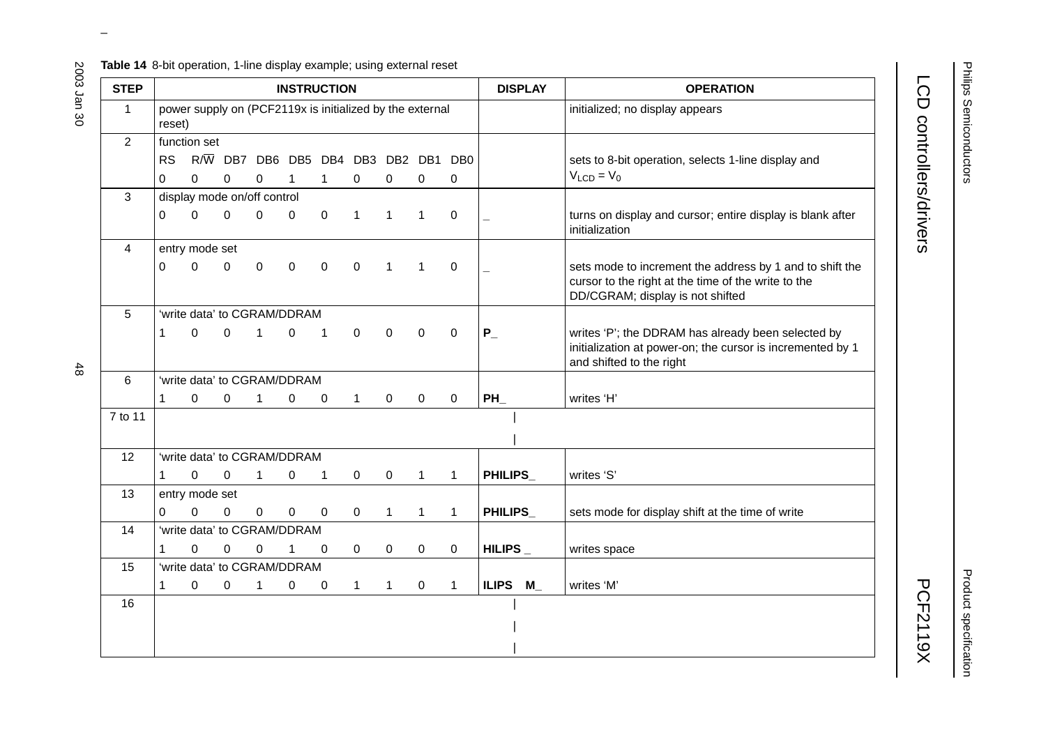**Table 14** 8-bit operation, 1-line display example; using external reset

| STEP | INSTRUCTION | | | | | | | | | | DISPLAY | OPERATION |
|---|---|---|---|---|---|---|---|---|---|---|---|---|
| 1 | power supply on (PCF2119x is initialized by the external reset) | | | | | | | | | | | initialized; no display appears |
| 2 | function set | | | | | | | | | | | |
| | RS | R/$\overline{W}$ | DB7 | DB6 | DB5 | DB4 | DB3 | DB2 | DB1 | DB0 | | sets to 8-bit operation, selects 1-line display and $V_{LCD} = V_0$ |
| | 0 | 0 | 0 | 0 | 1 | 1 | 0 | 0 | 0 | 0 | | |
| 3 | display mode on/off control | | | | | | | | | | | |
| | 0 | 0 | 0 | 0 | 0 | 0 | 1 | 1 | 1 | 0 | _ | turns on display and cursor; entire display is blank after initialization |
| 4 | entry mode set | | | | | | | | | | | |
| | 0 | 0 | 0 | 0 | 0 | 0 | 0 | 1 | 1 | 0 | _ | sets mode to increment the address by 1 and to shift the cursor to the right at the time of the write to the DD/CGRAM; display is not shifted |
| 5 | 'write data' to CGRAM/DDRAM | | | | | | | | | | | |
| | 1 | 0 | 0 | 1 | 0 | 1 | 0 | 0 | 0 | 0 | **P_** | writes 'P'; the DDRAM has already been selected by initialization at power-on; the cursor is incremented by 1 and shifted to the right |
| 6 | 'write data' to CGRAM/DDRAM | | | | | | | | | | | |
| | 1 | 0 | 0 | 1 | 0 | 0 | 1 | 0 | 0 | 0 | **PH_** | writes 'H' |
| 7 to 11 | \| | | | | | | | | | | | |
| 12 | 'write data' to CGRAM/DDRAM | | | | | | | | | | | |
| | 1 | 0 | 0 | 1 | 0 | 1 | 0 | 0 | 1 | 1 | **PHILIPS_** | writes 'S' |
| 13 | entry mode set | | | | | | | | | | | |
| | 0 | 0 | 0 | 0 | 0 | 0 | 0 | 1 | 1 | 1 | **PHILIPS_** | sets mode for display shift at the time of write |
| 14 | 'write data' to CGRAM/DDRAM | | | | | | | | | | | |
| | 1 | 0 | 0 | 0 | 1 | 0 | 0 | 0 | 0 | 0 | **HILIPS _** | writes space |
| 15 | 'write data' to CGRAM/DDRAM | | | | | | | | | | | |
| | 1 | 0 | 0 | 1 | 0 | 0 | 1 | 1 | 0 | 1 | **ILIPS M_** | writes 'M' |
| 16 | \| | | | | | | | | | | | |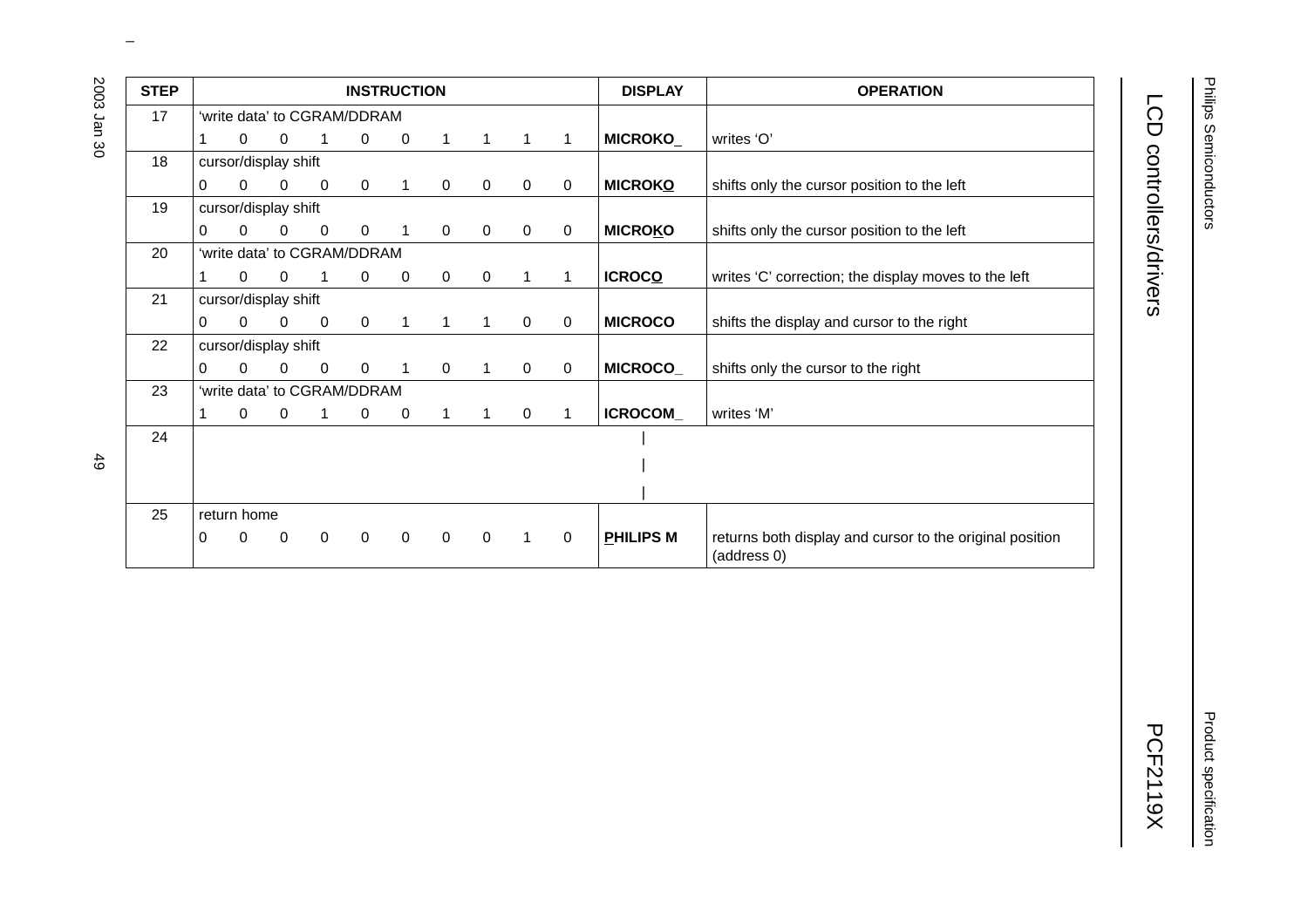| STEP | INSTRUCTION | DISPLAY | OPERATION |
|---|---|---|---|
| 17 | 'write data' to CGRAM/DDRAM<br>1 0 0 1 0 0 1 1 1 1 | **MICROKO_** | writes 'O' |
| 18 | cursor/display shift<br>0 0 0 0 0 1 0 0 0 0 | **MICROKO** (cursor under O) | shifts only the cursor position to the left |
| 19 | cursor/display shift<br>0 0 0 0 0 1 0 0 0 0 | **MICROKO** (cursor under K) | shifts only the cursor position to the left |
| 20 | 'write data' to CGRAM/DDRAM<br>1 0 0 1 0 0 0 0 1 1 | **ICROCO** (cursor under O) | writes 'C' correction; the display moves to the left |
| 21 | cursor/display shift<br>0 0 0 0 0 1 1 1 0 0 | **MICROCO** | shifts the display and cursor to the right |
| 22 | cursor/display shift<br>0 0 0 0 0 1 0 1 0 0 | **MICROCO_** | shifts only the cursor to the right |
| 23 | 'write data' to CGRAM/DDRAM<br>1 0 0 1 0 0 1 1 0 1 | **ICROCOM_** | writes 'M' |
| 24 | \|<br>\|<br>\| | | |
| 25 | return home<br>0 0 0 0 0 0 0 0 1 0 | **PHILIPS M** (cursor under P) | returns both display and cursor to the original position (address 0) |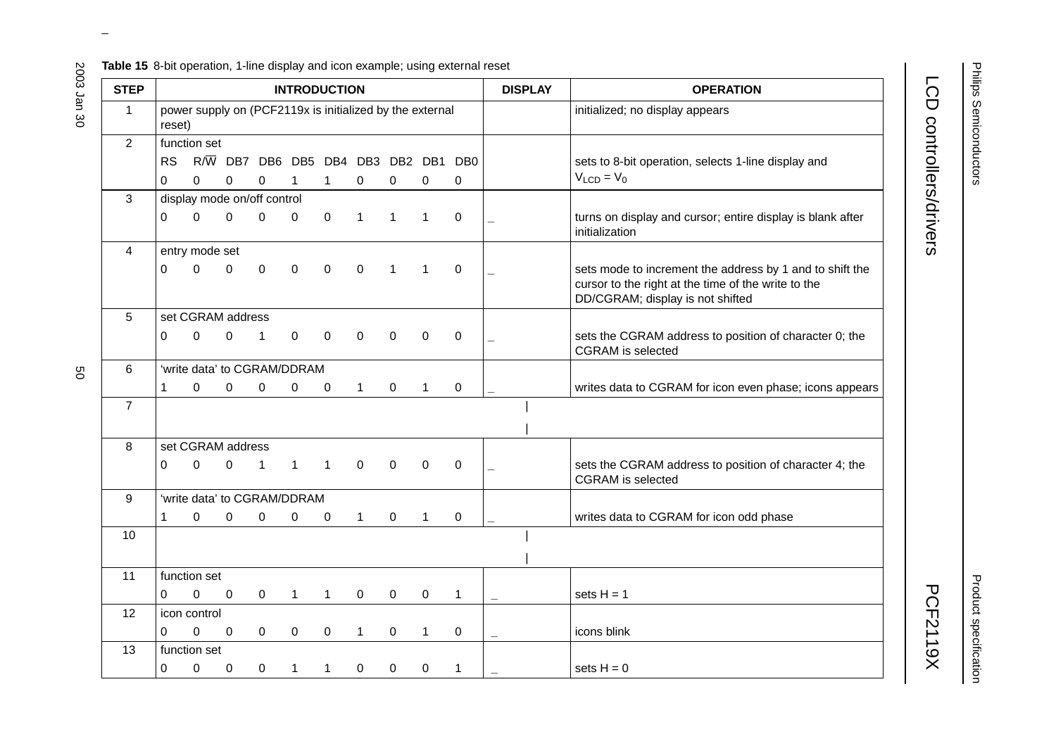**Table 15** 8-bit operation, 1-line display and icon example; using external reset

| STEP | INTRODUCTION | | | | | | | | | | DISPLAY | OPERATION |
|---|---|---|---|---|---|---|---|---|---|---|---|---|
| 1 | power supply on (PCF2119x is initialized by the external reset) | | | | | | | | | | | initialized; no display appears |
| 2 | function set | | | | | | | | | | | |
| | RS | R/$\overline{W}$ | DB7 | DB6 | DB5 | DB4 | DB3 | DB2 | DB1 | DB0 | | |
| | 0 | 0 | 0 | 0 | 1 | 1 | 0 | 0 | 0 | 0 | | sets to 8-bit operation, selects 1-line display and $V_{LCD} = V_0$ |
| 3 | display mode on/off control | | | | | | | | | | | |
| | 0 | 0 | 0 | 0 | 0 | 0 | 1 | 1 | 1 | 0 | _ | turns on display and cursor; entire display is blank after initialization |
| 4 | entry mode set | | | | | | | | | | | |
| | 0 | 0 | 0 | 0 | 0 | 0 | 0 | 1 | 1 | 0 | _ | sets mode to increment the address by 1 and to shift the cursor to the right at the time of the write to the DD/CGRAM; display is not shifted |
| 5 | set CGRAM address | | | | | | | | | | | |
| | 0 | 0 | 0 | 1 | 0 | 0 | 0 | 0 | 0 | 0 | _ | sets the CGRAM address to position of character 0; the CGRAM is selected |
| 6 | 'write data' to CGRAM/DDRAM | | | | | | | | | | | |
| | 1 | 0 | 0 | 0 | 0 | 0 | 1 | 0 | 1 | 0 | _ | writes data to CGRAM for icon even phase; icons appears |
| 7 | \| | | | | | | | | | | | |
| | \| | | | | | | | | | | | |
| 8 | set CGRAM address | | | | | | | | | | | |
| | 0 | 0 | 0 | 1 | 1 | 1 | 0 | 0 | 0 | 0 | _ | sets the CGRAM address to position of character 4; the CGRAM is selected |
| 9 | 'write data' to CGRAM/DDRAM | | | | | | | | | | | |
| | 1 | 0 | 0 | 0 | 0 | 0 | 1 | 0 | 1 | 0 | _ | writes data to CGRAM for icon odd phase |
| 10 | \| | | | | | | | | | | | |
| | \| | | | | | | | | | | | |
| 11 | function set | | | | | | | | | | | |
| | 0 | 0 | 0 | 0 | 1 | 1 | 0 | 0 | 0 | 1 | _ | sets H = 1 |
| 12 | icon control | | | | | | | | | | | |
| | 0 | 0 | 0 | 0 | 0 | 0 | 1 | 0 | 1 | 0 | _ | icons blink |
| 13 | function set | | | | | | | | | | | |
| | 0 | 0 | 0 | 0 | 1 | 1 | 0 | 0 | 0 | 1 | _ | sets H = 0 |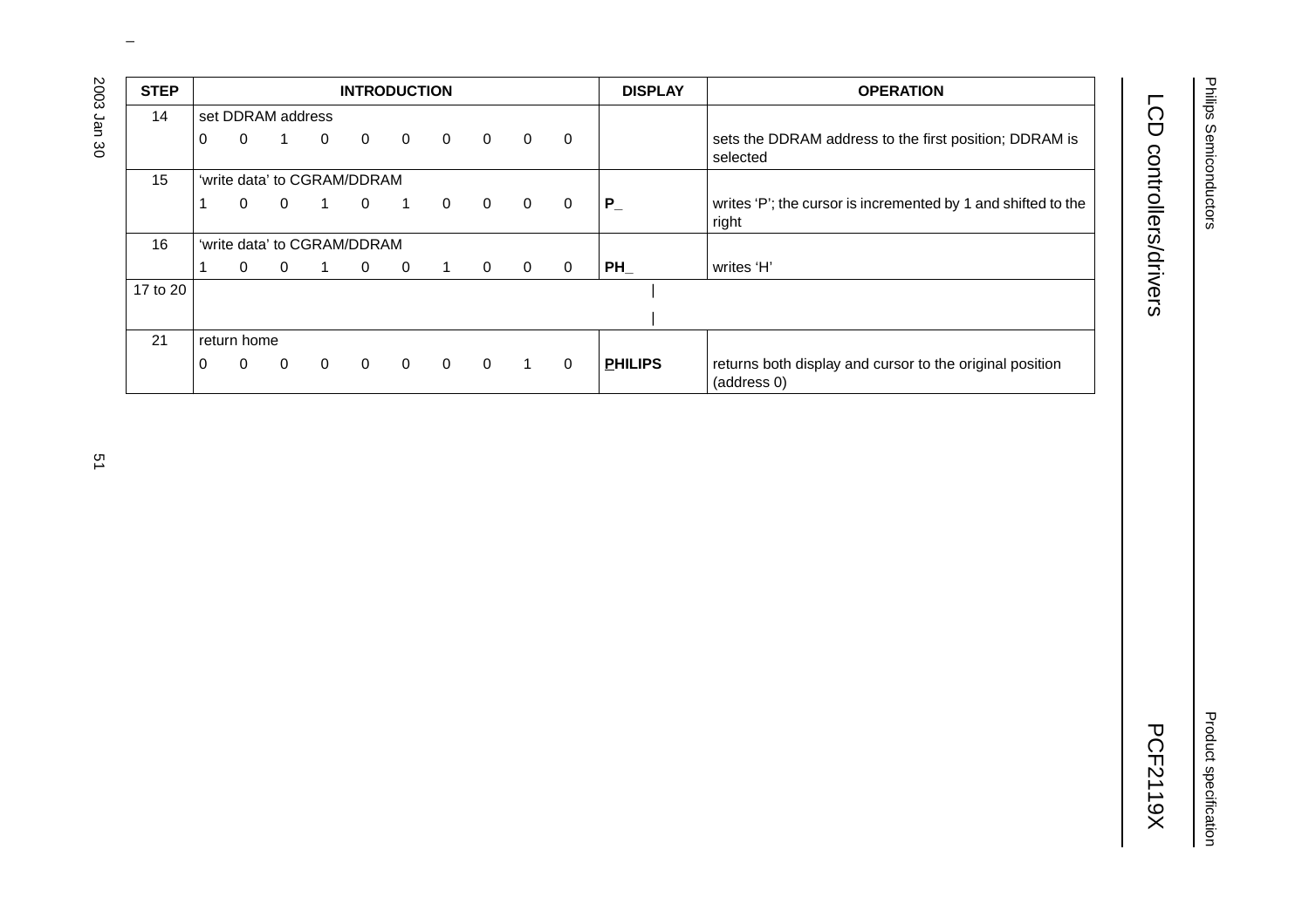| STEP | INTRODUCTION | DISPLAY | OPERATION |
|---|---|---|---|
| 14 | set DDRAM address<br>0 0 1 0 0 0 0 0 0 0 | | sets the DDRAM address to the first position; DDRAM is selected |
| 15 | 'write data' to CGRAM/DDRAM<br>1 0 0 1 0 1 0 0 0 0 | **P_** | writes 'P'; the cursor is incremented by 1 and shifted to the right |
| 16 | 'write data' to CGRAM/DDRAM<br>1 0 0 1 0 0 1 0 0 0 | **PH_** | writes 'H' |
| 17 to 20 | \|<br>\| | | |
| 21 | return home<br>0 0 0 0 0 0 0 0 1 0 | **PHILIPS** | returns both display and cursor to the original position (address 0) |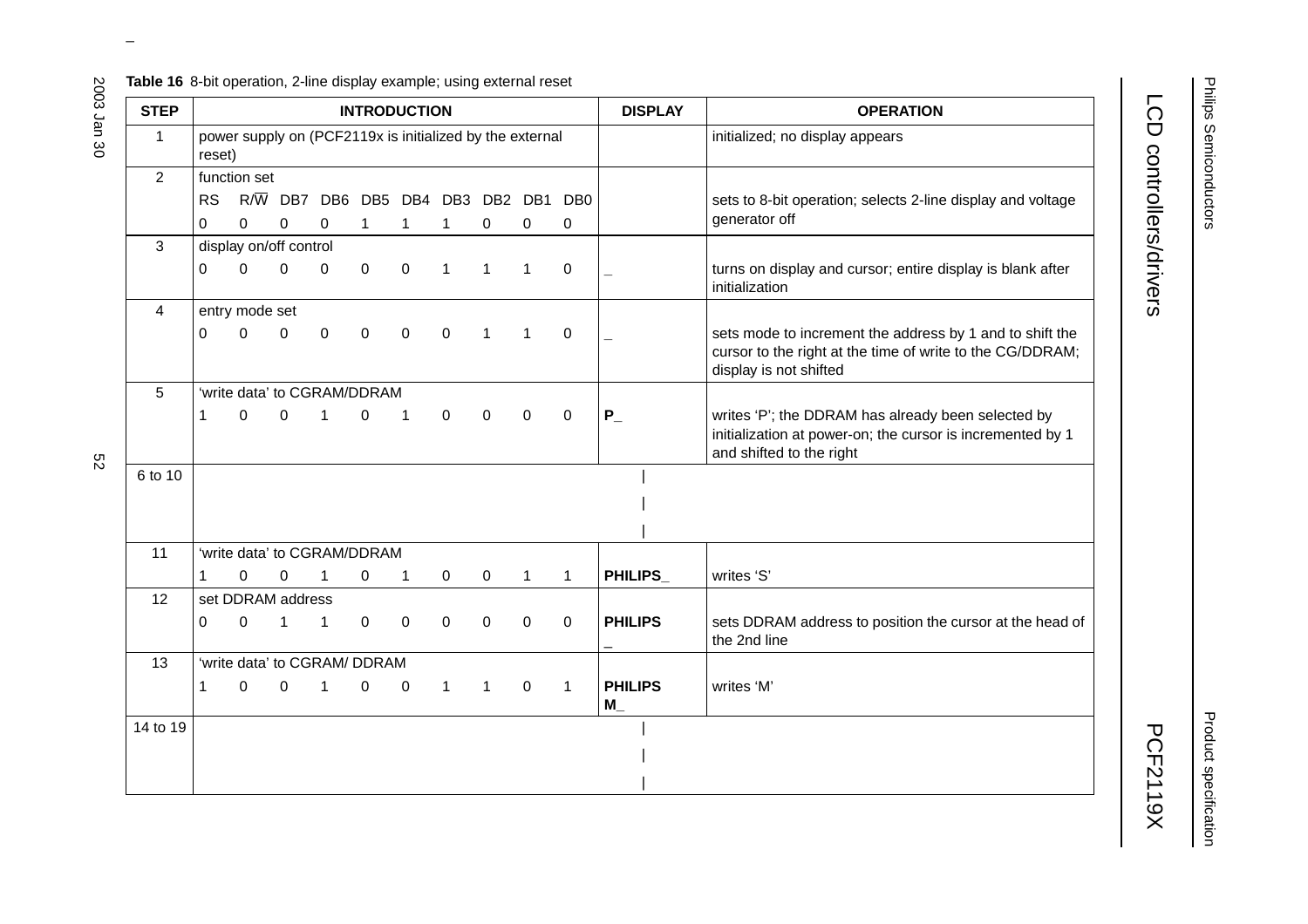**Table 16** 8-bit operation, 2-line display example; using external reset

| STEP | INTRODUCTION | | | | | | | | | | DISPLAY | OPERATION |
|---|---|---|---|---|---|---|---|---|---|---|---|---|
| 1 | power supply on (PCF2119x is initialized by the external reset) | | | | | | | | | | | initialized; no display appears |
| 2 | function set | | | | | | | | | | | |
| | RS | R/$\overline{W}$ | DB7 | DB6 | DB5 | DB4 | DB3 | DB2 | DB1 | DB0 | | sets to 8-bit operation; selects 2-line display and voltage generator off |
| | 0 | 0 | 0 | 0 | 1 | 1 | 1 | 0 | 0 | 0 | | |
| 3 | display on/off control | | | | | | | | | | | |
| | 0 | 0 | 0 | 0 | 0 | 0 | 1 | 1 | 1 | 0 | _ | turns on display and cursor; entire display is blank after initialization |
| 4 | entry mode set | | | | | | | | | | | |
| | 0 | 0 | 0 | 0 | 0 | 0 | 0 | 1 | 1 | 0 | _ | sets mode to increment the address by 1 and to shift the cursor to the right at the time of write to the CG/DDRAM; display is not shifted |
| 5 | 'write data' to CGRAM/DDRAM | | | | | | | | | | | |
| | 1 | 0 | 0 | 1 | 0 | 1 | 0 | 0 | 0 | 0 | **P_** | writes 'P'; the DDRAM has already been selected by initialization at power-on; the cursor is incremented by 1 and shifted to the right |
| 6 to 10 | \| | | | | | | | | | | | |
| 11 | 'write data' to CGRAM/DDRAM | | | | | | | | | | | |
| | 1 | 0 | 0 | 1 | 0 | 1 | 0 | 0 | 1 | 1 | **PHILIPS_** | writes 'S' |
| 12 | set DDRAM address | | | | | | | | | | | |
| | 0 | 0 | 1 | 1 | 0 | 0 | 0 | 0 | 0 | 0 | **PHILIPS** **_** | sets DDRAM address to position the cursor at the head of the 2nd line |
| 13 | 'write data' to CGRAM/ DDRAM | | | | | | | | | | | |
| | 1 | 0 | 0 | 1 | 0 | 0 | 1 | 1 | 0 | 1 | **PHILIPS** **M_** | writes 'M' |
| 14 to 19 | \| | | | | | | | | | | | |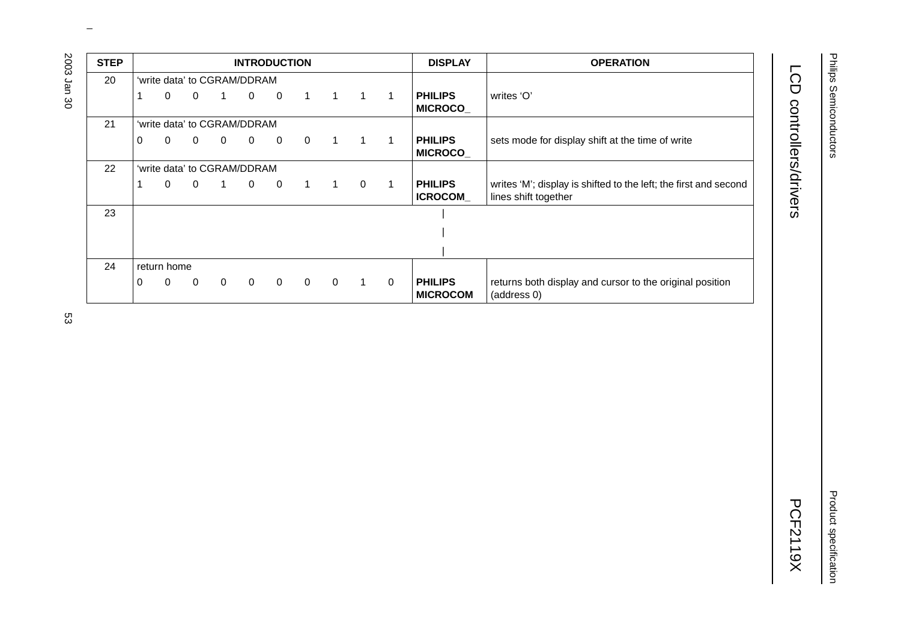| STEP | INTRODUCTION | | | | | | | | | | DISPLAY | OPERATION |
|---|---|---|---|---|---|---|---|---|---|---|---|---|
| 20 | 'write data' to CGRAM/DDRAM | | | | | | | | | | | |
| | 1 | 0 | 0 | 1 | 0 | 0 | 1 | 1 | 1 | 1 | **PHILIPS MICROCO_** | writes 'O' |
| 21 | 'write data' to CGRAM/DDRAM | | | | | | | | | | | |
| | 0 | 0 | 0 | 0 | 0 | 0 | 0 | 1 | 1 | 1 | **PHILIPS MICROCO_** | sets mode for display shift at the time of write |
| 22 | 'write data' to CGRAM/DDRAM | | | | | | | | | | | |
| | 1 | 0 | 0 | 1 | 0 | 0 | 1 | 1 | 0 | 1 | **PHILIPS ICROCOM_** | writes 'M'; display is shifted to the left; the first and second lines shift together |
| 23 | \| | | | | | | | | | | | |
| 24 | return home | | | | | | | | | | | |
| | 0 | 0 | 0 | 0 | 0 | 0 | 0 | 0 | 1 | 0 | **PHILIPS MICROCOM** | returns both display and cursor to the original position (address 0) |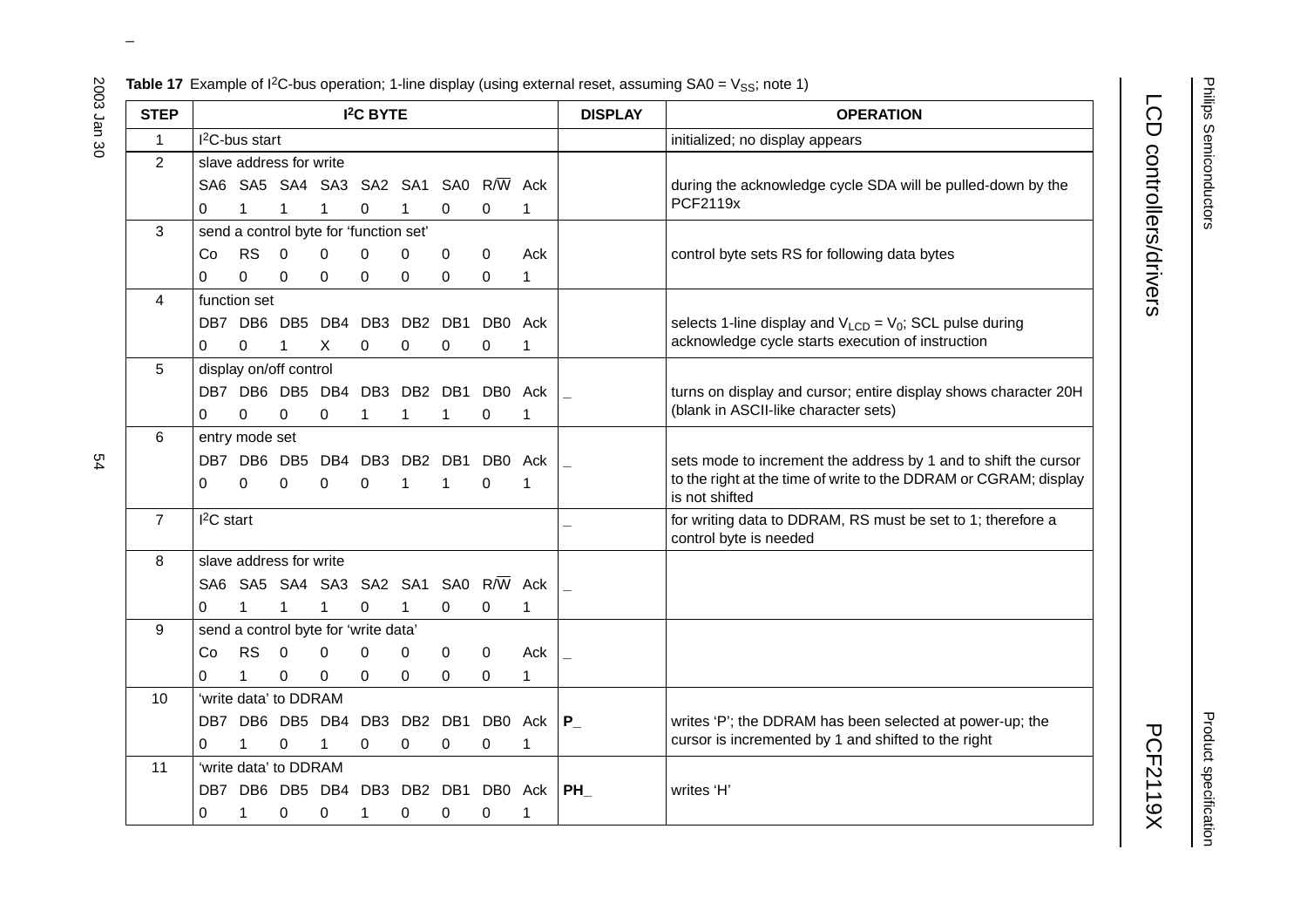**Table 17** Example of $I^2C$-bus operation; 1-line display (using external reset, assuming SA0 = $V_{SS}$; note 1)

| STEP | $I^2C$ BYTE | DISPLAY | OPERATION |
|---|---|---|---|
| 1 | $I^2C$-bus start | | initialized; no display appears |
| 2 | slave address for write<br>SA6 SA5 SA4 SA3 SA2 SA1 SA0 R/$\overline{W}$ Ack<br>0 1 1 1 0 1 0 0 1 | | during the acknowledge cycle SDA will be pulled-down by the PCF2119x |
| 3 | send a control byte for 'function set'<br>Co RS 0 0 0 0 0 0 Ack<br>0 0 0 0 0 0 0 0 1 | | control byte sets RS for following data bytes |
| 4 | function set<br>DB7 DB6 DB5 DB4 DB3 DB2 DB1 DB0 Ack<br>0 0 1 X 0 0 0 0 1 | | selects 1-line display and $V_{LCD}$ = $V_0$; SCL pulse during acknowledge cycle starts execution of instruction |
| 5 | display on/off control<br>DB7 DB6 DB5 DB4 DB3 DB2 DB1 DB0 Ack<br>0 0 0 0 1 1 1 0 1 | _ | turns on display and cursor; entire display shows character 20H (blank in ASCII-like character sets) |
| 6 | entry mode set<br>DB7 DB6 DB5 DB4 DB3 DB2 DB1 DB0 Ack<br>0 0 0 0 0 1 1 0 1 | _ | sets mode to increment the address by 1 and to shift the cursor to the right at the time of write to the DDRAM or CGRAM; display is not shifted |
| 7 | $I^2C$ start | _ | for writing data to DDRAM, RS must be set to 1; therefore a control byte is needed |
| 8 | slave address for write<br>SA6 SA5 SA4 SA3 SA2 SA1 SA0 R/$\overline{W}$ Ack<br>0 1 1 1 0 1 0 0 1 | _ | |
| 9 | send a control byte for 'write data'<br>Co RS 0 0 0 0 0 0 Ack<br>0 1 0 0 0 0 0 0 1 | _ | |
| 10 | 'write data' to DDRAM<br>DB7 DB6 DB5 DB4 DB3 DB2 DB1 DB0 Ack<br>0 1 0 1 0 0 0 0 1 | **P_** | writes 'P'; the DDRAM has been selected at power-up; the cursor is incremented by 1 and shifted to the right |
| 11 | 'write data' to DDRAM<br>DB7 DB6 DB5 DB4 DB3 DB2 DB1 DB0 Ack<br>0 1 0 0 1 0 0 0 1 | **PH_** | writes 'H' |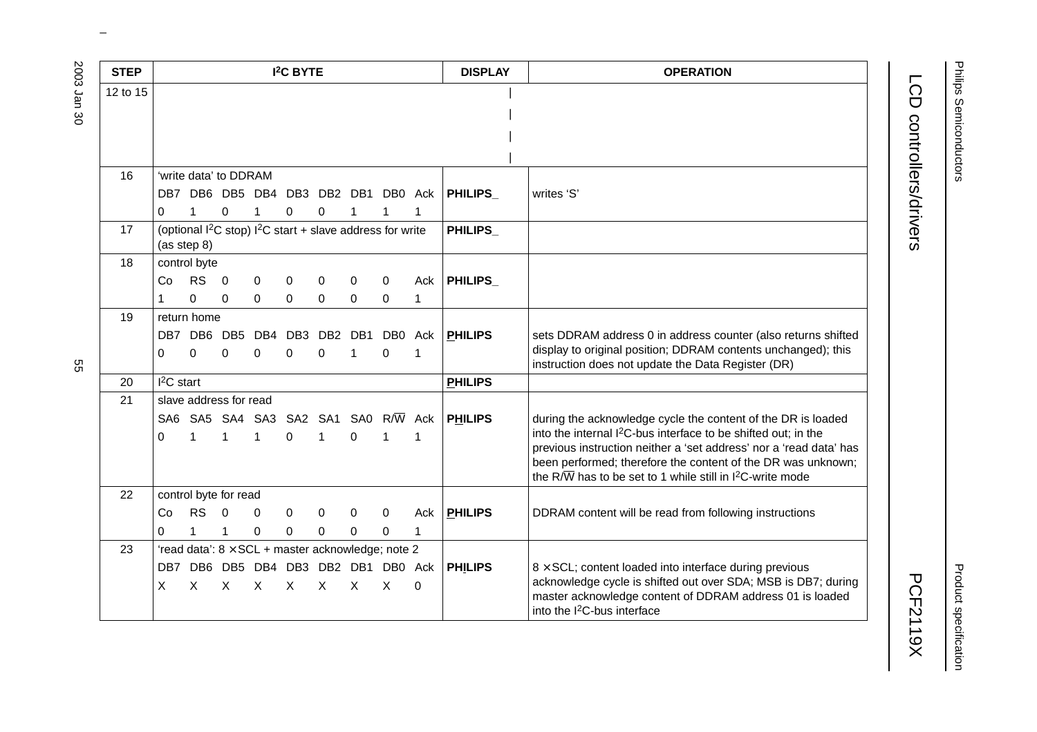| STEP | I²C BYTE | DISPLAY | OPERATION |
|---|---|---|---|
| 12 to 15 | \| \| \| \| | | |
| 16 | 'write data' to DDRAM<br>DB7 DB6 DB5 DB4 DB3 DB2 DB1 DB0 Ack<br>0 1 0 1 0 0 1 1 1 | **PHILIPS_** | writes 'S' |
| 17 | (optional I²C stop) I²C start + slave address for write (as step 8) | **PHILIPS_** | |
| 18 | control byte<br>Co RS 0 0 0 0 0 0 Ack<br>1 0 0 0 0 0 0 0 1 | **PHILIPS_** | |
| 19 | return home<br>DB7 DB6 DB5 DB4 DB3 DB2 DB1 DB0 Ack<br>0 0 0 0 0 0 1 0 1 | **PHILIPS** | sets DDRAM address 0 in address counter (also returns shifted display to original position; DDRAM contents unchanged); this instruction does not update the Data Register (DR) |
| 20 | I²C start | **PHILIPS** | |
| 21 | slave address for read<br>SA6 SA5 SA4 SA3 SA2 SA1 SA0 R/$\overline{W}$ Ack<br>0 1 1 1 0 1 0 1 1 | **PHILIPS** | during the acknowledge cycle the content of the DR is loaded into the internal I²C-bus interface to be shifted out; in the previous instruction neither a 'set address' nor a 'read data' has been performed; therefore the content of the DR was unknown; the R/$\overline{W}$ has to be set to 1 while still in I²C-write mode |
| 22 | control byte for read<br>Co RS 0 0 0 0 0 0 Ack<br>0 1 1 0 0 0 0 0 1 | **PHILIPS** | DDRAM content will be read from following instructions |
| 23 | 'read data': 8 × SCL + master acknowledge; note 2<br>DB7 DB6 DB5 DB4 DB3 DB2 DB1 DB0 Ack<br>X X X X X X X X 0 | **PHILIPS** | 8 × SCL; content loaded into interface during previous acknowledge cycle is shifted out over SDA; MSB is DB7; during master acknowledge content of DDRAM address 01 is loaded into the I²C-bus interface |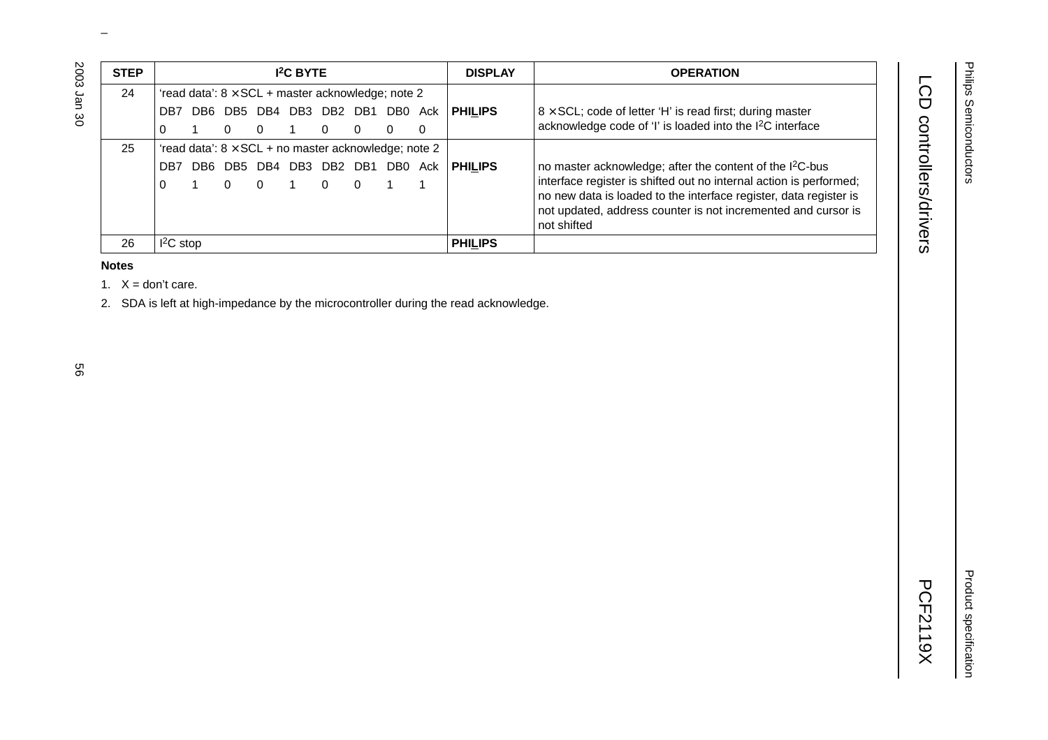| STEP | I²C BYTE | DISPLAY | OPERATION |
|---|---|---|---|
| 24 | 'read data': 8 × SCL + master acknowledge; note 2<br>DB7 DB6 DB5 DB4 DB3 DB2 DB1 DB0 Ack<br>0 1 0 0 1 0 0 0 0 | **PHIL̲IPS** | 8 × SCL; code of letter 'H' is read first; during master acknowledge code of 'I' is loaded into the I²C interface |
| 25 | 'read data': 8 × SCL + no master acknowledge; note 2<br>DB7 DB6 DB5 DB4 DB3 DB2 DB1 DB0 Ack<br>0 1 0 0 1 0 0 1 1 | **PHIL̲IPS** | no master acknowledge; after the content of the I²C-bus interface register is shifted out no internal action is performed; no new data is loaded to the interface register, data register is not updated, address counter is not incremented and cursor is not shifted |
| 26 | I²C stop | **PHIL̲IPS** | |

**Notes**

1. X = don't care.
2. SDA is left at high-impedance by the microcontroller during the read acknowledge.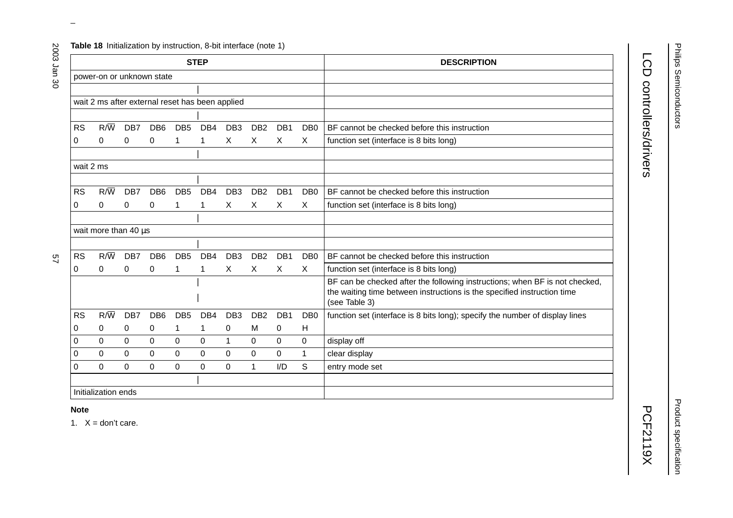**Table 18** Initialization by instruction, 8-bit interface (note 1)

| STEP | | | | | | | | | | DESCRIPTION |
|---|---|---|---|---|---|---|---|---|---|---|
| power-on or unknown state | | | | | | | | | | |
| \| | | | | | | | | | | |
| wait 2 ms after external reset has been applied | | | | | | | | | | |
| \| | | | | | | | | | | |
| RS | R/$\overline{W}$ | DB7 | DB6 | DB5 | DB4 | DB3 | DB2 | DB1 | DB0 | BF cannot be checked before this instruction |
| 0 | 0 | 0 | 0 | 1 | 1 | X | X | X | X | function set (interface is 8 bits long) |
| \| | | | | | | | | | | |
| wait 2 ms | | | | | | | | | | |
| \| | | | | | | | | | | |
| RS | R/$\overline{W}$ | DB7 | DB6 | DB5 | DB4 | DB3 | DB2 | DB1 | DB0 | BF cannot be checked before this instruction |
| 0 | 0 | 0 | 0 | 1 | 1 | X | X | X | X | function set (interface is 8 bits long) |
| \| | | | | | | | | | | |
| wait more than 40 μs | | | | | | | | | | |
| \| | | | | | | | | | | |
| RS | R/$\overline{W}$ | DB7 | DB6 | DB5 | DB4 | DB3 | DB2 | DB1 | DB0 | BF cannot be checked before this instruction |
| 0 | 0 | 0 | 0 | 1 | 1 | X | X | X | X | function set (interface is 8 bits long) |
| \| | | | | | | | | | | BF can be checked after the following instructions; when BF is not checked, the waiting time between instructions is the specified instruction time (see Table 3) |
| RS | R/$\overline{W}$ | DB7 | DB6 | DB5 | DB4 | DB3 | DB2 | DB1 | DB0 | function set (interface is 8 bits long); specify the number of display lines |
| 0 | 0 | 0 | 0 | 1 | 1 | 0 | M | 0 | H | |
| 0 | 0 | 0 | 0 | 0 | 0 | 1 | 0 | 0 | 0 | display off |
| 0 | 0 | 0 | 0 | 0 | 0 | 0 | 0 | 0 | 1 | clear display |
| 0 | 0 | 0 | 0 | 0 | 0 | 0 | 1 | I/D | S | entry mode set |
| \| | | | | | | | | | | |
| Initialization ends | | | | | | | | | | |

**Note**

1. X = don't care.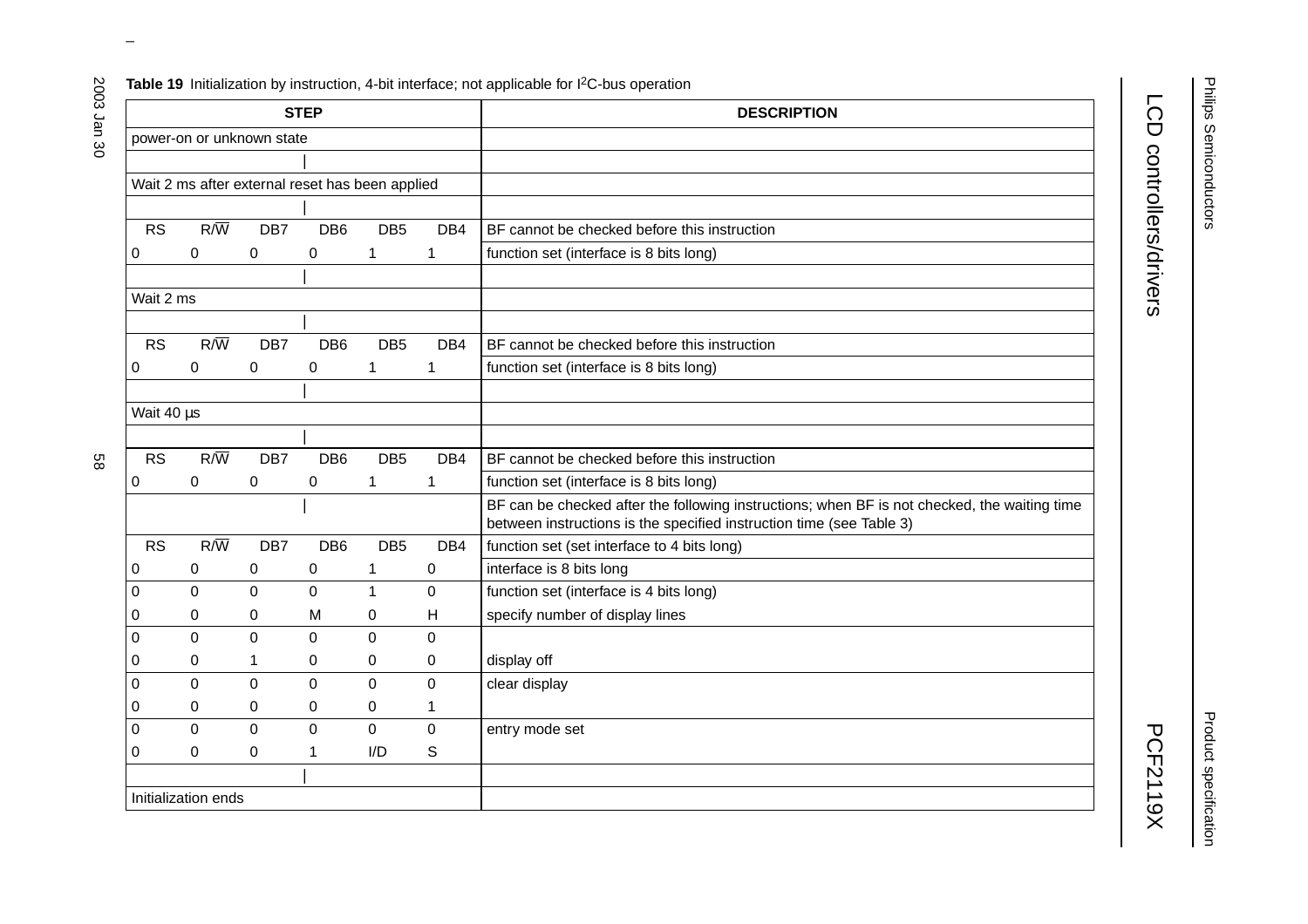**Table 19** Initialization by instruction, 4-bit interface; not applicable for I$^2$C-bus operation

| STEP | | | | | | DESCRIPTION |
|---|---|---|---|---|---|---|
| power-on or unknown state | | | | | | |
| \| | | | | | | |
| Wait 2 ms after external reset has been applied | | | | | | |
| \| | | | | | | |
| RS | R/$\overline{W}$ | DB7 | DB6 | DB5 | DB4 | BF cannot be checked before this instruction |
| 0 | 0 | 0 | 0 | 1 | 1 | function set (interface is 8 bits long) |
| \| | | | | | | |
| Wait 2 ms | | | | | | |
| \| | | | | | | |
| RS | R/$\overline{W}$ | DB7 | DB6 | DB5 | DB4 | BF cannot be checked before this instruction |
| 0 | 0 | 0 | 0 | 1 | 1 | function set (interface is 8 bits long) |
| \| | | | | | | |
| Wait 40 µs | | | | | | |
| \| | | | | | | |
| RS | R/$\overline{W}$ | DB7 | DB6 | DB5 | DB4 | BF cannot be checked before this instruction |
| 0 | 0 | 0 | 0 | 1 | 1 | function set (interface is 8 bits long) |
| \| | | | | | | BF can be checked after the following instructions; when BF is not checked, the waiting time between instructions is the specified instruction time (see Table 3) |
| RS | R/$\overline{W}$ | DB7 | DB6 | DB5 | DB4 | function set (set interface to 4 bits long) |
| 0 | 0 | 0 | 0 | 1 | 0 | interface is 8 bits long |
| 0 | 0 | 0 | 0 | 1 | 0 | function set (interface is 4 bits long) |
| 0 | 0 | 0 | M | 0 | H | specify number of display lines |
| 0 | 0 | 0 | 0 | 0 | 0 | |
| 0 | 0 | 1 | 0 | 0 | 0 | display off |
| 0 | 0 | 0 | 0 | 0 | 0 | clear display |
| 0 | 0 | 0 | 0 | 0 | 1 | |
| 0 | 0 | 0 | 0 | 0 | 0 | entry mode set |
| 0 | 0 | 0 | 1 | I/D | S | |
| \| | | | | | | |
| Initialization ends | | | | | | |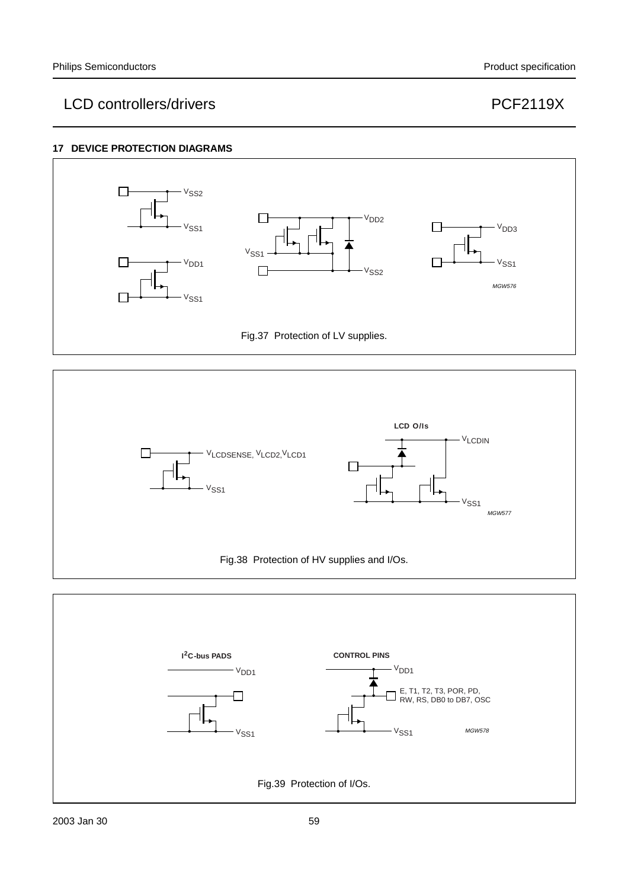## 17 DEVICE PROTECTION DIAGRAMS

$V_{SS2}$

$V_{SS1}$

$V_{DD1}$

$V_{SS1}$

$V_{DD2}$

$V_{SS1}$

$V_{SS2}$

$V_{DD3}$

$V_{SS1}$

*MGW576*

Fig.37 Protection of LV supplies.

**LCD O/Is**

$V_{LCDSENSE}$, $V_{LCD2}$,$V_{LCD1}$

$V_{SS1}$

$V_{LCDIN}$

$V_{SS1}$

*MGW577*

Fig.38 Protection of HV supplies and I/Os.

**I²C-bus PADS**

$V_{DD1}$

$V_{SS1}$

**CONTROL PINS**

$V_{DD1}$

E, T1, T2, T3, POR, PD, RW, RS, DB0 to DB7, OSC

$V_{SS1}$

*MGW578*

Fig.39 Protection of I/Os.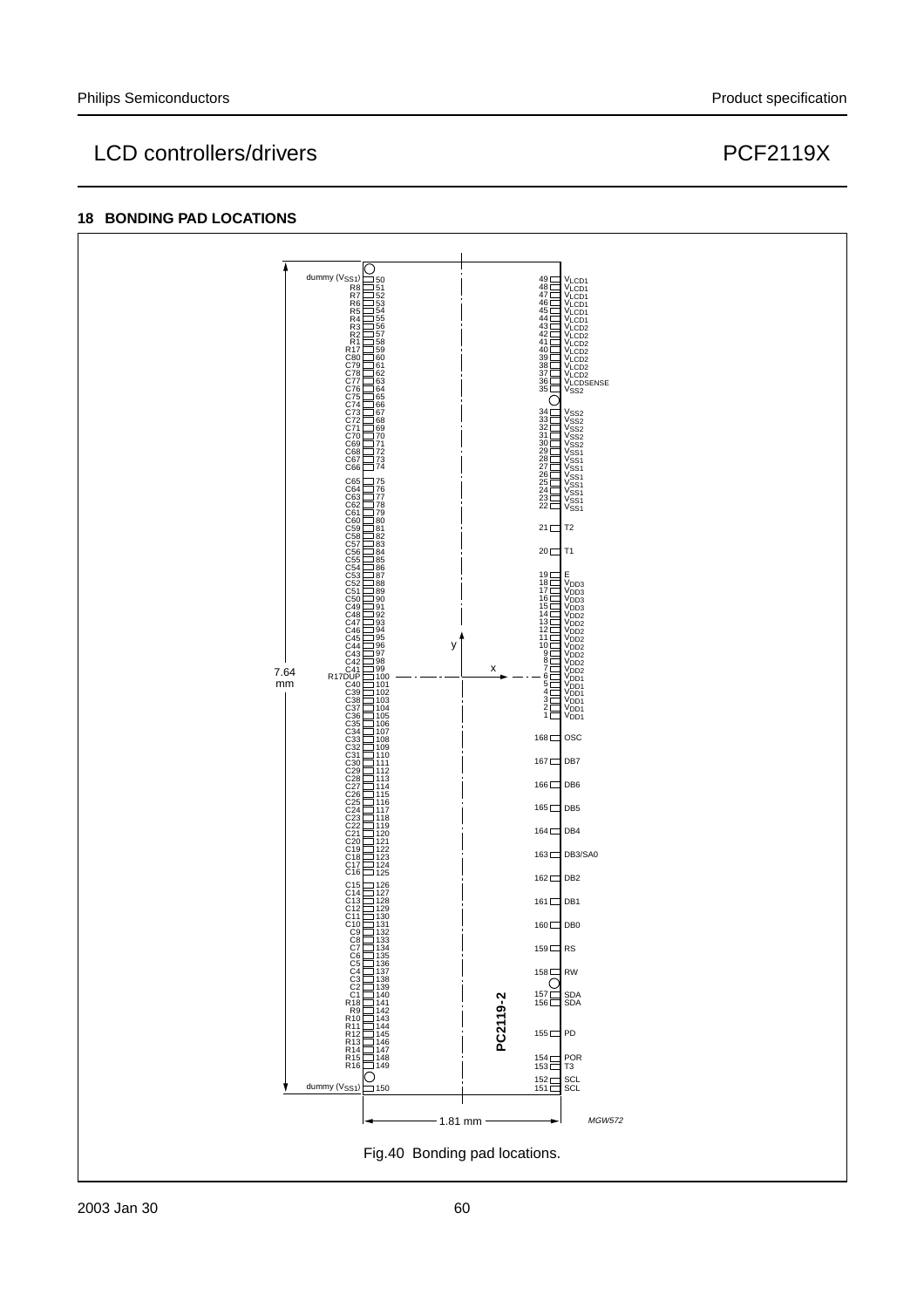## 18 BONDING PAD LOCATIONS

| Pad | Symbol | Pad | Symbol |
|---|---|---|---|
| 50 | dummy ($V_{SS1}$) | 49 | $V_{LCD1}$ |
| 51 | R8 | 48 | $V_{LCD1}$ |
| 52 | R7 | 47 | $V_{LCD1}$ |
| 53 | R6 | 46 | $V_{LCD1}$ |
| 54 | R5 | 45 | $V_{LCD1}$ |
| 55 | R4 | 44 | $V_{LCD1}$ |
| 56 | R3 | 43 | $V_{LCD2}$ |
| 57 | R2 | 42 | $V_{LCD2}$ |
| 58 | R1 | 41 | $V_{LCD2}$ |
| 59 | R17 | 40 | $V_{LCD2}$ |
| 60 | C80 | 39 | $V_{LCD2}$ |
| 61 | C79 | 38 | $V_{LCD2}$ |
| 62 | C78 | 37 | $V_{LCD2}$ |
| 63 | C77 | 36 | $V_{LCDSENSE}$ |
| 64 | C76 | 35 | $V_{SS2}$ |
| 65 | C75 | 34 | $V_{SS2}$ |
| 66 | C74 | 33 | $V_{SS2}$ |
| 67 | C73 | 32 | $V_{SS2}$ |
| 68 | C72 | 31 | $V_{SS2}$ |
| 69 | C71 | 30 | $V_{SS2}$ |
| 70 | C70 | 29 | $V_{SS1}$ |
| 71 | C69 | 28 | $V_{SS1}$ |
| 72 | C68 | 27 | $V_{SS1}$ |
| 73 | C67 | 26 | $V_{SS1}$ |
| 74 | C66 | 25 | $V_{SS1}$ |
| 75 | C65 | 24 | $V_{SS1}$ |
| 76 | C64 | 23 | $V_{SS1}$ |
| 77 | C63 | 22 | $V_{SS1}$ |
| 78 | C62 | 21 | T2 |
| 79 | C61 | 20 | T1 |
| 80 | C60 | 19 | E |
| 81 | C59 | 18 | $V_{DD3}$ |
| 82 | C58 | 17 | $V_{DD3}$ |
| 83 | C57 | 16 | $V_{DD3}$ |
| 84 | C56 | 15 | $V_{DD3}$ |
| 85 | C55 | 14 | $V_{DD2}$ |
| 86 | C54 | 13 | $V_{DD2}$ |
| 87 | C53 | 12 | $V_{DD2}$ |
| 88 | C52 | 11 | $V_{DD2}$ |
| 89 | C51 | 10 | $V_{DD2}$ |
| 90 | C50 | 9 | $V_{DD2}$ |
| 91 | C49 | 8 | $V_{DD2}$ |
| 92 | C48 | 7 | $V_{DD2}$ |
| 93 | C47 | 6 | $V_{DD1}$ |
| 94 | C46 | 5 | $V_{DD1}$ |
| 95 | C45 | 4 | $V_{DD1}$ |
| 96 | C44 | 3 | $V_{DD1}$ |
| 97 | C43 | 2 | $V_{DD1}$ |
| 98 | C42 | 1 | $V_{DD1}$ |
| 99 | C41 | 168 | OSC |
| 100 | R17DUP | 167 | DB7 |
| 101 | C40 | 166 | DB6 |
| 102 | C39 | 165 | DB5 |
| 103 | C38 | 164 | DB4 |
| 104 | C37 | 163 | DB3/SA0 |
| 105 | C36 | 162 | DB2 |
| 106 | C35 | 161 | DB1 |
| 107 | C34 | 160 | DB0 |
| 108 | C33 | 159 | RS |
| 109 | C32 | 158 | RW |
| 110 | C31 | 157 | SDA |
| 111 | C30 | 156 | SDA |
| 112 | C29 | 155 | PD |
| 113 | C28 | 154 | POR |
| 114 | C27 | 153 | T3 |
| 115 | C26 | 152 | SCL |
| 116 | C25 | 151 | SCL |
| 117 | C24 | | |
| 118 | C23 | | |
| 119 | C22 | | |
| 120 | C21 | | |
| 121 | C20 | | |
| 122 | C19 | | |
| 123 | C18 | | |
| 124 | C17 | | |
| 125 | C16 | | |
| 126 | C15 | | |
| 127 | C14 | | |
| 128 | C13 | | |
| 129 | C12 | | |
| 130 | C11 | | |
| 131 | C10 | | |
| 132 | C9 | | |
| 133 | C8 | | |
| 134 | C7 | | |
| 135 | C6 | | |
| 136 | C5 | | |
| 137 | C4 | | |
| 138 | C3 | | |
| 139 | C2 | | |
| 140 | C1 | | |
| 141 | R18 | | |
| 142 | R9 | | |
| 143 | R10 | | |
| 144 | R11 | | |
| 145 | R12 | | |
| 146 | R13 | | |
| 147 | R14 | | |
| 148 | R15 | | |
| 149 | R16 | | |
| 150 | dummy ($V_{SS1}$) | | |

Die dimensions: 7.64 mm × 1.81 mm; die marking: PC2119-2. MGW572

Fig.40 Bonding pad locations.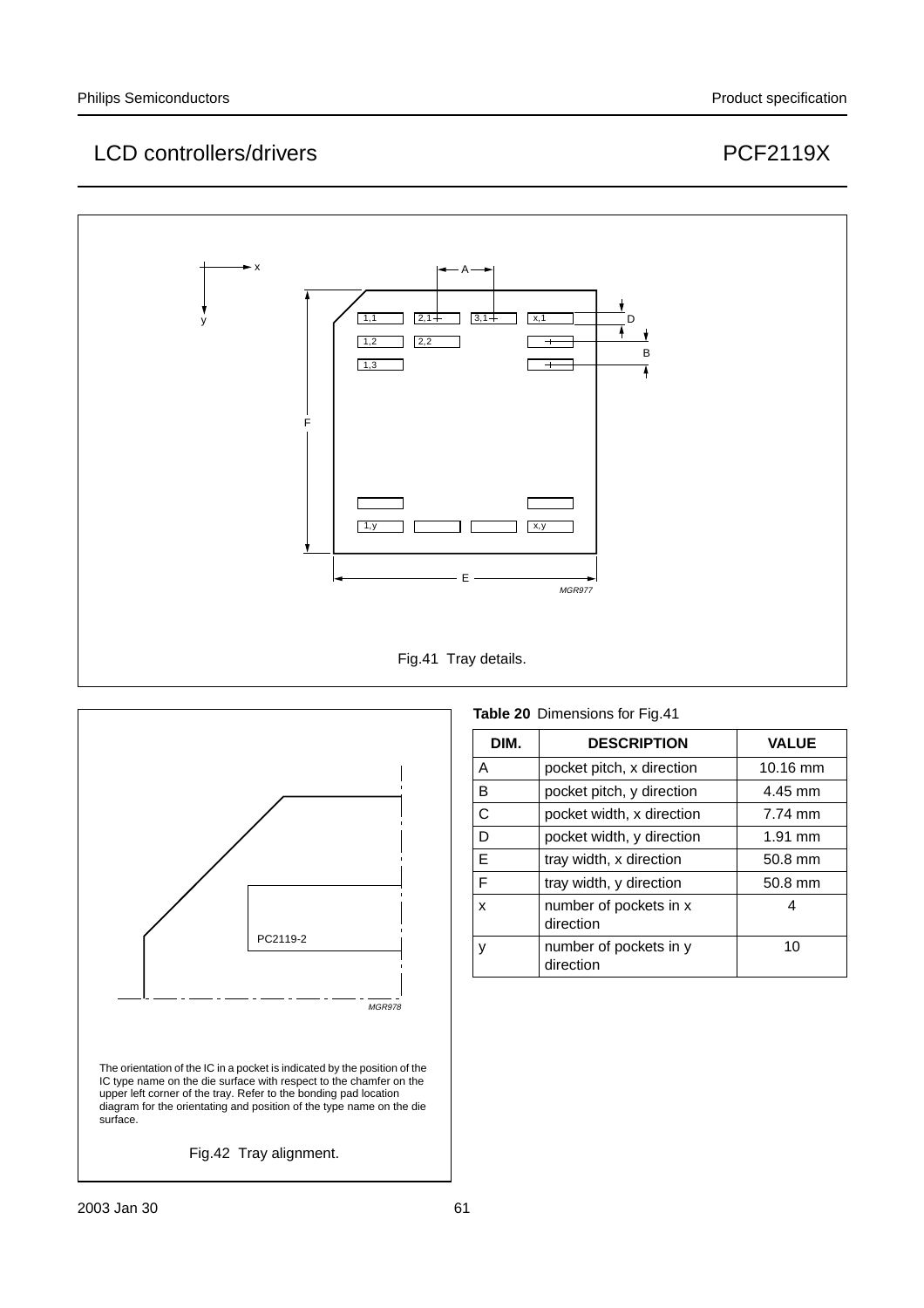Fig.41 Tray details.

**Table 20** Dimensions for Fig.41

| DIM. | DESCRIPTION | VALUE |
|---|---|---|
| A | pocket pitch, x direction | 10.16 mm |
| B | pocket pitch, y direction | 4.45 mm |
| C | pocket width, x direction | 7.74 mm |
| D | pocket width, y direction | 1.91 mm |
| E | tray width, x direction | 50.8 mm |
| F | tray width, y direction | 50.8 mm |
| x | number of pockets in x direction | 4 |
| y | number of pockets in y direction | 10 |

The orientation of the IC in a pocket is indicated by the position of the IC type name on the die surface with respect to the chamfer on the upper left corner of the tray. Refer to the bonding pad location diagram for the orientating and position of the type name on the die surface.

Fig.42 Tray alignment.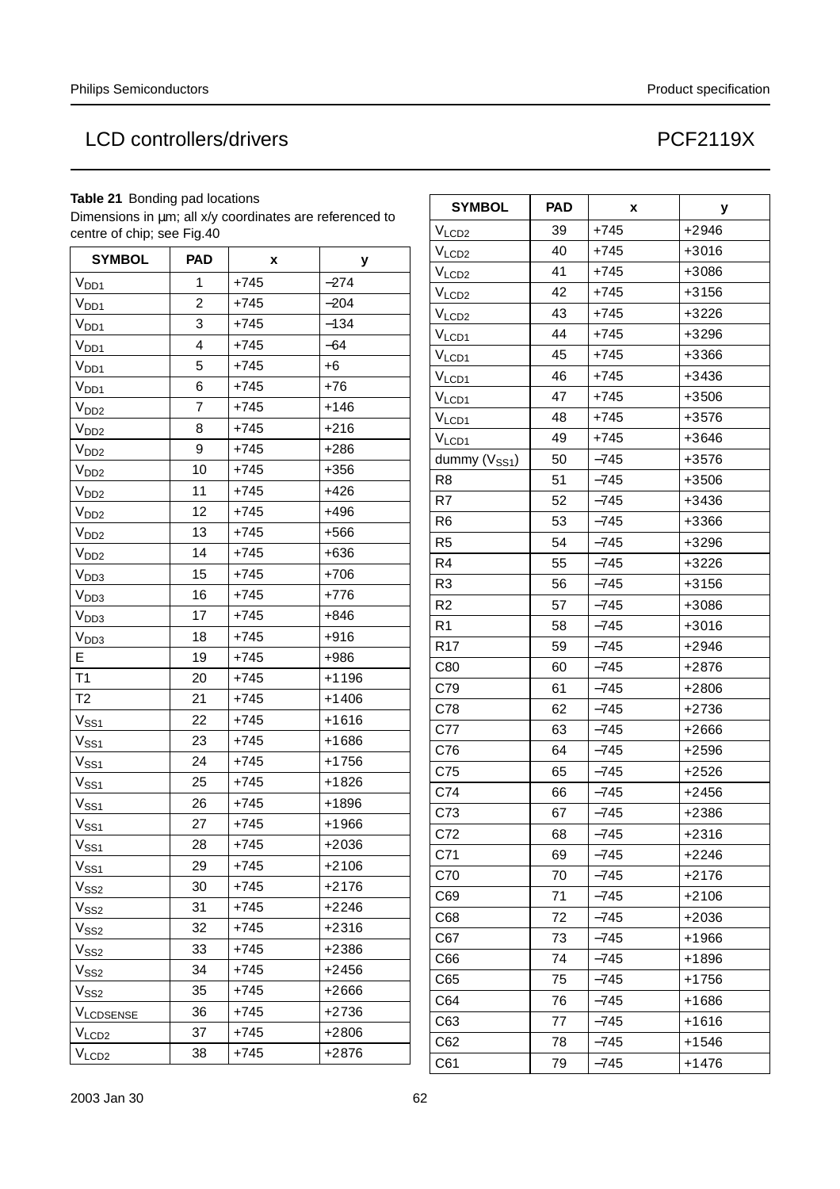## LCD controllers/drivers — PCF2119X

**Table 21** Bonding pad locations
Dimensions in μm; all x/y coordinates are referenced to centre of chip; see Fig.40

| SYMBOL | PAD | x | y |
|---|---|---|---|
| $V_{DD1}$ | 1 | +745 | −274 |
| $V_{DD1}$ | 2 | +745 | −204 |
| $V_{DD1}$ | 3 | +745 | −134 |
| $V_{DD1}$ | 4 | +745 | −64 |
| $V_{DD1}$ | 5 | +745 | +6 |
| $V_{DD1}$ | 6 | +745 | +76 |
| $V_{DD2}$ | 7 | +745 | +146 |
| $V_{DD2}$ | 8 | +745 | +216 |
| $V_{DD2}$ | 9 | +745 | +286 |
| $V_{DD2}$ | 10 | +745 | +356 |
| $V_{DD2}$ | 11 | +745 | +426 |
| $V_{DD2}$ | 12 | +745 | +496 |
| $V_{DD2}$ | 13 | +745 | +566 |
| $V_{DD2}$ | 14 | +745 | +636 |
| $V_{DD3}$ | 15 | +745 | +706 |
| $V_{DD3}$ | 16 | +745 | +776 |
| $V_{DD3}$ | 17 | +745 | +846 |
| $V_{DD3}$ | 18 | +745 | +916 |
| E | 19 | +745 | +986 |
| T1 | 20 | +745 | +1196 |
| T2 | 21 | +745 | +1406 |
| $V_{SS1}$ | 22 | +745 | +1616 |
| $V_{SS1}$ | 23 | +745 | +1686 |
| $V_{SS1}$ | 24 | +745 | +1756 |
| $V_{SS1}$ | 25 | +745 | +1826 |
| $V_{SS1}$ | 26 | +745 | +1896 |
| $V_{SS1}$ | 27 | +745 | +1966 |
| $V_{SS1}$ | 28 | +745 | +2036 |
| $V_{SS1}$ | 29 | +745 | +2106 |
| $V_{SS2}$ | 30 | +745 | +2176 |
| $V_{SS2}$ | 31 | +745 | +2246 |
| $V_{SS2}$ | 32 | +745 | +2316 |
| $V_{SS2}$ | 33 | +745 | +2386 |
| $V_{SS2}$ | 34 | +745 | +2456 |
| $V_{SS2}$ | 35 | +745 | +2666 |
| $V_{LCDSENSE}$ | 36 | +745 | +2736 |
| $V_{LCD2}$ | 37 | +745 | +2806 |
| $V_{LCD2}$ | 38 | +745 | +2876 |
| $V_{LCD2}$ | 39 | +745 | +2946 |
| $V_{LCD2}$ | 40 | +745 | +3016 |
| $V_{LCD2}$ | 41 | +745 | +3086 |
| $V_{LCD2}$ | 42 | +745 | +3156 |
| $V_{LCD2}$ | 43 | +745 | +3226 |
| $V_{LCD1}$ | 44 | +745 | +3296 |
| $V_{LCD1}$ | 45 | +745 | +3366 |
| $V_{LCD1}$ | 46 | +745 | +3436 |
| $V_{LCD1}$ | 47 | +745 | +3506 |
| $V_{LCD1}$ | 48 | +745 | +3576 |
| $V_{LCD1}$ | 49 | +745 | +3646 |
| dummy ($V_{SS1}$) | 50 | −745 | +3576 |
| R8 | 51 | −745 | +3506 |
| R7 | 52 | −745 | +3436 |
| R6 | 53 | −745 | +3366 |
| R5 | 54 | −745 | +3296 |
| R4 | 55 | −745 | +3226 |
| R3 | 56 | −745 | +3156 |
| R2 | 57 | −745 | +3086 |
| R1 | 58 | −745 | +3016 |
| R17 | 59 | −745 | +2946 |
| C80 | 60 | −745 | +2876 |
| C79 | 61 | −745 | +2806 |
| C78 | 62 | −745 | +2736 |
| C77 | 63 | −745 | +2666 |
| C76 | 64 | −745 | +2596 |
| C75 | 65 | −745 | +2526 |
| C74 | 66 | −745 | +2456 |
| C73 | 67 | −745 | +2386 |
| C72 | 68 | −745 | +2316 |
| C71 | 69 | −745 | +2246 |
| C70 | 70 | −745 | +2176 |
| C69 | 71 | −745 | +2106 |
| C68 | 72 | −745 | +2036 |
| C67 | 73 | −745 | +1966 |
| C66 | 74 | −745 | +1896 |
| C65 | 75 | −745 | +1756 |
| C64 | 76 | −745 | +1686 |
| C63 | 77 | −745 | +1616 |
| C62 | 78 | −745 | +1546 |
| C61 | 79 | −745 | +1476 |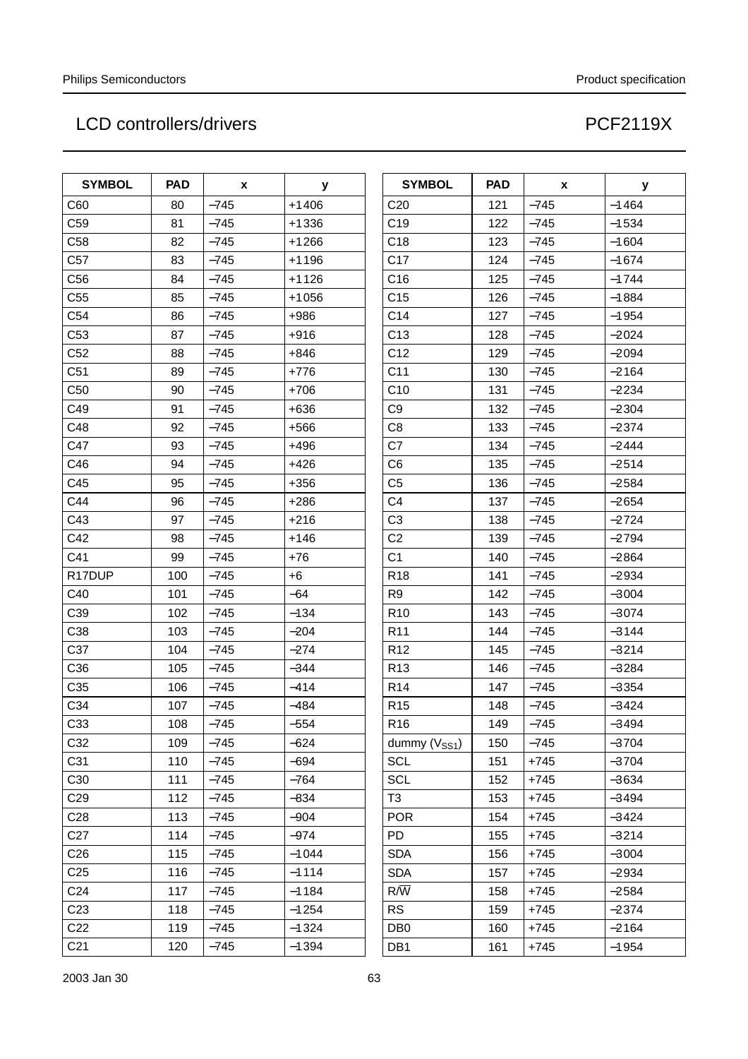| SYMBOL | PAD | x | y |
|---|---|---|---|
| C60 | 80 | −745 | +1406 |
| C59 | 81 | −745 | +1336 |
| C58 | 82 | −745 | +1266 |
| C57 | 83 | −745 | +1196 |
| C56 | 84 | −745 | +1126 |
| C55 | 85 | −745 | +1056 |
| C54 | 86 | −745 | +986 |
| C53 | 87 | −745 | +916 |
| C52 | 88 | −745 | +846 |
| C51 | 89 | −745 | +776 |
| C50 | 90 | −745 | +706 |
| C49 | 91 | −745 | +636 |
| C48 | 92 | −745 | +566 |
| C47 | 93 | −745 | +496 |
| C46 | 94 | −745 | +426 |
| C45 | 95 | −745 | +356 |
| C44 | 96 | −745 | +286 |
| C43 | 97 | −745 | +216 |
| C42 | 98 | −745 | +146 |
| C41 | 99 | −745 | +76 |
| R17DUP | 100 | −745 | +6 |
| C40 | 101 | −745 | −64 |
| C39 | 102 | −745 | −134 |
| C38 | 103 | −745 | −204 |
| C37 | 104 | −745 | −274 |
| C36 | 105 | −745 | −344 |
| C35 | 106 | −745 | −414 |
| C34 | 107 | −745 | −484 |
| C33 | 108 | −745 | −554 |
| C32 | 109 | −745 | −624 |
| C31 | 110 | −745 | −694 |
| C30 | 111 | −745 | −764 |
| C29 | 112 | −745 | −834 |
| C28 | 113 | −745 | −904 |
| C27 | 114 | −745 | −974 |
| C26 | 115 | −745 | −1044 |
| C25 | 116 | −745 | −1114 |
| C24 | 117 | −745 | −1184 |
| C23 | 118 | −745 | −1254 |
| C22 | 119 | −745 | −1324 |
| C21 | 120 | −745 | −1394 |
| C20 | 121 | −745 | −1464 |
| C19 | 122 | −745 | −1534 |
| C18 | 123 | −745 | −1604 |
| C17 | 124 | −745 | −1674 |
| C16 | 125 | −745 | −1744 |
| C15 | 126 | −745 | −1884 |
| C14 | 127 | −745 | −1954 |
| C13 | 128 | −745 | −2024 |
| C12 | 129 | −745 | −2094 |
| C11 | 130 | −745 | −2164 |
| C10 | 131 | −745 | −2234 |
| C9 | 132 | −745 | −2304 |
| C8 | 133 | −745 | −2374 |
| C7 | 134 | −745 | −2444 |
| C6 | 135 | −745 | −2514 |
| C5 | 136 | −745 | −2584 |
| C4 | 137 | −745 | −2654 |
| C3 | 138 | −745 | −2724 |
| C2 | 139 | −745 | −2794 |
| C1 | 140 | −745 | −2864 |
| R18 | 141 | −745 | −2934 |
| R9 | 142 | −745 | −3004 |
| R10 | 143 | −745 | −3074 |
| R11 | 144 | −745 | −3144 |
| R12 | 145 | −745 | −3214 |
| R13 | 146 | −745 | −3284 |
| R14 | 147 | −745 | −3354 |
| R15 | 148 | −745 | −3424 |
| R16 | 149 | −745 | −3494 |
| dummy ($V_{SS1}$) | 150 | −745 | −3704 |
| SCL | 151 | +745 | −3704 |
| SCL | 152 | +745 | −3634 |
| T3 | 153 | +745 | −3494 |
| POR | 154 | +745 | −3424 |
| PD | 155 | +745 | −3214 |
| SDA | 156 | +745 | −3004 |
| SDA | 157 | +745 | −2934 |
| $R/\overline{W}$ | 158 | +745 | −2584 |
| RS | 159 | +745 | −2374 |
| DB0 | 160 | +745 | −2164 |
| DB1 | 161 | +745 | −1954 |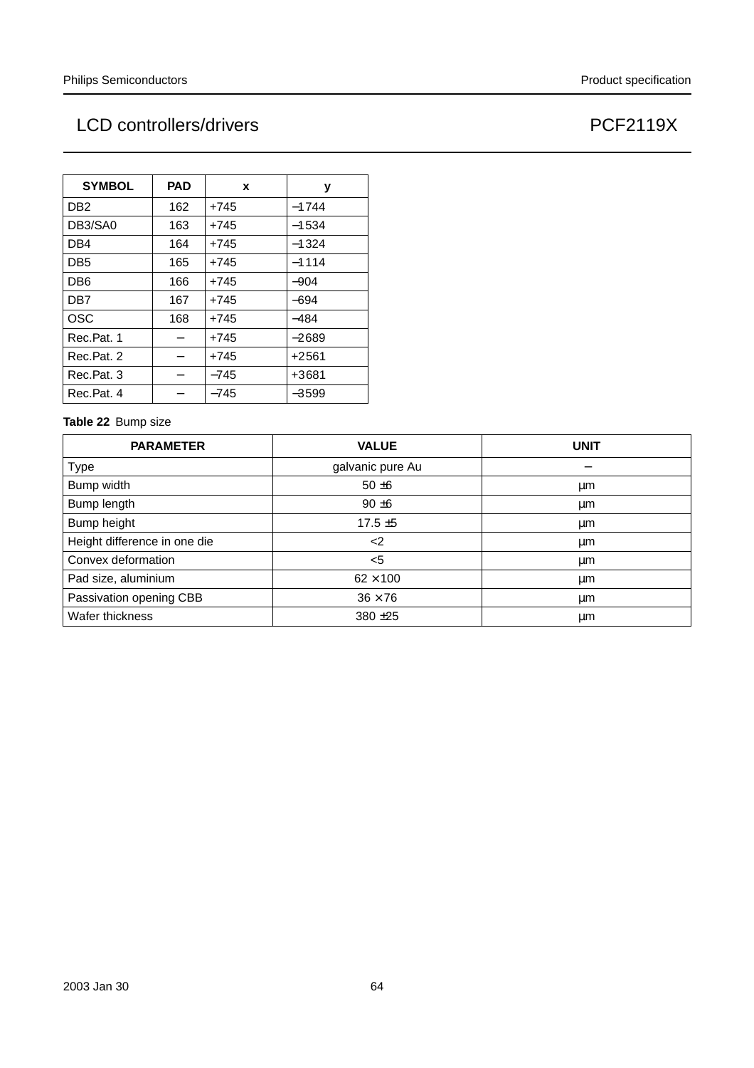| SYMBOL | PAD | x | y |
|---|---|---|---|
| DB2 | 162 | +745 | −1744 |
| DB3/SA0 | 163 | +745 | −1534 |
| DB4 | 164 | +745 | −1324 |
| DB5 | 165 | +745 | −1114 |
| DB6 | 166 | +745 | −904 |
| DB7 | 167 | +745 | −694 |
| OSC | 168 | +745 | −484 |
| Rec.Pat. 1 | − | +745 | −2689 |
| Rec.Pat. 2 | − | +745 | +2561 |
| Rec.Pat. 3 | − | −745 | +3681 |
| Rec.Pat. 4 | − | −745 | −3599 |

**Table 22** Bump size

| PARAMETER | VALUE | UNIT |
|---|---|---|
| Type | galvanic pure Au | − |
| Bump width | 50 ±6 | μm |
| Bump length | 90 ±6 | μm |
| Bump height | 17.5 ±5 | μm |
| Height difference in one die | <2 | μm |
| Convex deformation | <5 | μm |
| Pad size, aluminium | 62 × 100 | μm |
| Passivation opening CBB | 36 × 76 | μm |
| Wafer thickness | 380 ±25 | μm |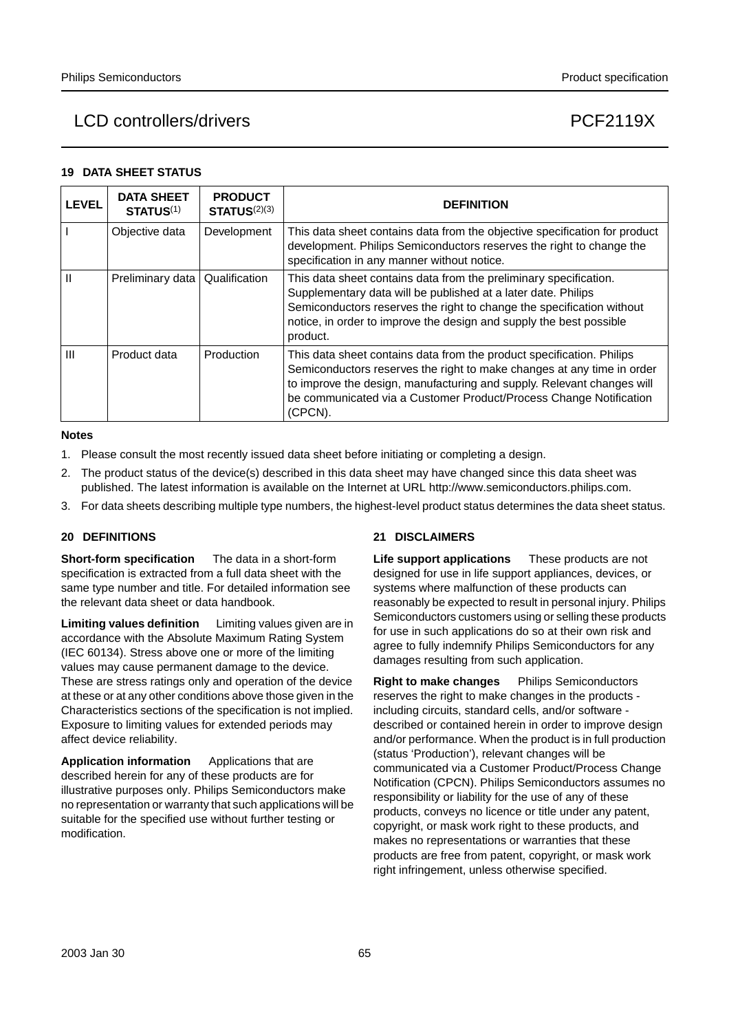## 19 DATA SHEET STATUS

| LEVEL | DATA SHEET STATUS[1] | PRODUCT STATUS[2][3] | DEFINITION |
|---|---|---|---|
| I | Objective data | Development | This data sheet contains data from the objective specification for product development. Philips Semiconductors reserves the right to change the specification in any manner without notice. |
| II | Preliminary data | Qualification | This data sheet contains data from the preliminary specification. Supplementary data will be published at a later date. Philips Semiconductors reserves the right to change the specification without notice, in order to improve the design and supply the best possible product. |
| III | Product data | Production | This data sheet contains data from the product specification. Philips Semiconductors reserves the right to make changes at any time in order to improve the design, manufacturing and supply. Relevant changes will be communicated via a Customer Product/Process Change Notification (CPCN). |

**Notes**

1. Please consult the most recently issued data sheet before initiating or completing a design.
2. The product status of the device(s) described in this data sheet may have changed since this data sheet was published. The latest information is available on the Internet at URL http://www.semiconductors.philips.com.
3. For data sheets describing multiple type numbers, the highest-level product status determines the data sheet status.

## 20 DEFINITIONS

**Short-form specification** The data in a short-form specification is extracted from a full data sheet with the same type number and title. For detailed information see the relevant data sheet or data handbook.

**Limiting values definition** Limiting values given are in accordance with the Absolute Maximum Rating System (IEC 60134). Stress above one or more of the limiting values may cause permanent damage to the device. These are stress ratings only and operation of the device at these or at any other conditions above those given in the Characteristics sections of the specification is not implied. Exposure to limiting values for extended periods may affect device reliability.

**Application information** Applications that are described herein for any of these products are for illustrative purposes only. Philips Semiconductors make no representation or warranty that such applications will be suitable for the specified use without further testing or modification.

## 21 DISCLAIMERS

**Life support applications** These products are not designed for use in life support appliances, devices, or systems where malfunction of these products can reasonably be expected to result in personal injury. Philips Semiconductors customers using or selling these products for use in such applications do so at their own risk and agree to fully indemnify Philips Semiconductors for any damages resulting from such application.

**Right to make changes** Philips Semiconductors reserves the right to make changes in the products - including circuits, standard cells, and/or software - described or contained herein in order to improve design and/or performance. When the product is in full production (status 'Production'), relevant changes will be communicated via a Customer Product/Process Change Notification (CPCN). Philips Semiconductors assumes no responsibility or liability for the use of any of these products, conveys no licence or title under any patent, copyright, or mask work right to these products, and makes no representations or warranties that these products are free from patent, copyright, or mask work right infringement, unless otherwise specified.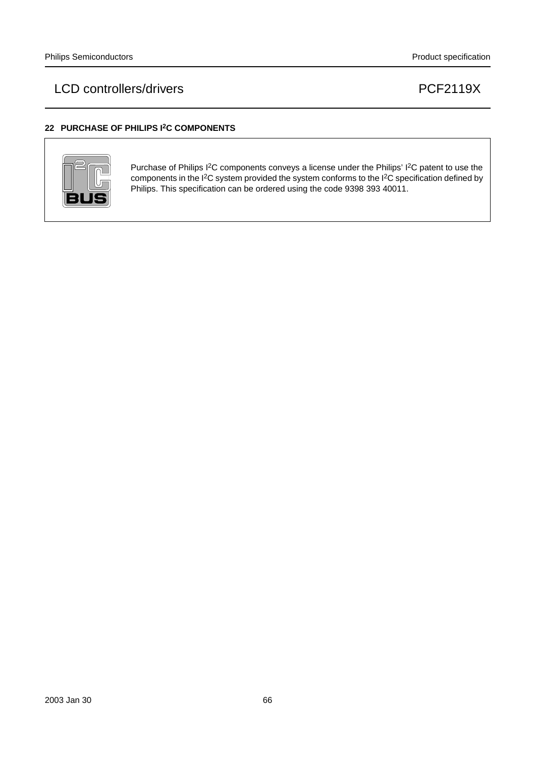## 22 PURCHASE OF PHILIPS I²C COMPONENTS

Purchase of Philips I²C components conveys a license under the Philips' I²C patent to use the components in the I²C system provided the system conforms to the I²C specification defined by Philips. This specification can be ordered using the code 9398 393 40011.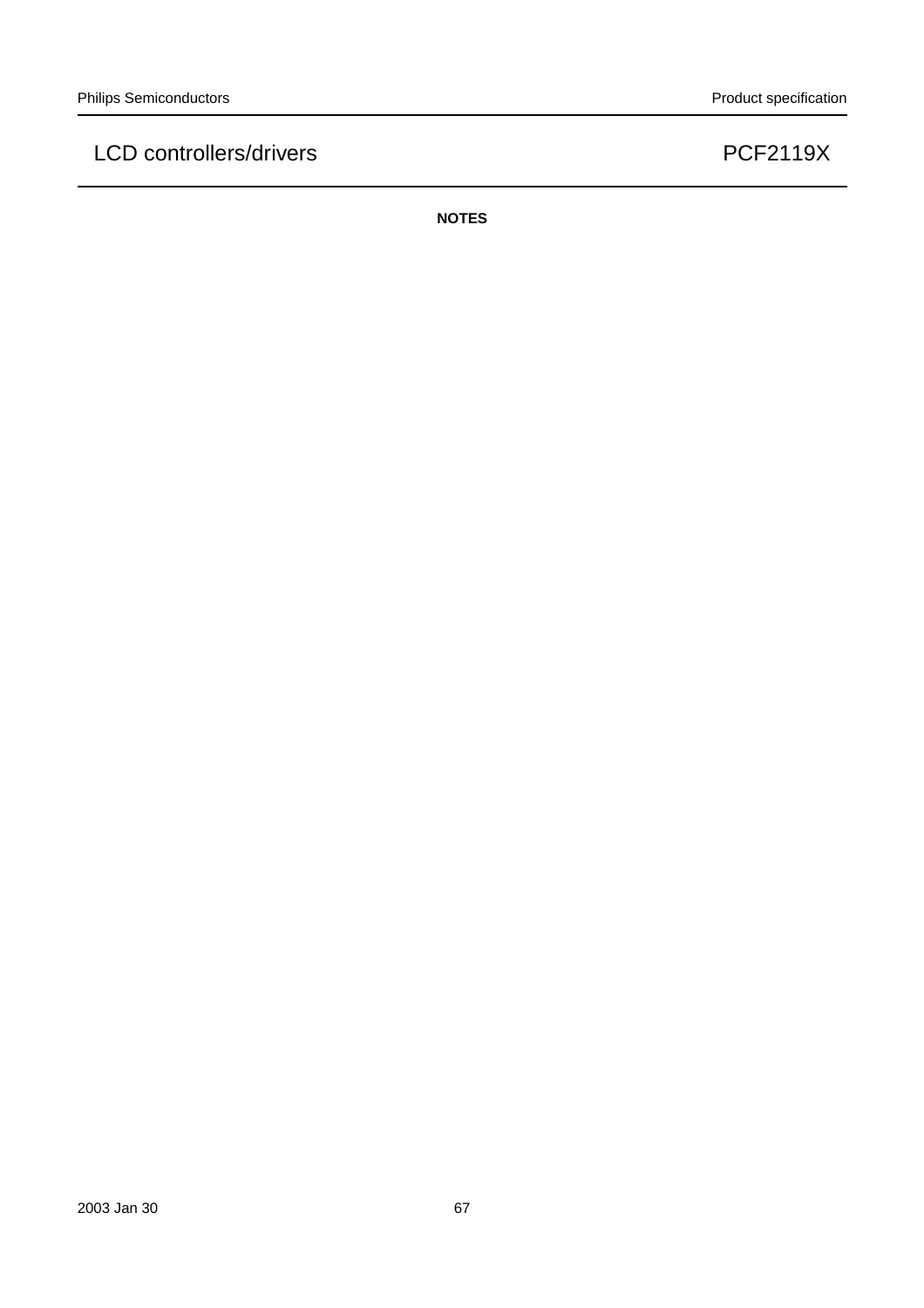**NOTES**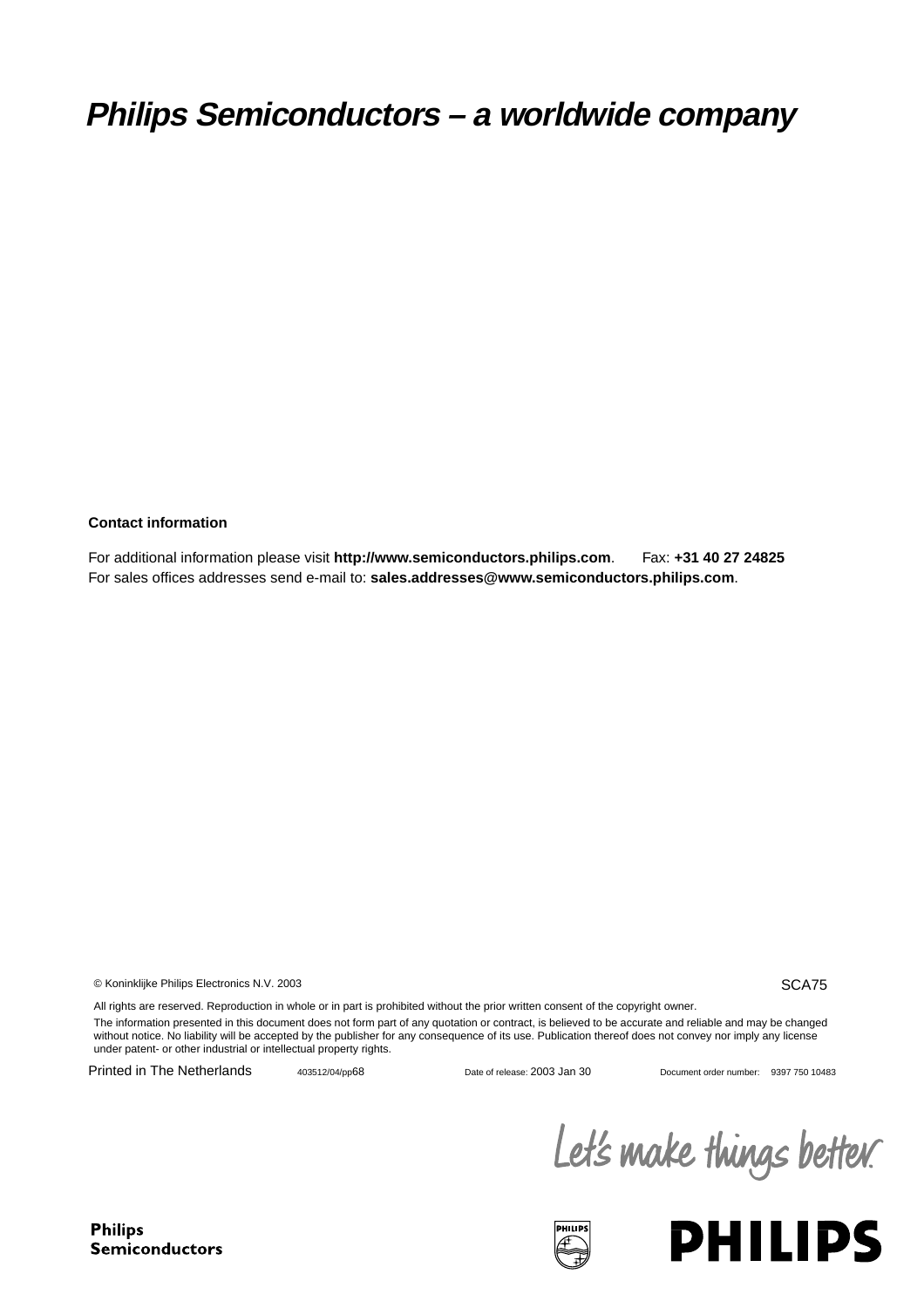# *Philips Semiconductors – a worldwide company*

**Contact information**

For additional information please visit **http://www.semiconductors.philips.com**. Fax: **+31 40 27 24825**
For sales offices addresses send e-mail to: **sales.addresses@www.semiconductors.philips.com**.

© Koninklijke Philips Electronics N.V. 2003

SCA75

All rights are reserved. Reproduction in whole or in part is prohibited without the prior written consent of the copyright owner.

The information presented in this document does not form part of any quotation or contract, is believed to be accurate and reliable and may be changed without notice. No liability will be accepted by the publisher for any consequence of its use. Publication thereof does not convey nor imply any license under patent- or other industrial or intellectual property rights.

Printed in The Netherlands 403512/04/pp68 Date of release: 2003 Jan 30 Document order number: 9397 750 10483

Let's make things better.

Philips Semiconductors

PHILIPS